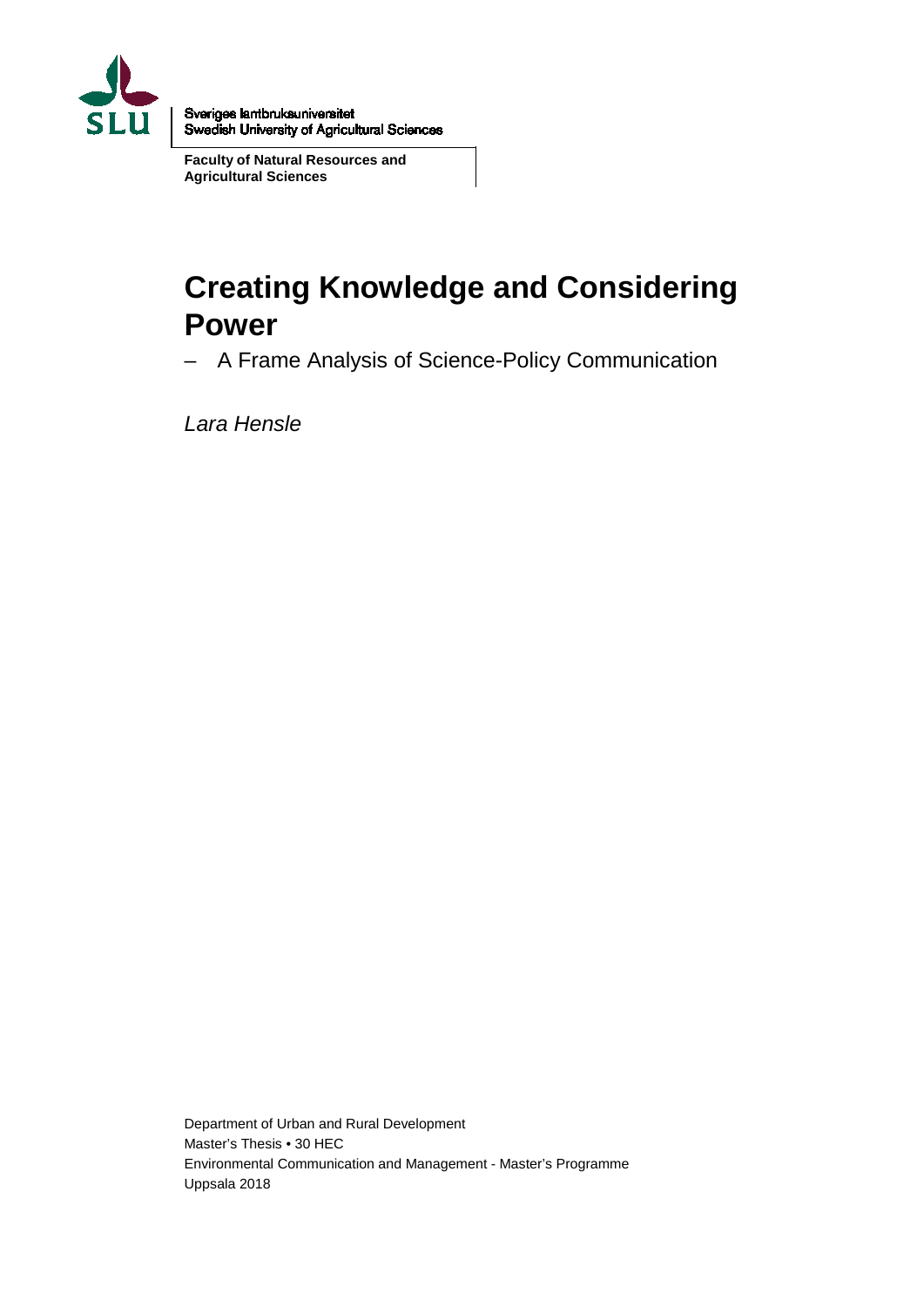Sveriges lantbruksuniversitet
Swedish University of Agricultural Sciences

**Faculty of Natural Resources and Agricultural Sciences**

# Creating Knowledge and Considering Power

– A Frame Analysis of Science-Policy Communication

*Lara Hensle*

Department of Urban and Rural Development
Master's Thesis • 30 HEC
Environmental Communication and Management - Master's Programme
Uppsala 2018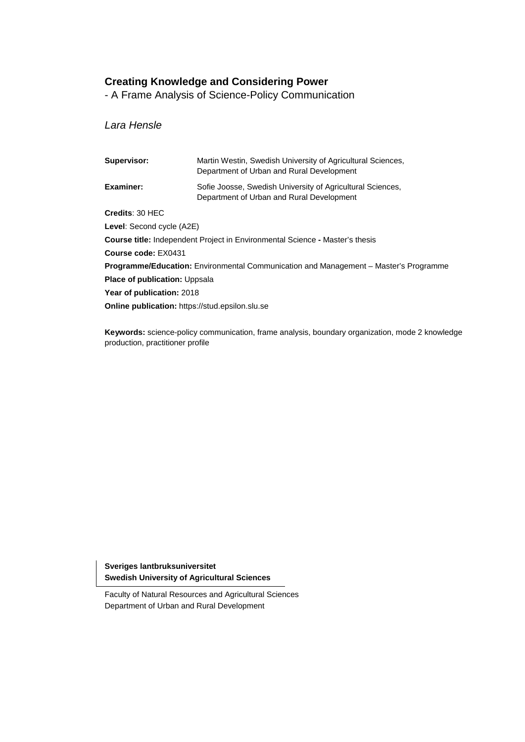# Creating Knowledge and Considering Power

- A Frame Analysis of Science-Policy Communication

*Lara Hensle*

| | |
|---|---|
| **Supervisor:** | Martin Westin, Swedish University of Agricultural Sciences, Department of Urban and Rural Development |
| **Examiner:** | Sofie Joosse, Swedish University of Agricultural Sciences, Department of Urban and Rural Development |

**Credits**: 30 HEC

**Level**: Second cycle (A2E)

**Course title:** Independent Project in Environmental Science **-** Master's thesis

**Course code:** EX0431

**Programme/Education:** Environmental Communication and Management – Master's Programme

**Place of publication:** Uppsala

**Year of publication:** 2018

**Online publication:** https://stud.epsilon.slu.se

**Keywords:** science-policy communication, frame analysis, boundary organization, mode 2 knowledge production, practitioner profile

**Sveriges lantbruksuniversitet**
**Swedish University of Agricultural Sciences**

Faculty of Natural Resources and Agricultural Sciences
Department of Urban and Rural Development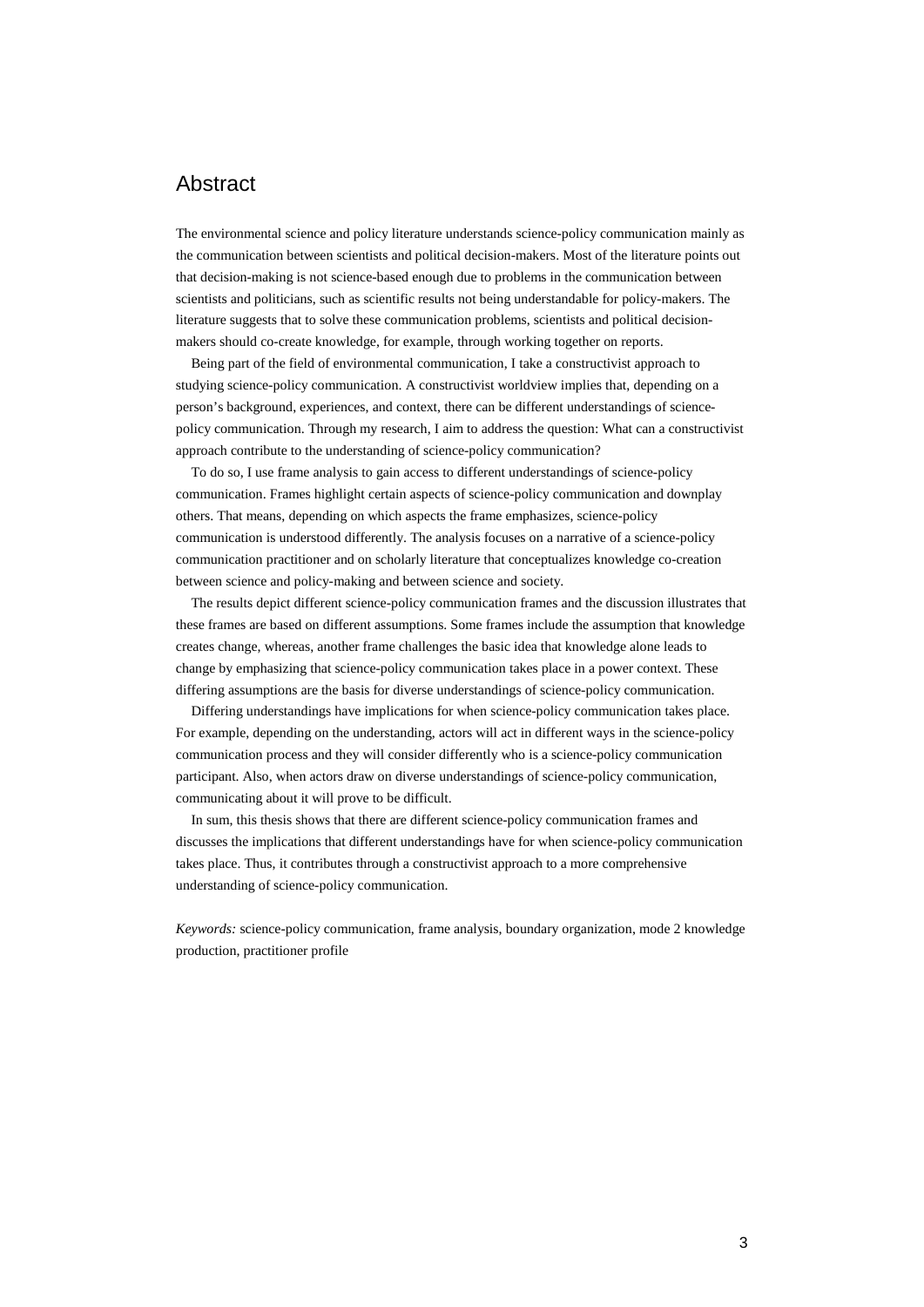## Abstract

The environmental science and policy literature understands science-policy communication mainly as the communication between scientists and political decision-makers. Most of the literature points out that decision-making is not science-based enough due to problems in the communication between scientists and politicians, such as scientific results not being understandable for policy-makers. The literature suggests that to solve these communication problems, scientists and political decision-makers should co-create knowledge, for example, through working together on reports.

Being part of the field of environmental communication, I take a constructivist approach to studying science-policy communication. A constructivist worldview implies that, depending on a person's background, experiences, and context, there can be different understandings of science-policy communication. Through my research, I aim to address the question: What can a constructivist approach contribute to the understanding of science-policy communication?

To do so, I use frame analysis to gain access to different understandings of science-policy communication. Frames highlight certain aspects of science-policy communication and downplay others. That means, depending on which aspects the frame emphasizes, science-policy communication is understood differently. The analysis focuses on a narrative of a science-policy communication practitioner and on scholarly literature that conceptualizes knowledge co-creation between science and policy-making and between science and society.

The results depict different science-policy communication frames and the discussion illustrates that these frames are based on different assumptions. Some frames include the assumption that knowledge creates change, whereas, another frame challenges the basic idea that knowledge alone leads to change by emphasizing that science-policy communication takes place in a power context. These differing assumptions are the basis for diverse understandings of science-policy communication.

Differing understandings have implications for when science-policy communication takes place. For example, depending on the understanding, actors will act in different ways in the science-policy communication process and they will consider differently who is a science-policy communication participant. Also, when actors draw on diverse understandings of science-policy communication, communicating about it will prove to be difficult.

In sum, this thesis shows that there are different science-policy communication frames and discusses the implications that different understandings have for when science-policy communication takes place. Thus, it contributes through a constructivist approach to a more comprehensive understanding of science-policy communication.

*Keywords:* science-policy communication, frame analysis, boundary organization, mode 2 knowledge production, practitioner profile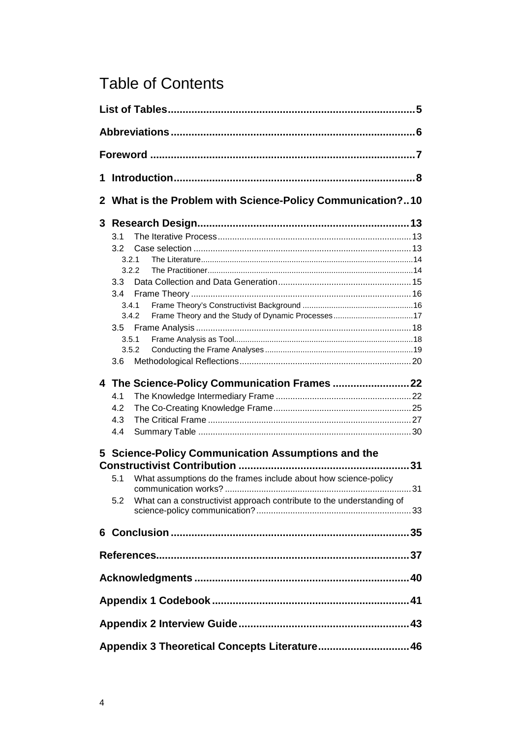# Table of Contents

**List of Tables** .......... 5

**Abbreviations** .......... 6

**Foreword** .......... 7

**1 Introduction** .......... 8

**2 What is the Problem with Science-Policy Communication?** .......... 10

**3 Research Design** .......... 13

- 3.1 The Iterative Process .......... 13
- 3.2 Case selection .......... 13
  - 3.2.1 The Literature .......... 14
  - 3.2.2 The Practitioner .......... 14
- 3.3 Data Collection and Data Generation .......... 15
- 3.4 Frame Theory .......... 16
  - 3.4.1 Frame Theory's Constructivist Background .......... 16
  - 3.4.2 Frame Theory and the Study of Dynamic Processes .......... 17
- 3.5 Frame Analysis .......... 18
  - 3.5.1 Frame Analysis as Tool .......... 18
  - 3.5.2 Conducting the Frame Analyses .......... 19
- 3.6 Methodological Reflections .......... 20

**4 The Science-Policy Communication Frames** .......... 22

- 4.1 The Knowledge Intermediary Frame .......... 22
- 4.2 The Co-Creating Knowledge Frame .......... 25
- 4.3 The Critical Frame .......... 27
- 4.4 Summary Table .......... 30

**5 Science-Policy Communication Assumptions and the Constructivist Contribution** .......... 31

- 5.1 What assumptions do the frames include about how science-policy communication works? .......... 31
- 5.2 What can a constructivist approach contribute to the understanding of science-policy communication? .......... 33

**6 Conclusion** .......... 35

**References** .......... 37

**Acknowledgments** .......... 40

**Appendix 1 Codebook** .......... 41

**Appendix 2 Interview Guide** .......... 43

**Appendix 3 Theoretical Concepts Literature** .......... 46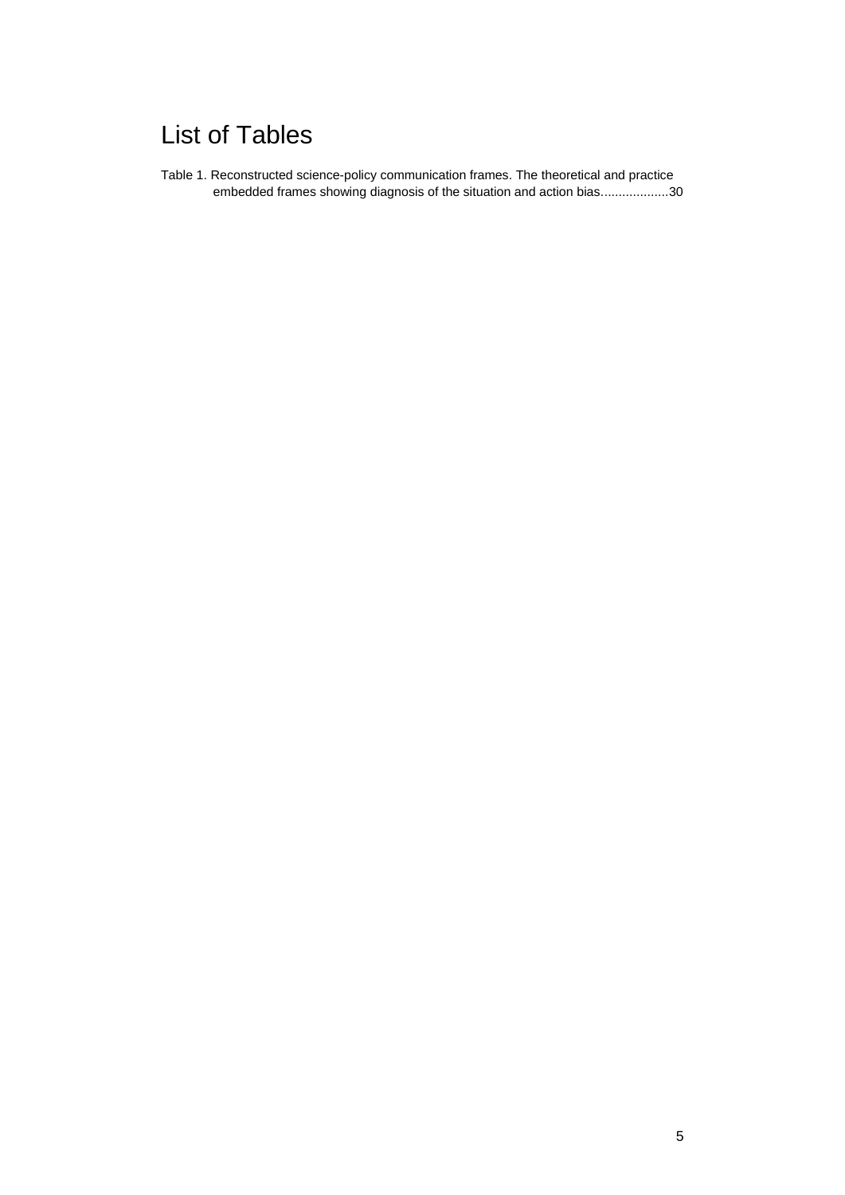# List of Tables

Table 1. Reconstructed science-policy communication frames. The theoretical and practice embedded frames showing diagnosis of the situation and action bias..................30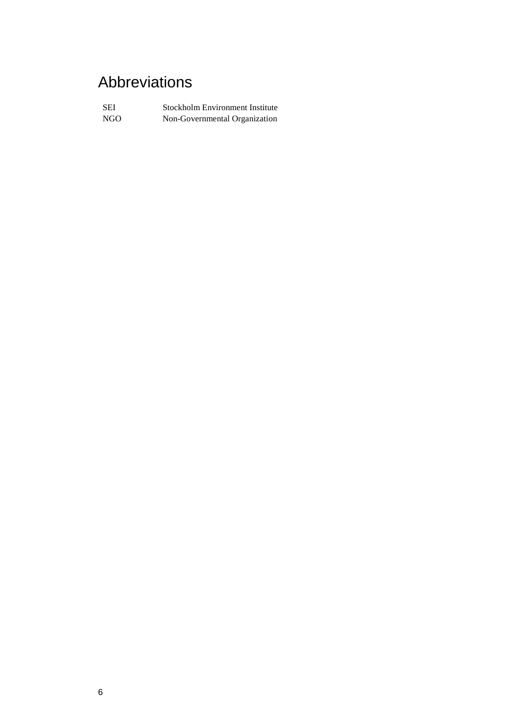# Abbreviations

| | |
|---|---|
| SEI | Stockholm Environment Institute |
| NGO | Non-Governmental Organization |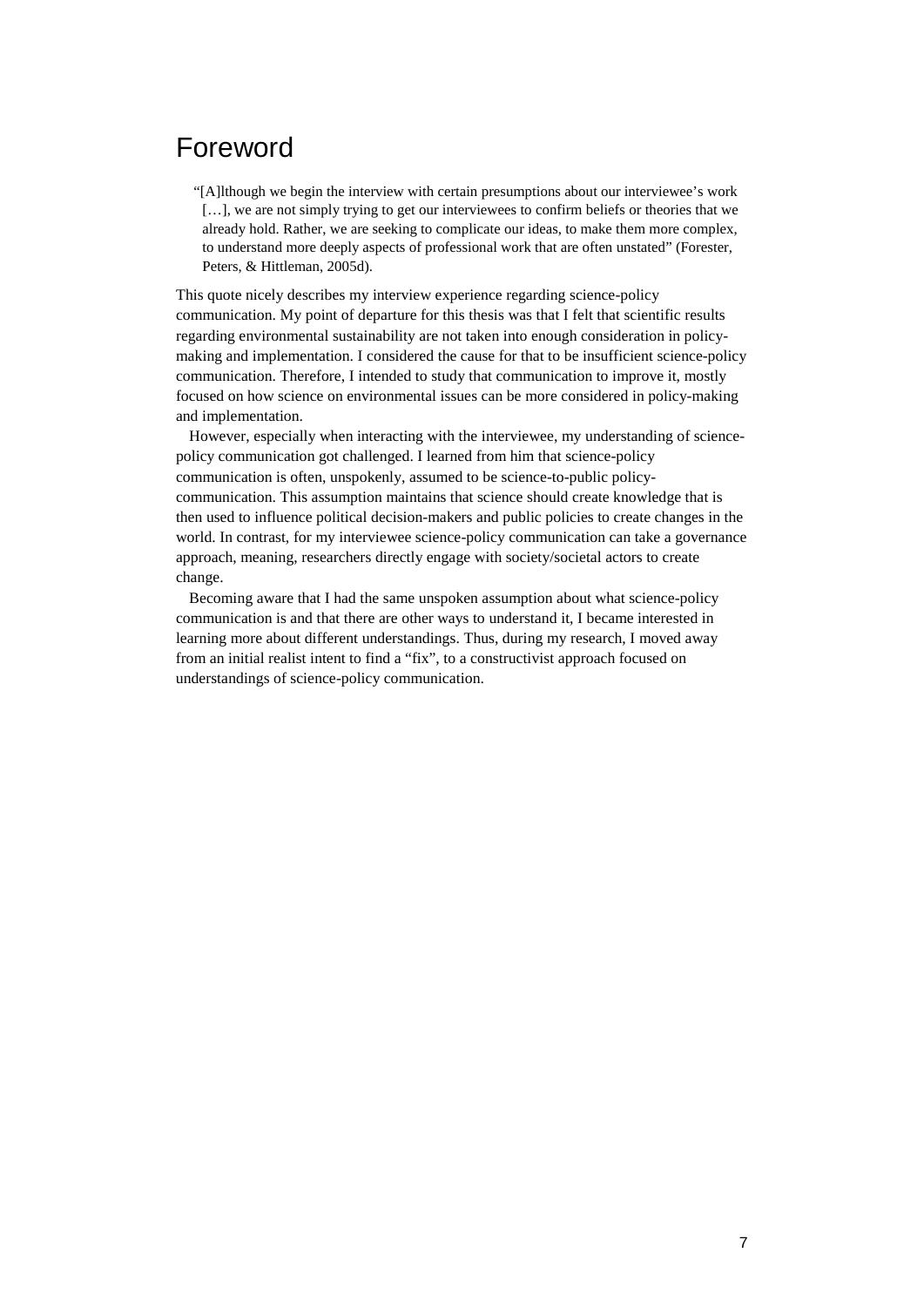# Foreword

> "[A]lthough we begin the interview with certain presumptions about our interviewee's work […], we are not simply trying to get our interviewees to confirm beliefs or theories that we already hold. Rather, we are seeking to complicate our ideas, to make them more complex, to understand more deeply aspects of professional work that are often unstated" (Forester, Peters, & Hittleman, 2005d).

This quote nicely describes my interview experience regarding science-policy communication. My point of departure for this thesis was that I felt that scientific results regarding environmental sustainability are not taken into enough consideration in policy-making and implementation. I considered the cause for that to be insufficient science-policy communication. Therefore, I intended to study that communication to improve it, mostly focused on how science on environmental issues can be more considered in policy-making and implementation.

However, especially when interacting with the interviewee, my understanding of science-policy communication got challenged. I learned from him that science-policy communication is often, unspokenly, assumed to be science-to-public policy-communication. This assumption maintains that science should create knowledge that is then used to influence political decision-makers and public policies to create changes in the world. In contrast, for my interviewee science-policy communication can take a governance approach, meaning, researchers directly engage with society/societal actors to create change.

Becoming aware that I had the same unspoken assumption about what science-policy communication is and that there are other ways to understand it, I became interested in learning more about different understandings. Thus, during my research, I moved away from an initial realist intent to find a "fix", to a constructivist approach focused on understandings of science-policy communication.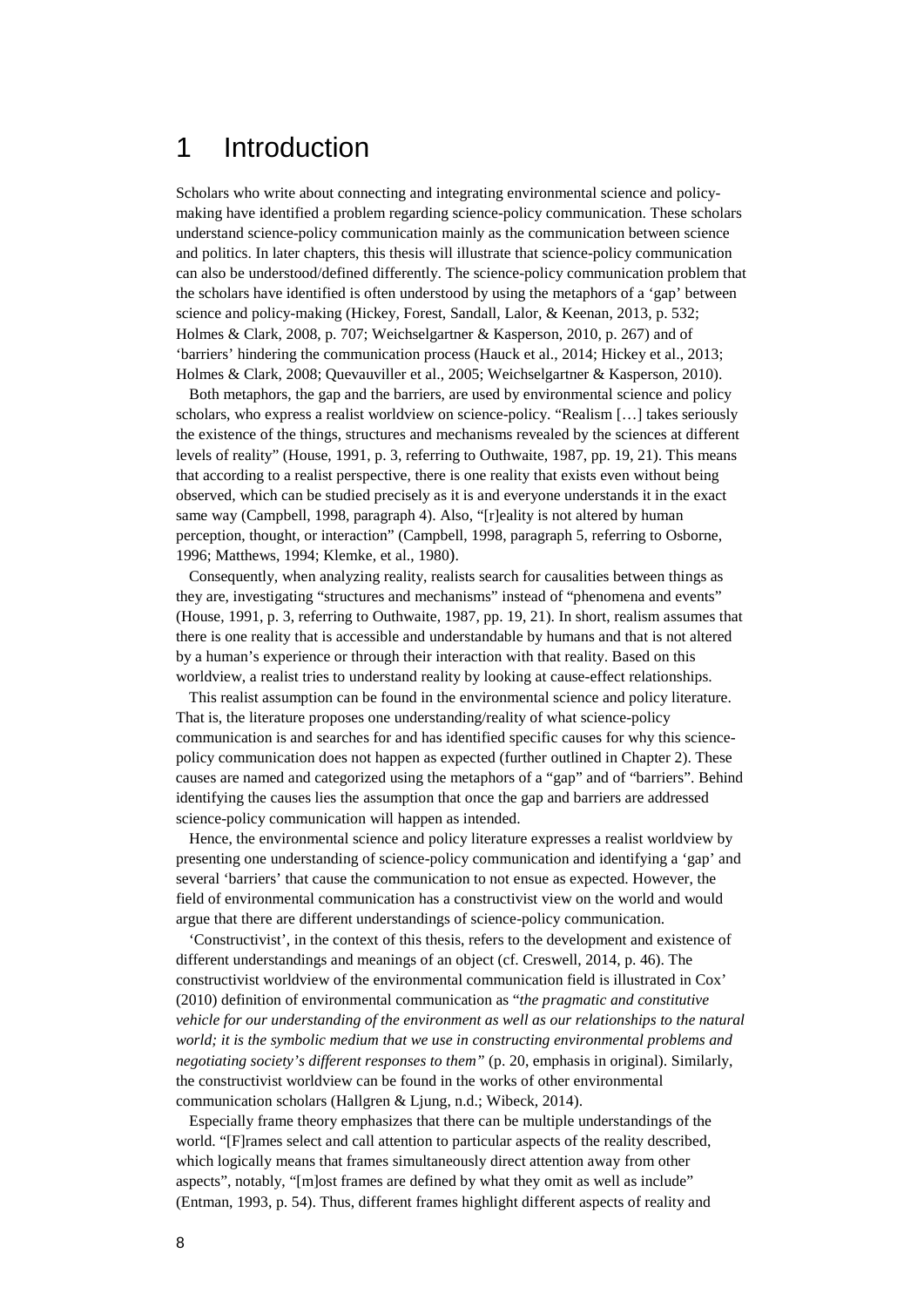# 1 Introduction

Scholars who write about connecting and integrating environmental science and policy-making have identified a problem regarding science-policy communication. These scholars understand science-policy communication mainly as the communication between science and politics. In later chapters, this thesis will illustrate that science-policy communication can also be understood/defined differently. The science-policy communication problem that the scholars have identified is often understood by using the metaphors of a 'gap' between science and policy-making (Hickey, Forest, Sandall, Lalor, & Keenan, 2013, p. 532; Holmes & Clark, 2008, p. 707; Weichselgartner & Kasperson, 2010, p. 267) and of 'barriers' hindering the communication process (Hauck et al., 2014; Hickey et al., 2013; Holmes & Clark, 2008; Quevauviller et al., 2005; Weichselgartner & Kasperson, 2010).

Both metaphors, the gap and the barriers, are used by environmental science and policy scholars, who express a realist worldview on science-policy. "Realism […] takes seriously the existence of the things, structures and mechanisms revealed by the sciences at different levels of reality" (House, 1991, p. 3, referring to Outhwaite, 1987, pp. 19, 21). This means that according to a realist perspective, there is one reality that exists even without being observed, which can be studied precisely as it is and everyone understands it in the exact same way (Campbell, 1998, paragraph 4). Also, "[r]eality is not altered by human perception, thought, or interaction" (Campbell, 1998, paragraph 5, referring to Osborne, 1996; Matthews, 1994; Klemke, et al., 1980).

Consequently, when analyzing reality, realists search for causalities between things as they are, investigating "structures and mechanisms" instead of "phenomena and events" (House, 1991, p. 3, referring to Outhwaite, 1987, pp. 19, 21). In short, realism assumes that there is one reality that is accessible and understandable by humans and that is not altered by a human's experience or through their interaction with that reality. Based on this worldview, a realist tries to understand reality by looking at cause-effect relationships.

This realist assumption can be found in the environmental science and policy literature. That is, the literature proposes one understanding/reality of what science-policy communication is and searches for and has identified specific causes for why this science-policy communication does not happen as expected (further outlined in Chapter 2). These causes are named and categorized using the metaphors of a "gap" and of "barriers". Behind identifying the causes lies the assumption that once the gap and barriers are addressed science-policy communication will happen as intended.

Hence, the environmental science and policy literature expresses a realist worldview by presenting one understanding of science-policy communication and identifying a 'gap' and several 'barriers' that cause the communication to not ensue as expected. However, the field of environmental communication has a constructivist view on the world and would argue that there are different understandings of science-policy communication.

'Constructivist', in the context of this thesis, refers to the development and existence of different understandings and meanings of an object (cf. Creswell, 2014, p. 46). The constructivist worldview of the environmental communication field is illustrated in Cox' (2010) definition of environmental communication as "*the pragmatic and constitutive vehicle for our understanding of the environment as well as our relationships to the natural world; it is the symbolic medium that we use in constructing environmental problems and negotiating society's different responses to them*" (p. 20, emphasis in original). Similarly, the constructivist worldview can be found in the works of other environmental communication scholars (Hallgren & Ljung, n.d.; Wibeck, 2014).

Especially frame theory emphasizes that there can be multiple understandings of the world. "[F]rames select and call attention to particular aspects of the reality described, which logically means that frames simultaneously direct attention away from other aspects", notably, "[m]ost frames are defined by what they omit as well as include" (Entman, 1993, p. 54). Thus, different frames highlight different aspects of reality and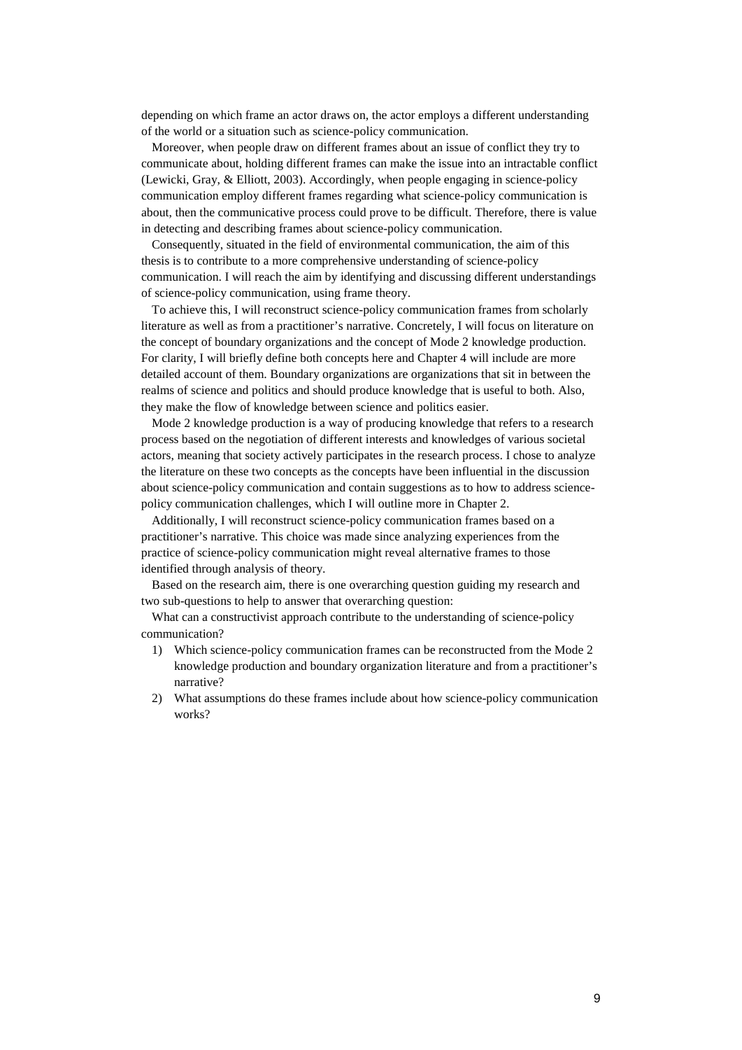depending on which frame an actor draws on, the actor employs a different understanding of the world or a situation such as science-policy communication.

Moreover, when people draw on different frames about an issue of conflict they try to communicate about, holding different frames can make the issue into an intractable conflict (Lewicki, Gray, & Elliott, 2003). Accordingly, when people engaging in science-policy communication employ different frames regarding what science-policy communication is about, then the communicative process could prove to be difficult. Therefore, there is value in detecting and describing frames about science-policy communication.

Consequently, situated in the field of environmental communication, the aim of this thesis is to contribute to a more comprehensive understanding of science-policy communication. I will reach the aim by identifying and discussing different understandings of science-policy communication, using frame theory.

To achieve this, I will reconstruct science-policy communication frames from scholarly literature as well as from a practitioner's narrative. Concretely, I will focus on literature on the concept of boundary organizations and the concept of Mode 2 knowledge production. For clarity, I will briefly define both concepts here and Chapter 4 will include are more detailed account of them. Boundary organizations are organizations that sit in between the realms of science and politics and should produce knowledge that is useful to both. Also, they make the flow of knowledge between science and politics easier.

Mode 2 knowledge production is a way of producing knowledge that refers to a research process based on the negotiation of different interests and knowledges of various societal actors, meaning that society actively participates in the research process. I chose to analyze the literature on these two concepts as the concepts have been influential in the discussion about science-policy communication and contain suggestions as to how to address science-policy communication challenges, which I will outline more in Chapter 2.

Additionally, I will reconstruct science-policy communication frames based on a practitioner's narrative. This choice was made since analyzing experiences from the practice of science-policy communication might reveal alternative frames to those identified through analysis of theory.

Based on the research aim, there is one overarching question guiding my research and two sub-questions to help to answer that overarching question:

What can a constructivist approach contribute to the understanding of science-policy communication?

1) Which science-policy communication frames can be reconstructed from the Mode 2 knowledge production and boundary organization literature and from a practitioner's narrative?
2) What assumptions do these frames include about how science-policy communication works?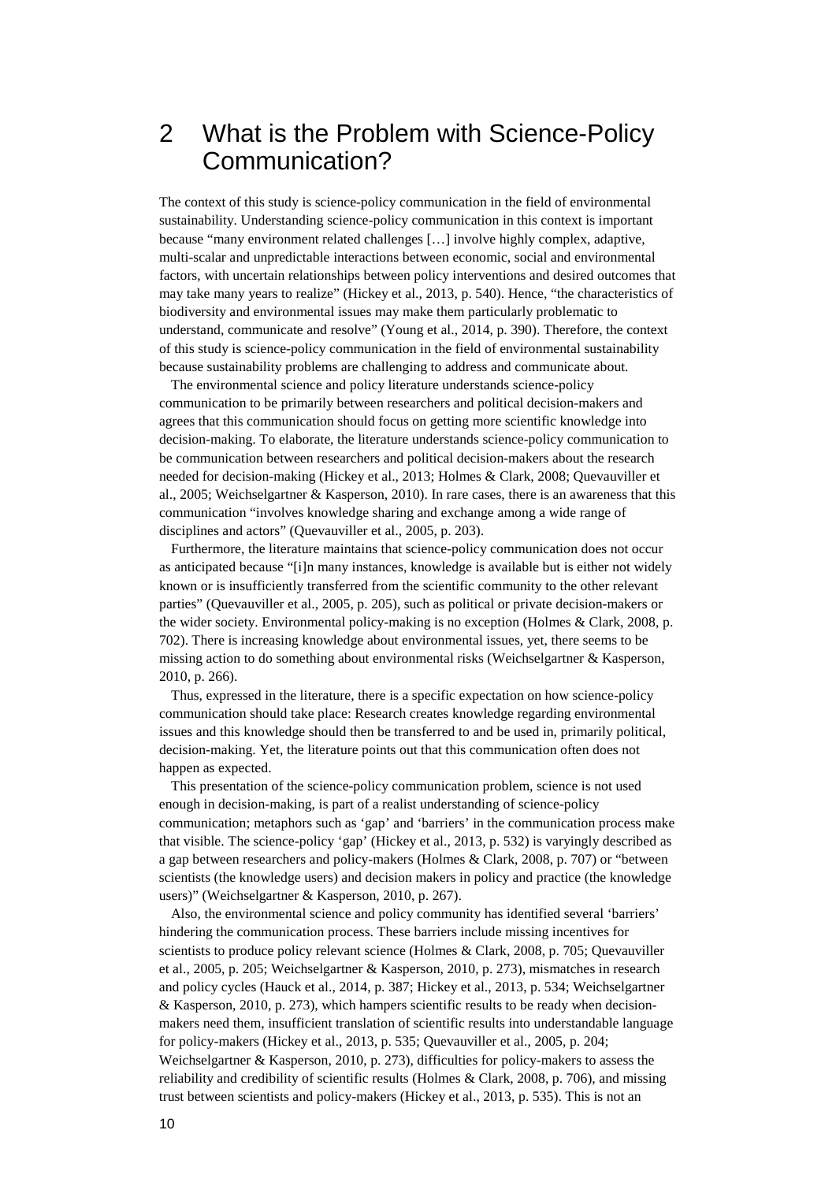# 2 What is the Problem with Science-Policy Communication?

The context of this study is science-policy communication in the field of environmental sustainability. Understanding science-policy communication in this context is important because "many environment related challenges […] involve highly complex, adaptive, multi-scalar and unpredictable interactions between economic, social and environmental factors, with uncertain relationships between policy interventions and desired outcomes that may take many years to realize" (Hickey et al., 2013, p. 540). Hence, "the characteristics of biodiversity and environmental issues may make them particularly problematic to understand, communicate and resolve" (Young et al., 2014, p. 390). Therefore, the context of this study is science-policy communication in the field of environmental sustainability because sustainability problems are challenging to address and communicate about.

The environmental science and policy literature understands science-policy communication to be primarily between researchers and political decision-makers and agrees that this communication should focus on getting more scientific knowledge into decision-making. To elaborate, the literature understands science-policy communication to be communication between researchers and political decision-makers about the research needed for decision-making (Hickey et al., 2013; Holmes & Clark, 2008; Quevauviller et al., 2005; Weichselgartner & Kasperson, 2010). In rare cases, there is an awareness that this communication "involves knowledge sharing and exchange among a wide range of disciplines and actors" (Quevauviller et al., 2005, p. 203).

Furthermore, the literature maintains that science-policy communication does not occur as anticipated because "[i]n many instances, knowledge is available but is either not widely known or is insufficiently transferred from the scientific community to the other relevant parties" (Quevauviller et al., 2005, p. 205), such as political or private decision-makers or the wider society. Environmental policy-making is no exception (Holmes & Clark, 2008, p. 702). There is increasing knowledge about environmental issues, yet, there seems to be missing action to do something about environmental risks (Weichselgartner & Kasperson, 2010, p. 266).

Thus, expressed in the literature, there is a specific expectation on how science-policy communication should take place: Research creates knowledge regarding environmental issues and this knowledge should then be transferred to and be used in, primarily political, decision-making. Yet, the literature points out that this communication often does not happen as expected.

This presentation of the science-policy communication problem, science is not used enough in decision-making, is part of a realist understanding of science-policy communication; metaphors such as 'gap' and 'barriers' in the communication process make that visible. The science-policy 'gap' (Hickey et al., 2013, p. 532) is varyingly described as a gap between researchers and policy-makers (Holmes & Clark, 2008, p. 707) or "between scientists (the knowledge users) and decision makers in policy and practice (the knowledge users)" (Weichselgartner & Kasperson, 2010, p. 267).

Also, the environmental science and policy community has identified several 'barriers' hindering the communication process. These barriers include missing incentives for scientists to produce policy relevant science (Holmes & Clark, 2008, p. 705; Quevauviller et al., 2005, p. 205; Weichselgartner & Kasperson, 2010, p. 273), mismatches in research and policy cycles (Hauck et al., 2014, p. 387; Hickey et al., 2013, p. 534; Weichselgartner & Kasperson, 2010, p. 273), which hampers scientific results to be ready when decision-makers need them, insufficient translation of scientific results into understandable language for policy-makers (Hickey et al., 2013, p. 535; Quevauviller et al., 2005, p. 204; Weichselgartner & Kasperson, 2010, p. 273), difficulties for policy-makers to assess the reliability and credibility of scientific results (Holmes & Clark, 2008, p. 706), and missing trust between scientists and policy-makers (Hickey et al., 2013, p. 535). This is not an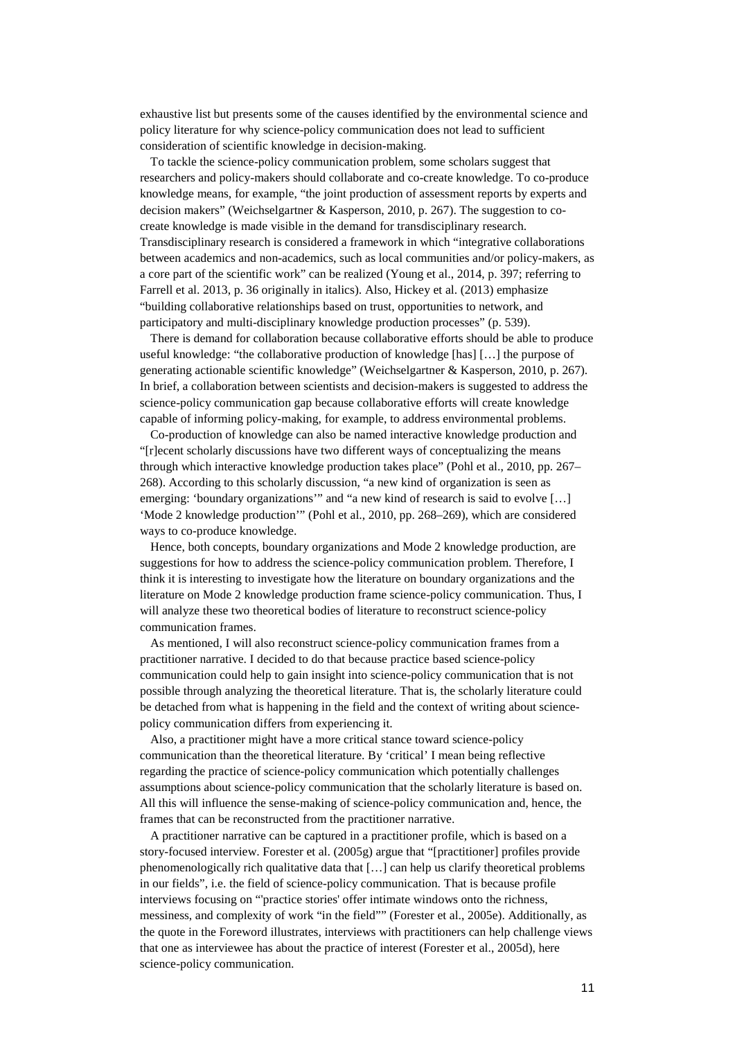exhaustive list but presents some of the causes identified by the environmental science and policy literature for why science-policy communication does not lead to sufficient consideration of scientific knowledge in decision-making.

To tackle the science-policy communication problem, some scholars suggest that researchers and policy-makers should collaborate and co-create knowledge. To co-produce knowledge means, for example, "the joint production of assessment reports by experts and decision makers" (Weichselgartner & Kasperson, 2010, p. 267). The suggestion to co-create knowledge is made visible in the demand for transdisciplinary research. Transdisciplinary research is considered a framework in which "integrative collaborations between academics and non-academics, such as local communities and/or policy-makers, as a core part of the scientific work" can be realized (Young et al., 2014, p. 397; referring to Farrell et al. 2013, p. 36 originally in italics). Also, Hickey et al. (2013) emphasize "building collaborative relationships based on trust, opportunities to network, and participatory and multi-disciplinary knowledge production processes" (p. 539).

There is demand for collaboration because collaborative efforts should be able to produce useful knowledge: "the collaborative production of knowledge [has] […] the purpose of generating actionable scientific knowledge" (Weichselgartner & Kasperson, 2010, p. 267). In brief, a collaboration between scientists and decision-makers is suggested to address the science-policy communication gap because collaborative efforts will create knowledge capable of informing policy-making, for example, to address environmental problems.

Co-production of knowledge can also be named interactive knowledge production and "[r]ecent scholarly discussions have two different ways of conceptualizing the means through which interactive knowledge production takes place" (Pohl et al., 2010, pp. 267–268). According to this scholarly discussion, "a new kind of organization is seen as emerging: 'boundary organizations'" and "a new kind of research is said to evolve […] 'Mode 2 knowledge production'" (Pohl et al., 2010, pp. 268–269), which are considered ways to co-produce knowledge.

Hence, both concepts, boundary organizations and Mode 2 knowledge production, are suggestions for how to address the science-policy communication problem. Therefore, I think it is interesting to investigate how the literature on boundary organizations and the literature on Mode 2 knowledge production frame science-policy communication. Thus, I will analyze these two theoretical bodies of literature to reconstruct science-policy communication frames.

As mentioned, I will also reconstruct science-policy communication frames from a practitioner narrative. I decided to do that because practice based science-policy communication could help to gain insight into science-policy communication that is not possible through analyzing the theoretical literature. That is, the scholarly literature could be detached from what is happening in the field and the context of writing about science-policy communication differs from experiencing it.

Also, a practitioner might have a more critical stance toward science-policy communication than the theoretical literature. By 'critical' I mean being reflective regarding the practice of science-policy communication which potentially challenges assumptions about science-policy communication that the scholarly literature is based on. All this will influence the sense-making of science-policy communication and, hence, the frames that can be reconstructed from the practitioner narrative.

A practitioner narrative can be captured in a practitioner profile, which is based on a story-focused interview. Forester et al. (2005g) argue that "[practitioner] profiles provide phenomenologically rich qualitative data that […] can help us clarify theoretical problems in our fields", i.e. the field of science-policy communication. That is because profile interviews focusing on "'practice stories' offer intimate windows onto the richness, messiness, and complexity of work "in the field"" (Forester et al., 2005e). Additionally, as the quote in the Foreword illustrates, interviews with practitioners can help challenge views that one as interviewee has about the practice of interest (Forester et al., 2005d), here science-policy communication.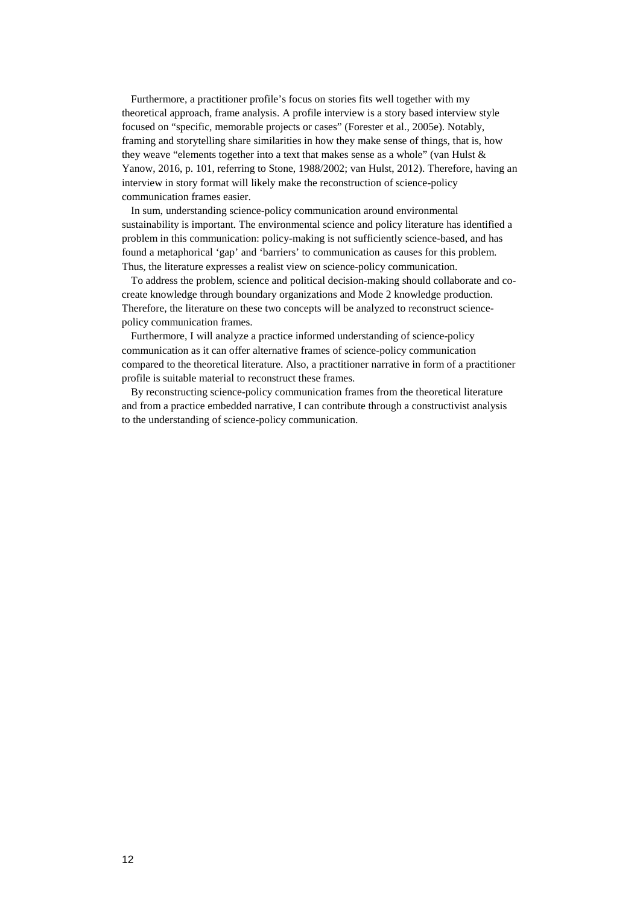Furthermore, a practitioner profile's focus on stories fits well together with my theoretical approach, frame analysis. A profile interview is a story based interview style focused on "specific, memorable projects or cases" (Forester et al., 2005e). Notably, framing and storytelling share similarities in how they make sense of things, that is, how they weave "elements together into a text that makes sense as a whole" (van Hulst & Yanow, 2016, p. 101, referring to Stone, 1988/2002; van Hulst, 2012). Therefore, having an interview in story format will likely make the reconstruction of science-policy communication frames easier.

In sum, understanding science-policy communication around environmental sustainability is important. The environmental science and policy literature has identified a problem in this communication: policy-making is not sufficiently science-based, and has found a metaphorical 'gap' and 'barriers' to communication as causes for this problem. Thus, the literature expresses a realist view on science-policy communication.

To address the problem, science and political decision-making should collaborate and co-create knowledge through boundary organizations and Mode 2 knowledge production. Therefore, the literature on these two concepts will be analyzed to reconstruct science-policy communication frames.

Furthermore, I will analyze a practice informed understanding of science-policy communication as it can offer alternative frames of science-policy communication compared to the theoretical literature. Also, a practitioner narrative in form of a practitioner profile is suitable material to reconstruct these frames.

By reconstructing science-policy communication frames from the theoretical literature and from a practice embedded narrative, I can contribute through a constructivist analysis to the understanding of science-policy communication.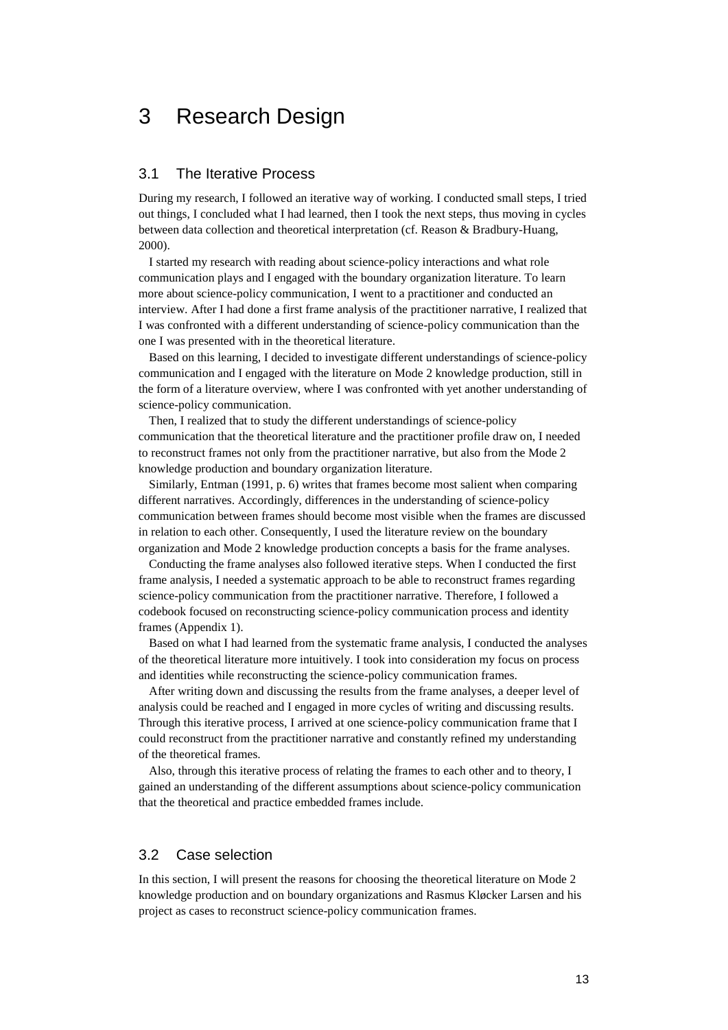# 3 Research Design

## 3.1 The Iterative Process

During my research, I followed an iterative way of working. I conducted small steps, I tried out things, I concluded what I had learned, then I took the next steps, thus moving in cycles between data collection and theoretical interpretation (cf. Reason & Bradbury-Huang, 2000).

I started my research with reading about science-policy interactions and what role communication plays and I engaged with the boundary organization literature. To learn more about science-policy communication, I went to a practitioner and conducted an interview. After I had done a first frame analysis of the practitioner narrative, I realized that I was confronted with a different understanding of science-policy communication than the one I was presented with in the theoretical literature.

Based on this learning, I decided to investigate different understandings of science-policy communication and I engaged with the literature on Mode 2 knowledge production, still in the form of a literature overview, where I was confronted with yet another understanding of science-policy communication.

Then, I realized that to study the different understandings of science-policy communication that the theoretical literature and the practitioner profile draw on, I needed to reconstruct frames not only from the practitioner narrative, but also from the Mode 2 knowledge production and boundary organization literature.

Similarly, Entman (1991, p. 6) writes that frames become most salient when comparing different narratives. Accordingly, differences in the understanding of science-policy communication between frames should become most visible when the frames are discussed in relation to each other. Consequently, I used the literature review on the boundary organization and Mode 2 knowledge production concepts a basis for the frame analyses.

Conducting the frame analyses also followed iterative steps. When I conducted the first frame analysis, I needed a systematic approach to be able to reconstruct frames regarding science-policy communication from the practitioner narrative. Therefore, I followed a codebook focused on reconstructing science-policy communication process and identity frames (Appendix 1).

Based on what I had learned from the systematic frame analysis, I conducted the analyses of the theoretical literature more intuitively. I took into consideration my focus on process and identities while reconstructing the science-policy communication frames.

After writing down and discussing the results from the frame analyses, a deeper level of analysis could be reached and I engaged in more cycles of writing and discussing results. Through this iterative process, I arrived at one science-policy communication frame that I could reconstruct from the practitioner narrative and constantly refined my understanding of the theoretical frames.

Also, through this iterative process of relating the frames to each other and to theory, I gained an understanding of the different assumptions about science-policy communication that the theoretical and practice embedded frames include.

## 3.2 Case selection

In this section, I will present the reasons for choosing the theoretical literature on Mode 2 knowledge production and on boundary organizations and Rasmus Kløcker Larsen and his project as cases to reconstruct science-policy communication frames.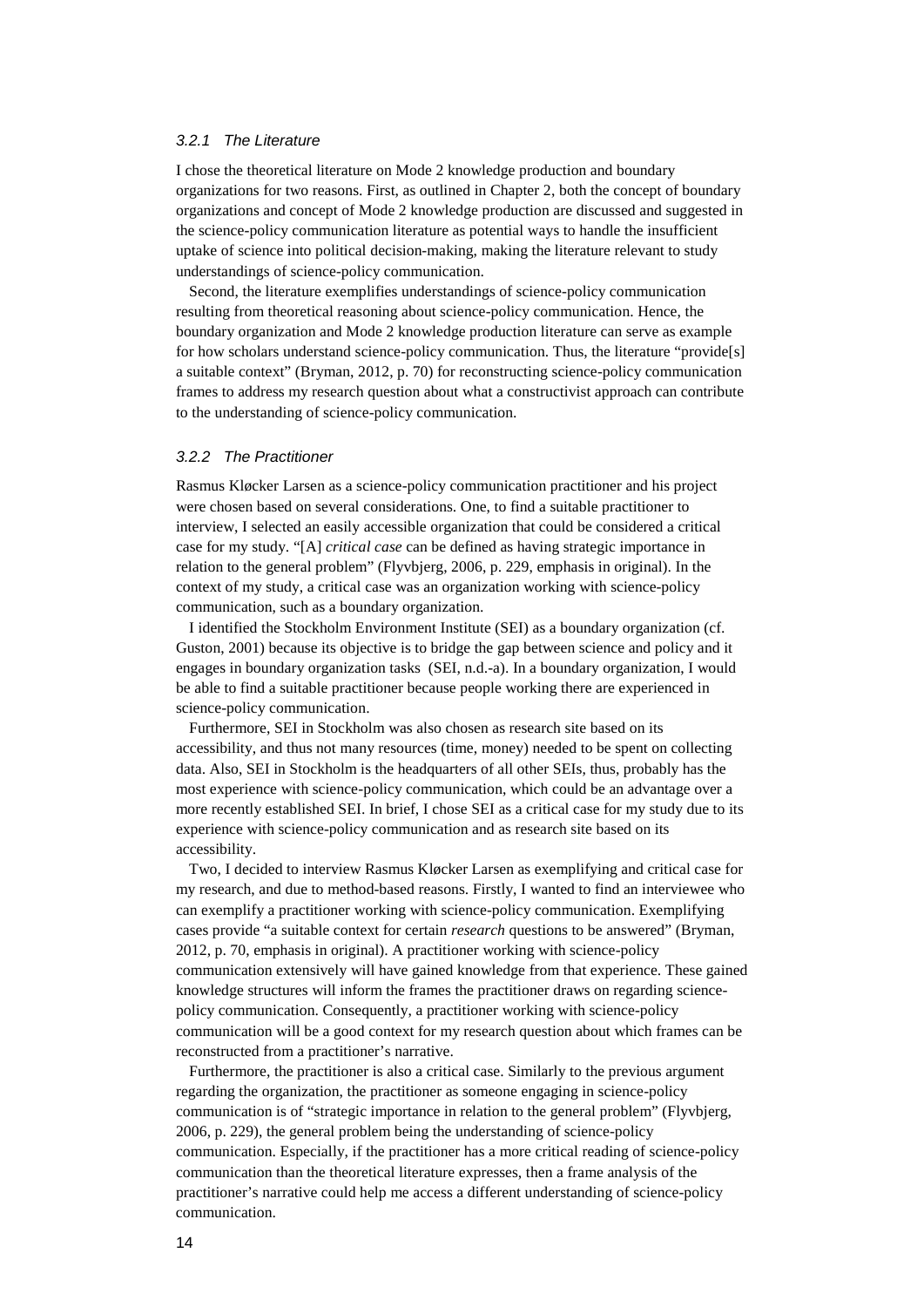### 3.2.1 The Literature

I chose the theoretical literature on Mode 2 knowledge production and boundary organizations for two reasons. First, as outlined in Chapter 2, both the concept of boundary organizations and concept of Mode 2 knowledge production are discussed and suggested in the science-policy communication literature as potential ways to handle the insufficient uptake of science into political decision-making, making the literature relevant to study understandings of science-policy communication.

Second, the literature exemplifies understandings of science-policy communication resulting from theoretical reasoning about science-policy communication. Hence, the boundary organization and Mode 2 knowledge production literature can serve as example for how scholars understand science-policy communication. Thus, the literature "provide[s] a suitable context" (Bryman, 2012, p. 70) for reconstructing science-policy communication frames to address my research question about what a constructivist approach can contribute to the understanding of science-policy communication.

### 3.2.2 The Practitioner

Rasmus Kløcker Larsen as a science-policy communication practitioner and his project were chosen based on several considerations. One, to find a suitable practitioner to interview, I selected an easily accessible organization that could be considered a critical case for my study. "[A] *critical case* can be defined as having strategic importance in relation to the general problem" (Flyvbjerg, 2006, p. 229, emphasis in original). In the context of my study, a critical case was an organization working with science-policy communication, such as a boundary organization.

I identified the Stockholm Environment Institute (SEI) as a boundary organization (cf. Guston, 2001) because its objective is to bridge the gap between science and policy and it engages in boundary organization tasks (SEI, n.d.-a). In a boundary organization, I would be able to find a suitable practitioner because people working there are experienced in science-policy communication.

Furthermore, SEI in Stockholm was also chosen as research site based on its accessibility, and thus not many resources (time, money) needed to be spent on collecting data. Also, SEI in Stockholm is the headquarters of all other SEIs, thus, probably has the most experience with science-policy communication, which could be an advantage over a more recently established SEI. In brief, I chose SEI as a critical case for my study due to its experience with science-policy communication and as research site based on its accessibility.

Two, I decided to interview Rasmus Kløcker Larsen as exemplifying and critical case for my research, and due to method-based reasons. Firstly, I wanted to find an interviewee who can exemplify a practitioner working with science-policy communication. Exemplifying cases provide "a suitable context for certain *research* questions to be answered" (Bryman, 2012, p. 70, emphasis in original). A practitioner working with science-policy communication extensively will have gained knowledge from that experience. These gained knowledge structures will inform the frames the practitioner draws on regarding science-policy communication. Consequently, a practitioner working with science-policy communication will be a good context for my research question about which frames can be reconstructed from a practitioner's narrative.

Furthermore, the practitioner is also a critical case. Similarly to the previous argument regarding the organization, the practitioner as someone engaging in science-policy communication is of "strategic importance in relation to the general problem" (Flyvbjerg, 2006, p. 229), the general problem being the understanding of science-policy communication. Especially, if the practitioner has a more critical reading of science-policy communication than the theoretical literature expresses, then a frame analysis of the practitioner's narrative could help me access a different understanding of science-policy communication.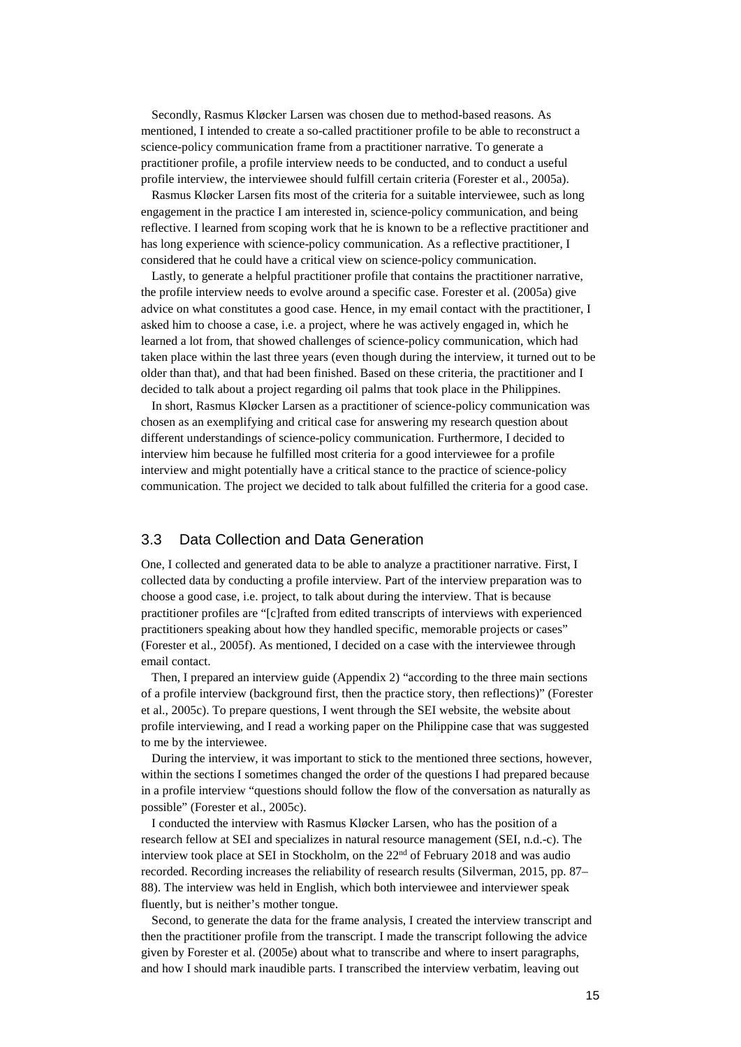Secondly, Rasmus Kløcker Larsen was chosen due to method-based reasons. As mentioned, I intended to create a so-called practitioner profile to be able to reconstruct a science-policy communication frame from a practitioner narrative. To generate a practitioner profile, a profile interview needs to be conducted, and to conduct a useful profile interview, the interviewee should fulfill certain criteria (Forester et al., 2005a).

Rasmus Kløcker Larsen fits most of the criteria for a suitable interviewee, such as long engagement in the practice I am interested in, science-policy communication, and being reflective. I learned from scoping work that he is known to be a reflective practitioner and has long experience with science-policy communication. As a reflective practitioner, I considered that he could have a critical view on science-policy communication.

Lastly, to generate a helpful practitioner profile that contains the practitioner narrative, the profile interview needs to evolve around a specific case. Forester et al. (2005a) give advice on what constitutes a good case. Hence, in my email contact with the practitioner, I asked him to choose a case, i.e. a project, where he was actively engaged in, which he learned a lot from, that showed challenges of science-policy communication, which had taken place within the last three years (even though during the interview, it turned out to be older than that), and that had been finished. Based on these criteria, the practitioner and I decided to talk about a project regarding oil palms that took place in the Philippines.

In short, Rasmus Kløcker Larsen as a practitioner of science-policy communication was chosen as an exemplifying and critical case for answering my research question about different understandings of science-policy communication. Furthermore, I decided to interview him because he fulfilled most criteria for a good interviewee for a profile interview and might potentially have a critical stance to the practice of science-policy communication. The project we decided to talk about fulfilled the criteria for a good case.

## 3.3 Data Collection and Data Generation

One, I collected and generated data to be able to analyze a practitioner narrative. First, I collected data by conducting a profile interview. Part of the interview preparation was to choose a good case, i.e. project, to talk about during the interview. That is because practitioner profiles are "[c]rafted from edited transcripts of interviews with experienced practitioners speaking about how they handled specific, memorable projects or cases" (Forester et al., 2005f). As mentioned, I decided on a case with the interviewee through email contact.

Then, I prepared an interview guide (Appendix 2) "according to the three main sections of a profile interview (background first, then the practice story, then reflections)" (Forester et al., 2005c). To prepare questions, I went through the SEI website, the website about profile interviewing, and I read a working paper on the Philippine case that was suggested to me by the interviewee.

During the interview, it was important to stick to the mentioned three sections, however, within the sections I sometimes changed the order of the questions I had prepared because in a profile interview "questions should follow the flow of the conversation as naturally as possible" (Forester et al., 2005c).

I conducted the interview with Rasmus Kløcker Larsen, who has the position of a research fellow at SEI and specializes in natural resource management (SEI, n.d.-c). The interview took place at SEI in Stockholm, on the 22nd of February 2018 and was audio recorded. Recording increases the reliability of research results (Silverman, 2015, pp. 87–88). The interview was held in English, which both interviewee and interviewer speak fluently, but is neither's mother tongue.

Second, to generate the data for the frame analysis, I created the interview transcript and then the practitioner profile from the transcript. I made the transcript following the advice given by Forester et al. (2005e) about what to transcribe and where to insert paragraphs, and how I should mark inaudible parts. I transcribed the interview verbatim, leaving out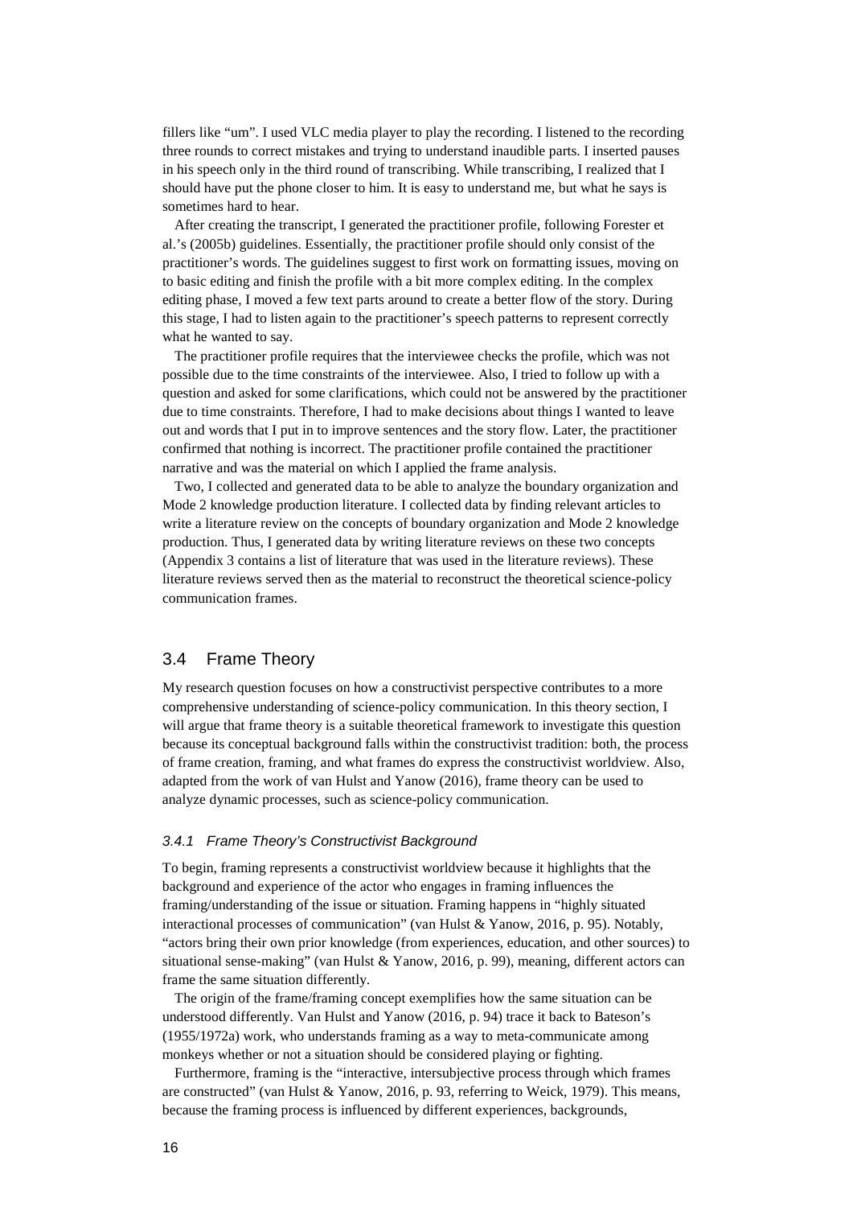fillers like "um". I used VLC media player to play the recording. I listened to the recording three rounds to correct mistakes and trying to understand inaudible parts. I inserted pauses in his speech only in the third round of transcribing. While transcribing, I realized that I should have put the phone closer to him. It is easy to understand me, but what he says is sometimes hard to hear.

After creating the transcript, I generated the practitioner profile, following Forester et al.'s (2005b) guidelines. Essentially, the practitioner profile should only consist of the practitioner's words. The guidelines suggest to first work on formatting issues, moving on to basic editing and finish the profile with a bit more complex editing. In the complex editing phase, I moved a few text parts around to create a better flow of the story. During this stage, I had to listen again to the practitioner's speech patterns to represent correctly what he wanted to say.

The practitioner profile requires that the interviewee checks the profile, which was not possible due to the time constraints of the interviewee. Also, I tried to follow up with a question and asked for some clarifications, which could not be answered by the practitioner due to time constraints. Therefore, I had to make decisions about things I wanted to leave out and words that I put in to improve sentences and the story flow. Later, the practitioner confirmed that nothing is incorrect. The practitioner profile contained the practitioner narrative and was the material on which I applied the frame analysis.

Two, I collected and generated data to be able to analyze the boundary organization and Mode 2 knowledge production literature. I collected data by finding relevant articles to write a literature review on the concepts of boundary organization and Mode 2 knowledge production. Thus, I generated data by writing literature reviews on these two concepts (Appendix 3 contains a list of literature that was used in the literature reviews). These literature reviews served then as the material to reconstruct the theoretical science-policy communication frames.

## 3.4 Frame Theory

My research question focuses on how a constructivist perspective contributes to a more comprehensive understanding of science-policy communication. In this theory section, I will argue that frame theory is a suitable theoretical framework to investigate this question because its conceptual background falls within the constructivist tradition: both, the process of frame creation, framing, and what frames do express the constructivist worldview. Also, adapted from the work of van Hulst and Yanow (2016), frame theory can be used to analyze dynamic processes, such as science-policy communication.

### *3.4.1 Frame Theory's Constructivist Background*

To begin, framing represents a constructivist worldview because it highlights that the background and experience of the actor who engages in framing influences the framing/understanding of the issue or situation. Framing happens in "highly situated interactional processes of communication" (van Hulst & Yanow, 2016, p. 95). Notably, "actors bring their own prior knowledge (from experiences, education, and other sources) to situational sense-making" (van Hulst & Yanow, 2016, p. 99), meaning, different actors can frame the same situation differently.

The origin of the frame/framing concept exemplifies how the same situation can be understood differently. Van Hulst and Yanow (2016, p. 94) trace it back to Bateson's (1955/1972a) work, who understands framing as a way to meta-communicate among monkeys whether or not a situation should be considered playing or fighting.

Furthermore, framing is the "interactive, intersubjective process through which frames are constructed" (van Hulst & Yanow, 2016, p. 93, referring to Weick, 1979). This means, because the framing process is influenced by different experiences, backgrounds,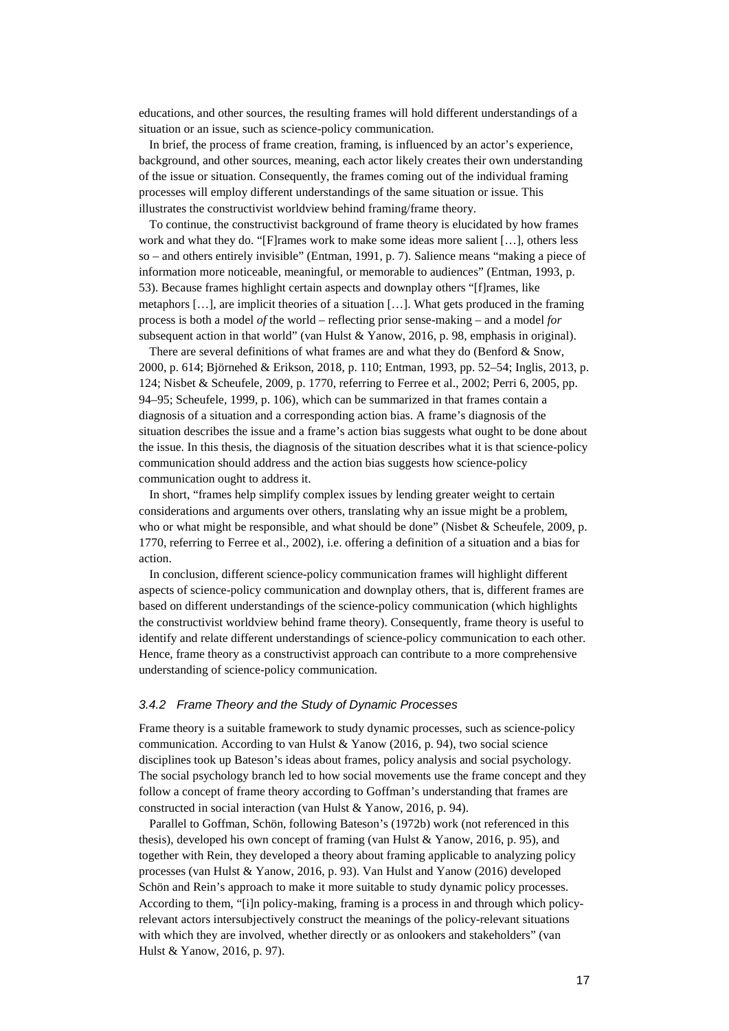educations, and other sources, the resulting frames will hold different understandings of a situation or an issue, such as science-policy communication.

In brief, the process of frame creation, framing, is influenced by an actor's experience, background, and other sources, meaning, each actor likely creates their own understanding of the issue or situation. Consequently, the frames coming out of the individual framing processes will employ different understandings of the same situation or issue. This illustrates the constructivist worldview behind framing/frame theory.

To continue, the constructivist background of frame theory is elucidated by how frames work and what they do. "[F]rames work to make some ideas more salient […], others less so – and others entirely invisible" (Entman, 1991, p. 7). Salience means "making a piece of information more noticeable, meaningful, or memorable to audiences" (Entman, 1993, p. 53). Because frames highlight certain aspects and downplay others "[f]rames, like metaphors […], are implicit theories of a situation […]. What gets produced in the framing process is both a model *of* the world – reflecting prior sense-making – and a model *for* subsequent action in that world" (van Hulst & Yanow, 2016, p. 98, emphasis in original).

There are several definitions of what frames are and what they do (Benford & Snow, 2000, p. 614; Björnehed & Erikson, 2018, p. 110; Entman, 1993, pp. 52–54; Inglis, 2013, p. 124; Nisbet & Scheufele, 2009, p. 1770, referring to Ferree et al., 2002; Perri 6, 2005, pp. 94–95; Scheufele, 1999, p. 106), which can be summarized in that frames contain a diagnosis of a situation and a corresponding action bias. A frame's diagnosis of the situation describes the issue and a frame's action bias suggests what ought to be done about the issue. In this thesis, the diagnosis of the situation describes what it is that science-policy communication should address and the action bias suggests how science-policy communication ought to address it.

In short, "frames help simplify complex issues by lending greater weight to certain considerations and arguments over others, translating why an issue might be a problem, who or what might be responsible, and what should be done" (Nisbet & Scheufele, 2009, p. 1770, referring to Ferree et al., 2002), i.e. offering a definition of a situation and a bias for action.

In conclusion, different science-policy communication frames will highlight different aspects of science-policy communication and downplay others, that is, different frames are based on different understandings of the science-policy communication (which highlights the constructivist worldview behind frame theory). Consequently, frame theory is useful to identify and relate different understandings of science-policy communication to each other. Hence, frame theory as a constructivist approach can contribute to a more comprehensive understanding of science-policy communication.

### *3.4.2 Frame Theory and the Study of Dynamic Processes*

Frame theory is a suitable framework to study dynamic processes, such as science-policy communication. According to van Hulst & Yanow (2016, p. 94), two social science disciplines took up Bateson's ideas about frames, policy analysis and social psychology. The social psychology branch led to how social movements use the frame concept and they follow a concept of frame theory according to Goffman's understanding that frames are constructed in social interaction (van Hulst & Yanow, 2016, p. 94).

Parallel to Goffman, Schön, following Bateson's (1972b) work (not referenced in this thesis), developed his own concept of framing (van Hulst & Yanow, 2016, p. 95), and together with Rein, they developed a theory about framing applicable to analyzing policy processes (van Hulst & Yanow, 2016, p. 93). Van Hulst and Yanow (2016) developed Schön and Rein's approach to make it more suitable to study dynamic policy processes. According to them, "[i]n policy-making, framing is a process in and through which policy-relevant actors intersubjectively construct the meanings of the policy-relevant situations with which they are involved, whether directly or as onlookers and stakeholders" (van Hulst & Yanow, 2016, p. 97).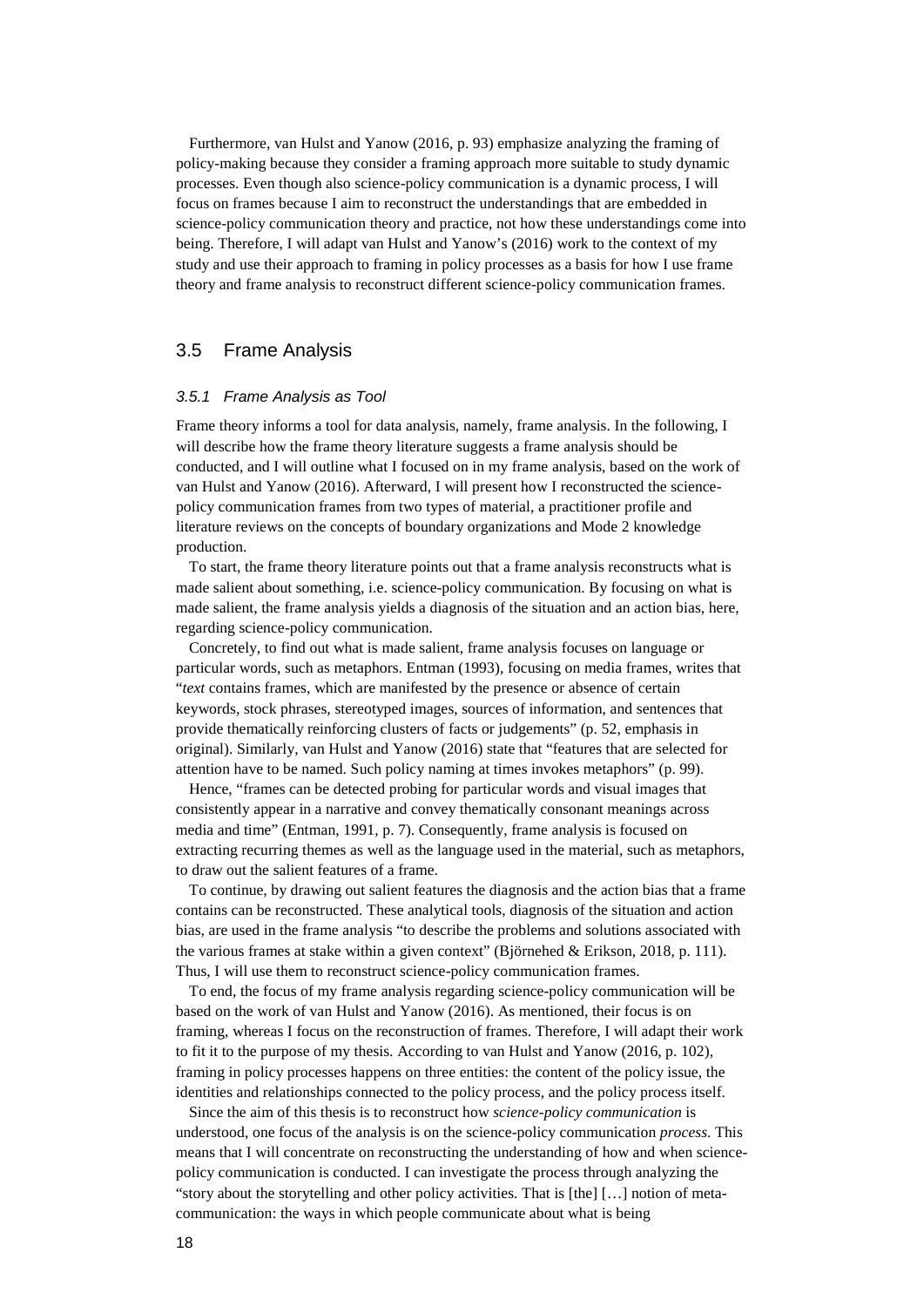Furthermore, van Hulst and Yanow (2016, p. 93) emphasize analyzing the framing of policy-making because they consider a framing approach more suitable to study dynamic processes. Even though also science-policy communication is a dynamic process, I will focus on frames because I aim to reconstruct the understandings that are embedded in science-policy communication theory and practice, not how these understandings come into being. Therefore, I will adapt van Hulst and Yanow's (2016) work to the context of my study and use their approach to framing in policy processes as a basis for how I use frame theory and frame analysis to reconstruct different science-policy communication frames.

## 3.5 Frame Analysis

### *3.5.1 Frame Analysis as Tool*

Frame theory informs a tool for data analysis, namely, frame analysis. In the following, I will describe how the frame theory literature suggests a frame analysis should be conducted, and I will outline what I focused on in my frame analysis, based on the work of van Hulst and Yanow (2016). Afterward, I will present how I reconstructed the science-policy communication frames from two types of material, a practitioner profile and literature reviews on the concepts of boundary organizations and Mode 2 knowledge production.

To start, the frame theory literature points out that a frame analysis reconstructs what is made salient about something, i.e. science-policy communication. By focusing on what is made salient, the frame analysis yields a diagnosis of the situation and an action bias, here, regarding science-policy communication.

Concretely, to find out what is made salient, frame analysis focuses on language or particular words, such as metaphors. Entman (1993), focusing on media frames, writes that "*text* contains frames, which are manifested by the presence or absence of certain keywords, stock phrases, stereotyped images, sources of information, and sentences that provide thematically reinforcing clusters of facts or judgements" (p. 52, emphasis in original). Similarly, van Hulst and Yanow (2016) state that "features that are selected for attention have to be named. Such policy naming at times invokes metaphors" (p. 99).

Hence, "frames can be detected probing for particular words and visual images that consistently appear in a narrative and convey thematically consonant meanings across media and time" (Entman, 1991, p. 7). Consequently, frame analysis is focused on extracting recurring themes as well as the language used in the material, such as metaphors, to draw out the salient features of a frame.

To continue, by drawing out salient features the diagnosis and the action bias that a frame contains can be reconstructed. These analytical tools, diagnosis of the situation and action bias, are used in the frame analysis "to describe the problems and solutions associated with the various frames at stake within a given context" (Björnehed & Erikson, 2018, p. 111). Thus, I will use them to reconstruct science-policy communication frames.

To end, the focus of my frame analysis regarding science-policy communication will be based on the work of van Hulst and Yanow (2016). As mentioned, their focus is on framing, whereas I focus on the reconstruction of frames. Therefore, I will adapt their work to fit it to the purpose of my thesis. According to van Hulst and Yanow (2016, p. 102), framing in policy processes happens on three entities: the content of the policy issue, the identities and relationships connected to the policy process, and the policy process itself.

Since the aim of this thesis is to reconstruct how *science-policy communication* is understood, one focus of the analysis is on the science-policy communication *process*. This means that I will concentrate on reconstructing the understanding of how and when science-policy communication is conducted. I can investigate the process through analyzing the "story about the storytelling and other policy activities. That is [the] […] notion of meta-communication: the ways in which people communicate about what is being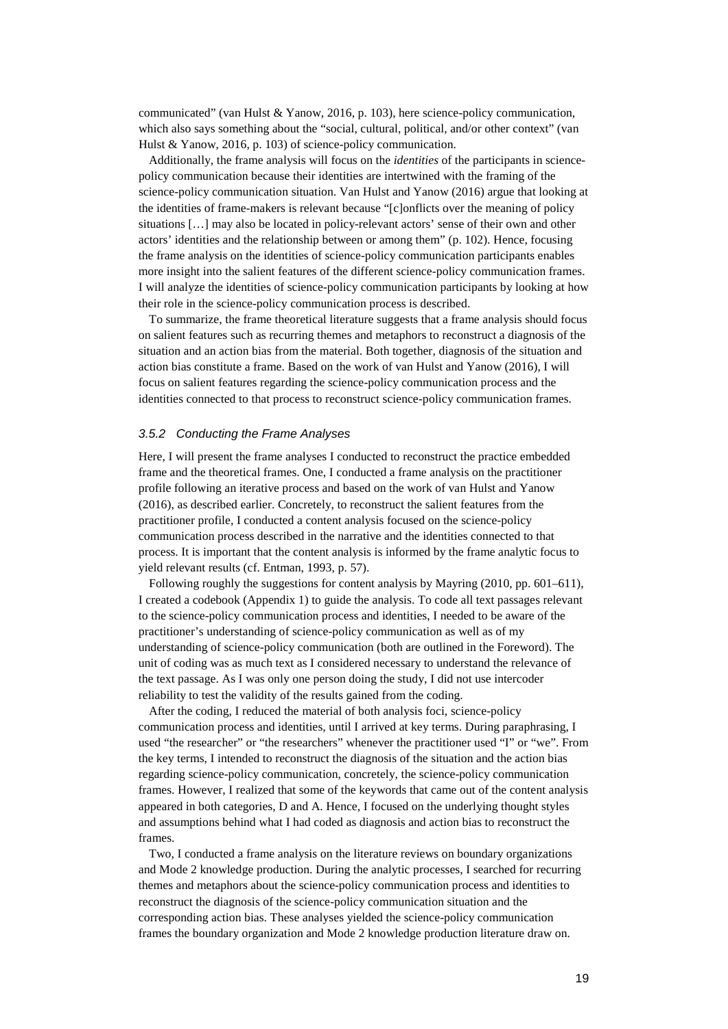communicated" (van Hulst & Yanow, 2016, p. 103), here science-policy communication, which also says something about the "social, cultural, political, and/or other context" (van Hulst & Yanow, 2016, p. 103) of science-policy communication.

Additionally, the frame analysis will focus on the *identities* of the participants in science-policy communication because their identities are intertwined with the framing of the science-policy communication situation. Van Hulst and Yanow (2016) argue that looking at the identities of frame-makers is relevant because "[c]onflicts over the meaning of policy situations […] may also be located in policy-relevant actors' sense of their own and other actors' identities and the relationship between or among them" (p. 102). Hence, focusing the frame analysis on the identities of science-policy communication participants enables more insight into the salient features of the different science-policy communication frames. I will analyze the identities of science-policy communication participants by looking at how their role in the science-policy communication process is described.

To summarize, the frame theoretical literature suggests that a frame analysis should focus on salient features such as recurring themes and metaphors to reconstruct a diagnosis of the situation and an action bias from the material. Both together, diagnosis of the situation and action bias constitute a frame. Based on the work of van Hulst and Yanow (2016), I will focus on salient features regarding the science-policy communication process and the identities connected to that process to reconstruct science-policy communication frames.

### *3.5.2 Conducting the Frame Analyses*

Here, I will present the frame analyses I conducted to reconstruct the practice embedded frame and the theoretical frames. One, I conducted a frame analysis on the practitioner profile following an iterative process and based on the work of van Hulst and Yanow (2016), as described earlier. Concretely, to reconstruct the salient features from the practitioner profile, I conducted a content analysis focused on the science-policy communication process described in the narrative and the identities connected to that process. It is important that the content analysis is informed by the frame analytic focus to yield relevant results (cf. Entman, 1993, p. 57).

Following roughly the suggestions for content analysis by Mayring (2010, pp. 601–611), I created a codebook (Appendix 1) to guide the analysis. To code all text passages relevant to the science-policy communication process and identities, I needed to be aware of the practitioner's understanding of science-policy communication as well as of my understanding of science-policy communication (both are outlined in the Foreword). The unit of coding was as much text as I considered necessary to understand the relevance of the text passage. As I was only one person doing the study, I did not use intercoder reliability to test the validity of the results gained from the coding.

After the coding, I reduced the material of both analysis foci, science-policy communication process and identities, until I arrived at key terms. During paraphrasing, I used "the researcher" or "the researchers" whenever the practitioner used "I" or "we". From the key terms, I intended to reconstruct the diagnosis of the situation and the action bias regarding science-policy communication, concretely, the science-policy communication frames. However, I realized that some of the keywords that came out of the content analysis appeared in both categories, D and A. Hence, I focused on the underlying thought styles and assumptions behind what I had coded as diagnosis and action bias to reconstruct the frames.

Two, I conducted a frame analysis on the literature reviews on boundary organizations and Mode 2 knowledge production. During the analytic processes, I searched for recurring themes and metaphors about the science-policy communication process and identities to reconstruct the diagnosis of the science-policy communication situation and the corresponding action bias. These analyses yielded the science-policy communication frames the boundary organization and Mode 2 knowledge production literature draw on.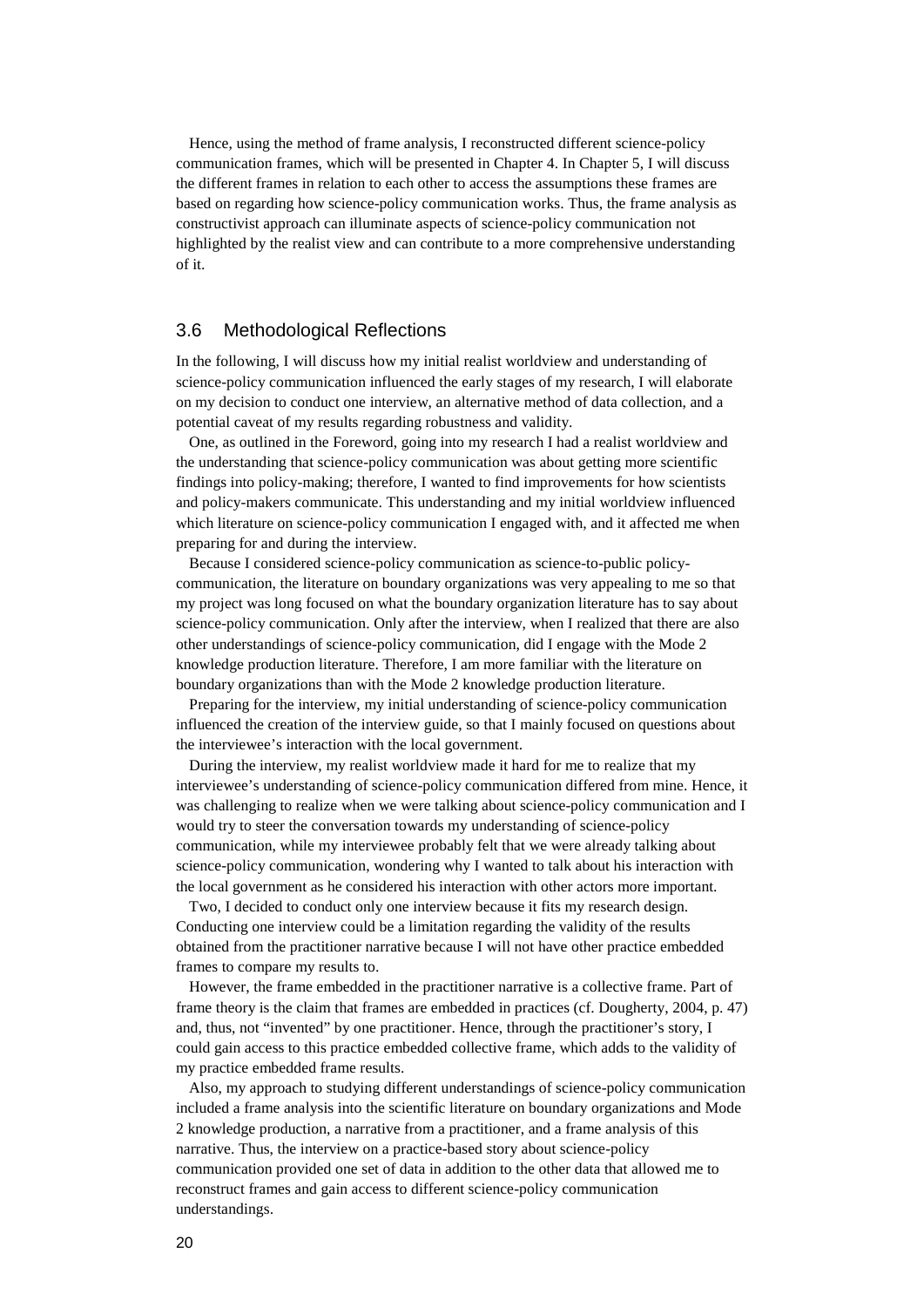Hence, using the method of frame analysis, I reconstructed different science-policy communication frames, which will be presented in Chapter 4. In Chapter 5, I will discuss the different frames in relation to each other to access the assumptions these frames are based on regarding how science-policy communication works. Thus, the frame analysis as constructivist approach can illuminate aspects of science-policy communication not highlighted by the realist view and can contribute to a more comprehensive understanding of it.

## 3.6 Methodological Reflections

In the following, I will discuss how my initial realist worldview and understanding of science-policy communication influenced the early stages of my research, I will elaborate on my decision to conduct one interview, an alternative method of data collection, and a potential caveat of my results regarding robustness and validity.

One, as outlined in the Foreword, going into my research I had a realist worldview and the understanding that science-policy communication was about getting more scientific findings into policy-making; therefore, I wanted to find improvements for how scientists and policy-makers communicate. This understanding and my initial worldview influenced which literature on science-policy communication I engaged with, and it affected me when preparing for and during the interview.

Because I considered science-policy communication as science-to-public policy-communication, the literature on boundary organizations was very appealing to me so that my project was long focused on what the boundary organization literature has to say about science-policy communication. Only after the interview, when I realized that there are also other understandings of science-policy communication, did I engage with the Mode 2 knowledge production literature. Therefore, I am more familiar with the literature on boundary organizations than with the Mode 2 knowledge production literature.

Preparing for the interview, my initial understanding of science-policy communication influenced the creation of the interview guide, so that I mainly focused on questions about the interviewee's interaction with the local government.

During the interview, my realist worldview made it hard for me to realize that my interviewee's understanding of science-policy communication differed from mine. Hence, it was challenging to realize when we were talking about science-policy communication and I would try to steer the conversation towards my understanding of science-policy communication, while my interviewee probably felt that we were already talking about science-policy communication, wondering why I wanted to talk about his interaction with the local government as he considered his interaction with other actors more important.

Two, I decided to conduct only one interview because it fits my research design. Conducting one interview could be a limitation regarding the validity of the results obtained from the practitioner narrative because I will not have other practice embedded frames to compare my results to.

However, the frame embedded in the practitioner narrative is a collective frame. Part of frame theory is the claim that frames are embedded in practices (cf. Dougherty, 2004, p. 47) and, thus, not "invented" by one practitioner. Hence, through the practitioner's story, I could gain access to this practice embedded collective frame, which adds to the validity of my practice embedded frame results.

Also, my approach to studying different understandings of science-policy communication included a frame analysis into the scientific literature on boundary organizations and Mode 2 knowledge production, a narrative from a practitioner, and a frame analysis of this narrative. Thus, the interview on a practice-based story about science-policy communication provided one set of data in addition to the other data that allowed me to reconstruct frames and gain access to different science-policy communication understandings.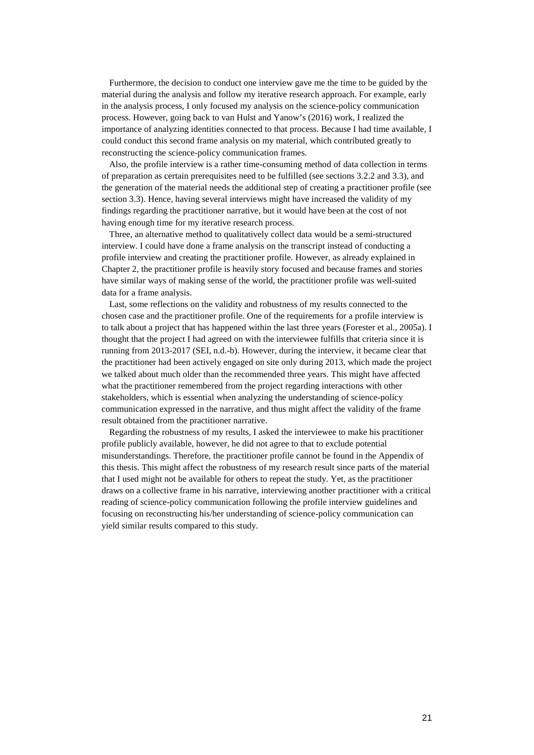Furthermore, the decision to conduct one interview gave me the time to be guided by the material during the analysis and follow my iterative research approach. For example, early in the analysis process, I only focused my analysis on the science-policy communication process. However, going back to van Hulst and Yanow's (2016) work, I realized the importance of analyzing identities connected to that process. Because I had time available, I could conduct this second frame analysis on my material, which contributed greatly to reconstructing the science-policy communication frames.

Also, the profile interview is a rather time-consuming method of data collection in terms of preparation as certain prerequisites need to be fulfilled (see sections 3.2.2 and 3.3), and the generation of the material needs the additional step of creating a practitioner profile (see section 3.3). Hence, having several interviews might have increased the validity of my findings regarding the practitioner narrative, but it would have been at the cost of not having enough time for my iterative research process.

Three, an alternative method to qualitatively collect data would be a semi-structured interview. I could have done a frame analysis on the transcript instead of conducting a profile interview and creating the practitioner profile. However, as already explained in Chapter 2, the practitioner profile is heavily story focused and because frames and stories have similar ways of making sense of the world, the practitioner profile was well-suited data for a frame analysis.

Last, some reflections on the validity and robustness of my results connected to the chosen case and the practitioner profile. One of the requirements for a profile interview is to talk about a project that has happened within the last three years (Forester et al., 2005a). I thought that the project I had agreed on with the interviewee fulfills that criteria since it is running from 2013-2017 (SEI, n.d.-b). However, during the interview, it became clear that the practitioner had been actively engaged on site only during 2013, which made the project we talked about much older than the recommended three years. This might have affected what the practitioner remembered from the project regarding interactions with other stakeholders, which is essential when analyzing the understanding of science-policy communication expressed in the narrative, and thus might affect the validity of the frame result obtained from the practitioner narrative.

Regarding the robustness of my results, I asked the interviewee to make his practitioner profile publicly available, however, he did not agree to that to exclude potential misunderstandings. Therefore, the practitioner profile cannot be found in the Appendix of this thesis. This might affect the robustness of my research result since parts of the material that I used might not be available for others to repeat the study. Yet, as the practitioner draws on a collective frame in his narrative, interviewing another practitioner with a critical reading of science-policy communication following the profile interview guidelines and focusing on reconstructing his/her understanding of science-policy communication can yield similar results compared to this study.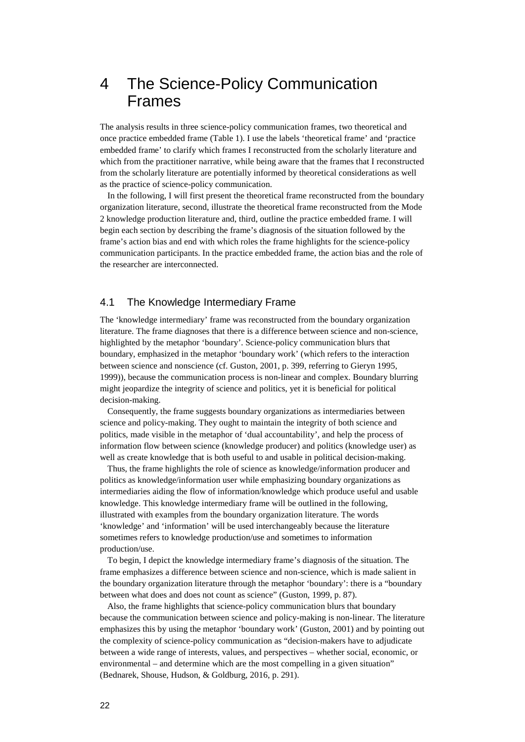# 4 The Science-Policy Communication Frames

The analysis results in three science-policy communication frames, two theoretical and once practice embedded frame (Table 1). I use the labels 'theoretical frame' and 'practice embedded frame' to clarify which frames I reconstructed from the scholarly literature and which from the practitioner narrative, while being aware that the frames that I reconstructed from the scholarly literature are potentially informed by theoretical considerations as well as the practice of science-policy communication.

In the following, I will first present the theoretical frame reconstructed from the boundary organization literature, second, illustrate the theoretical frame reconstructed from the Mode 2 knowledge production literature and, third, outline the practice embedded frame. I will begin each section by describing the frame's diagnosis of the situation followed by the frame's action bias and end with which roles the frame highlights for the science-policy communication participants. In the practice embedded frame, the action bias and the role of the researcher are interconnected.

## 4.1 The Knowledge Intermediary Frame

The 'knowledge intermediary' frame was reconstructed from the boundary organization literature. The frame diagnoses that there is a difference between science and non-science, highlighted by the metaphor 'boundary'. Science-policy communication blurs that boundary, emphasized in the metaphor 'boundary work' (which refers to the interaction between science and nonscience (cf. Guston, 2001, p. 399, referring to Gieryn 1995, 1999)), because the communication process is non-linear and complex. Boundary blurring might jeopardize the integrity of science and politics, yet it is beneficial for political decision-making.

Consequently, the frame suggests boundary organizations as intermediaries between science and policy-making. They ought to maintain the integrity of both science and politics, made visible in the metaphor of 'dual accountability', and help the process of information flow between science (knowledge producer) and politics (knowledge user) as well as create knowledge that is both useful to and usable in political decision-making.

Thus, the frame highlights the role of science as knowledge/information producer and politics as knowledge/information user while emphasizing boundary organizations as intermediaries aiding the flow of information/knowledge which produce useful and usable knowledge. This knowledge intermediary frame will be outlined in the following, illustrated with examples from the boundary organization literature. The words 'knowledge' and 'information' will be used interchangeably because the literature sometimes refers to knowledge production/use and sometimes to information production/use.

To begin, I depict the knowledge intermediary frame's diagnosis of the situation. The frame emphasizes a difference between science and non-science, which is made salient in the boundary organization literature through the metaphor 'boundary': there is a "boundary between what does and does not count as science" (Guston, 1999, p. 87).

Also, the frame highlights that science-policy communication blurs that boundary because the communication between science and policy-making is non-linear. The literature emphasizes this by using the metaphor 'boundary work' (Guston, 2001) and by pointing out the complexity of science-policy communication as "decision-makers have to adjudicate between a wide range of interests, values, and perspectives – whether social, economic, or environmental – and determine which are the most compelling in a given situation" (Bednarek, Shouse, Hudson, & Goldburg, 2016, p. 291).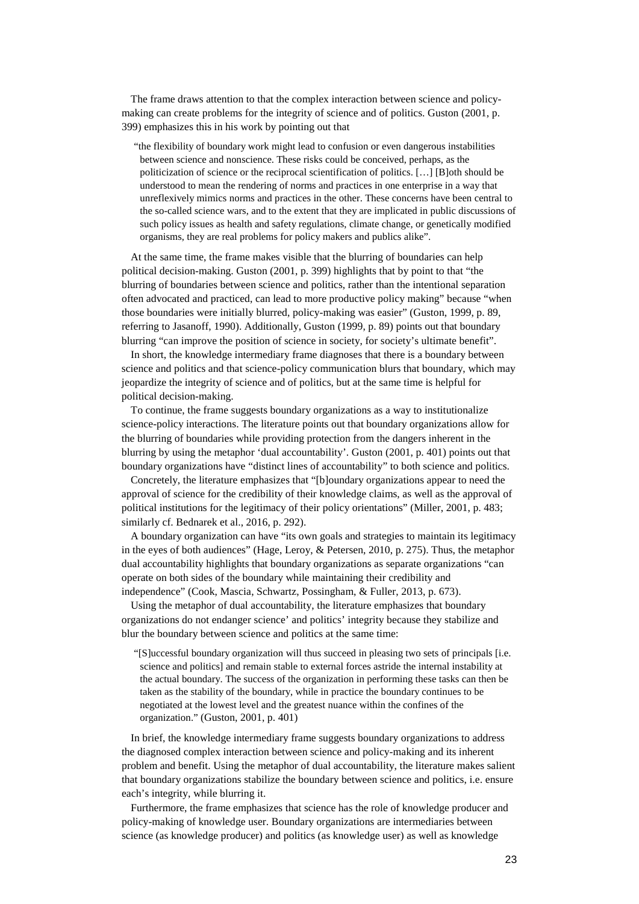The frame draws attention to that the complex interaction between science and policy-making can create problems for the integrity of science and of politics. Guston (2001, p. 399) emphasizes this in his work by pointing out that

> "the flexibility of boundary work might lead to confusion or even dangerous instabilities between science and nonscience. These risks could be conceived, perhaps, as the politicization of science or the reciprocal scientification of politics. […] [B]oth should be understood to mean the rendering of norms and practices in one enterprise in a way that unreflexively mimics norms and practices in the other. These concerns have been central to the so-called science wars, and to the extent that they are implicated in public discussions of such policy issues as health and safety regulations, climate change, or genetically modified organisms, they are real problems for policy makers and publics alike".

At the same time, the frame makes visible that the blurring of boundaries can help political decision-making. Guston (2001, p. 399) highlights that by point to that "the blurring of boundaries between science and politics, rather than the intentional separation often advocated and practiced, can lead to more productive policy making" because "when those boundaries were initially blurred, policy-making was easier" (Guston, 1999, p. 89, referring to Jasanoff, 1990). Additionally, Guston (1999, p. 89) points out that boundary blurring "can improve the position of science in society, for society's ultimate benefit".

In short, the knowledge intermediary frame diagnoses that there is a boundary between science and politics and that science-policy communication blurs that boundary, which may jeopardize the integrity of science and of politics, but at the same time is helpful for political decision-making.

To continue, the frame suggests boundary organizations as a way to institutionalize science-policy interactions. The literature points out that boundary organizations allow for the blurring of boundaries while providing protection from the dangers inherent in the blurring by using the metaphor 'dual accountability'. Guston (2001, p. 401) points out that boundary organizations have "distinct lines of accountability" to both science and politics.

Concretely, the literature emphasizes that "[b]oundary organizations appear to need the approval of science for the credibility of their knowledge claims, as well as the approval of political institutions for the legitimacy of their policy orientations" (Miller, 2001, p. 483; similarly cf. Bednarek et al., 2016, p. 292).

A boundary organization can have "its own goals and strategies to maintain its legitimacy in the eyes of both audiences" (Hage, Leroy, & Petersen, 2010, p. 275). Thus, the metaphor dual accountability highlights that boundary organizations as separate organizations "can operate on both sides of the boundary while maintaining their credibility and independence" (Cook, Mascia, Schwartz, Possingham, & Fuller, 2013, p. 673).

Using the metaphor of dual accountability, the literature emphasizes that boundary organizations do not endanger science' and politics' integrity because they stabilize and blur the boundary between science and politics at the same time:

> "[S]uccessful boundary organization will thus succeed in pleasing two sets of principals [i.e. science and politics] and remain stable to external forces astride the internal instability at the actual boundary. The success of the organization in performing these tasks can then be taken as the stability of the boundary, while in practice the boundary continues to be negotiated at the lowest level and the greatest nuance within the confines of the organization." (Guston, 2001, p. 401)

In brief, the knowledge intermediary frame suggests boundary organizations to address the diagnosed complex interaction between science and policy-making and its inherent problem and benefit. Using the metaphor of dual accountability, the literature makes salient that boundary organizations stabilize the boundary between science and politics, i.e. ensure each's integrity, while blurring it.

Furthermore, the frame emphasizes that science has the role of knowledge producer and policy-making of knowledge user. Boundary organizations are intermediaries between science (as knowledge producer) and politics (as knowledge user) as well as knowledge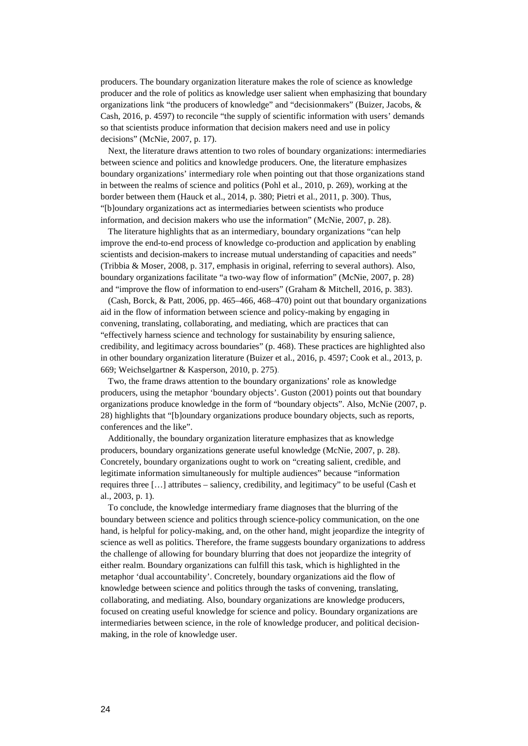producers. The boundary organization literature makes the role of science as knowledge producer and the role of politics as knowledge user salient when emphasizing that boundary organizations link "the producers of knowledge" and "decisionmakers" (Buizer, Jacobs, & Cash, 2016, p. 4597) to reconcile "the supply of scientific information with users' demands so that scientists produce information that decision makers need and use in policy decisions" (McNie, 2007, p. 17).

Next, the literature draws attention to two roles of boundary organizations: intermediaries between science and politics and knowledge producers. One, the literature emphasizes boundary organizations' intermediary role when pointing out that those organizations stand in between the realms of science and politics (Pohl et al., 2010, p. 269), working at the border between them (Hauck et al., 2014, p. 380; Pietri et al., 2011, p. 300). Thus, "[b]oundary organizations act as intermediaries between scientists who produce information, and decision makers who use the information" (McNie, 2007, p. 28).

The literature highlights that as an intermediary, boundary organizations "can help improve the end-to-end process of knowledge co-production and application by enabling scientists and decision-makers to increase mutual understanding of capacities and needs" (Tribbia & Moser, 2008, p. 317, emphasis in original, referring to several authors). Also, boundary organizations facilitate "a two-way flow of information" (McNie, 2007, p. 28) and "improve the flow of information to end-users" (Graham & Mitchell, 2016, p. 383).

(Cash, Borck, & Patt, 2006, pp. 465–466, 468–470) point out that boundary organizations aid in the flow of information between science and policy-making by engaging in convening, translating, collaborating, and mediating, which are practices that can "effectively harness science and technology for sustainability by ensuring salience, credibility, and legitimacy across boundaries" (p. 468). These practices are highlighted also in other boundary organization literature (Buizer et al., 2016, p. 4597; Cook et al., 2013, p. 669; Weichselgartner & Kasperson, 2010, p. 275).

Two, the frame draws attention to the boundary organizations' role as knowledge producers, using the metaphor 'boundary objects'. Guston (2001) points out that boundary organizations produce knowledge in the form of "boundary objects". Also, McNie (2007, p. 28) highlights that "[b]oundary organizations produce boundary objects, such as reports, conferences and the like".

Additionally, the boundary organization literature emphasizes that as knowledge producers, boundary organizations generate useful knowledge (McNie, 2007, p. 28). Concretely, boundary organizations ought to work on "creating salient, credible, and legitimate information simultaneously for multiple audiences" because "information requires three […] attributes – saliency, credibility, and legitimacy" to be useful (Cash et al., 2003, p. 1).

To conclude, the knowledge intermediary frame diagnoses that the blurring of the boundary between science and politics through science-policy communication, on the one hand, is helpful for policy-making, and, on the other hand, might jeopardize the integrity of science as well as politics. Therefore, the frame suggests boundary organizations to address the challenge of allowing for boundary blurring that does not jeopardize the integrity of either realm. Boundary organizations can fulfill this task, which is highlighted in the metaphor 'dual accountability'. Concretely, boundary organizations aid the flow of knowledge between science and politics through the tasks of convening, translating, collaborating, and mediating. Also, boundary organizations are knowledge producers, focused on creating useful knowledge for science and policy. Boundary organizations are intermediaries between science, in the role of knowledge producer, and political decision-making, in the role of knowledge user.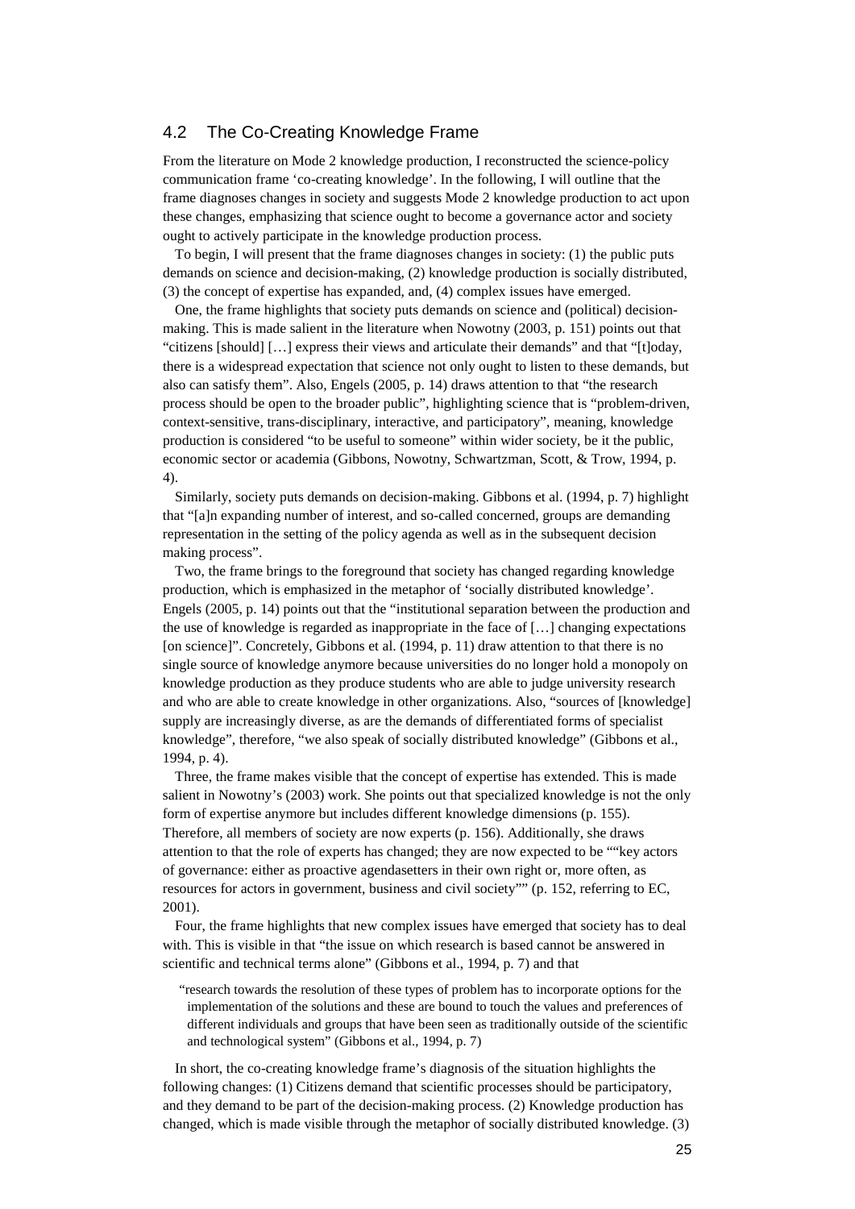## 4.2 The Co-Creating Knowledge Frame

From the literature on Mode 2 knowledge production, I reconstructed the science-policy communication frame 'co-creating knowledge'. In the following, I will outline that the frame diagnoses changes in society and suggests Mode 2 knowledge production to act upon these changes, emphasizing that science ought to become a governance actor and society ought to actively participate in the knowledge production process.

To begin, I will present that the frame diagnoses changes in society: (1) the public puts demands on science and decision-making, (2) knowledge production is socially distributed, (3) the concept of expertise has expanded, and, (4) complex issues have emerged.

One, the frame highlights that society puts demands on science and (political) decision-making. This is made salient in the literature when Nowotny (2003, p. 151) points out that "citizens [should] […] express their views and articulate their demands" and that "[t]oday, there is a widespread expectation that science not only ought to listen to these demands, but also can satisfy them". Also, Engels (2005, p. 14) draws attention to that "the research process should be open to the broader public", highlighting science that is "problem-driven, context-sensitive, trans-disciplinary, interactive, and participatory", meaning, knowledge production is considered "to be useful to someone" within wider society, be it the public, economic sector or academia (Gibbons, Nowotny, Schwartzman, Scott, & Trow, 1994, p. 4).

Similarly, society puts demands on decision-making. Gibbons et al. (1994, p. 7) highlight that "[a]n expanding number of interest, and so-called concerned, groups are demanding representation in the setting of the policy agenda as well as in the subsequent decision making process".

Two, the frame brings to the foreground that society has changed regarding knowledge production, which is emphasized in the metaphor of 'socially distributed knowledge'. Engels (2005, p. 14) points out that the "institutional separation between the production and the use of knowledge is regarded as inappropriate in the face of […] changing expectations [on science]". Concretely, Gibbons et al. (1994, p. 11) draw attention to that there is no single source of knowledge anymore because universities do no longer hold a monopoly on knowledge production as they produce students who are able to judge university research and who are able to create knowledge in other organizations. Also, "sources of [knowledge] supply are increasingly diverse, as are the demands of differentiated forms of specialist knowledge", therefore, "we also speak of socially distributed knowledge" (Gibbons et al., 1994, p. 4).

Three, the frame makes visible that the concept of expertise has extended. This is made salient in Nowotny's (2003) work. She points out that specialized knowledge is not the only form of expertise anymore but includes different knowledge dimensions (p. 155). Therefore, all members of society are now experts (p. 156). Additionally, she draws attention to that the role of experts has changed; they are now expected to be ""key actors of governance: either as proactive agendasetters in their own right or, more often, as resources for actors in government, business and civil society"" (p. 152, referring to EC, 2001).

Four, the frame highlights that new complex issues have emerged that society has to deal with. This is visible in that "the issue on which research is based cannot be answered in scientific and technical terms alone" (Gibbons et al., 1994, p. 7) and that

> "research towards the resolution of these types of problem has to incorporate options for the implementation of the solutions and these are bound to touch the values and preferences of different individuals and groups that have been seen as traditionally outside of the scientific and technological system" (Gibbons et al., 1994, p. 7)

In short, the co-creating knowledge frame's diagnosis of the situation highlights the following changes: (1) Citizens demand that scientific processes should be participatory, and they demand to be part of the decision-making process. (2) Knowledge production has changed, which is made visible through the metaphor of socially distributed knowledge. (3)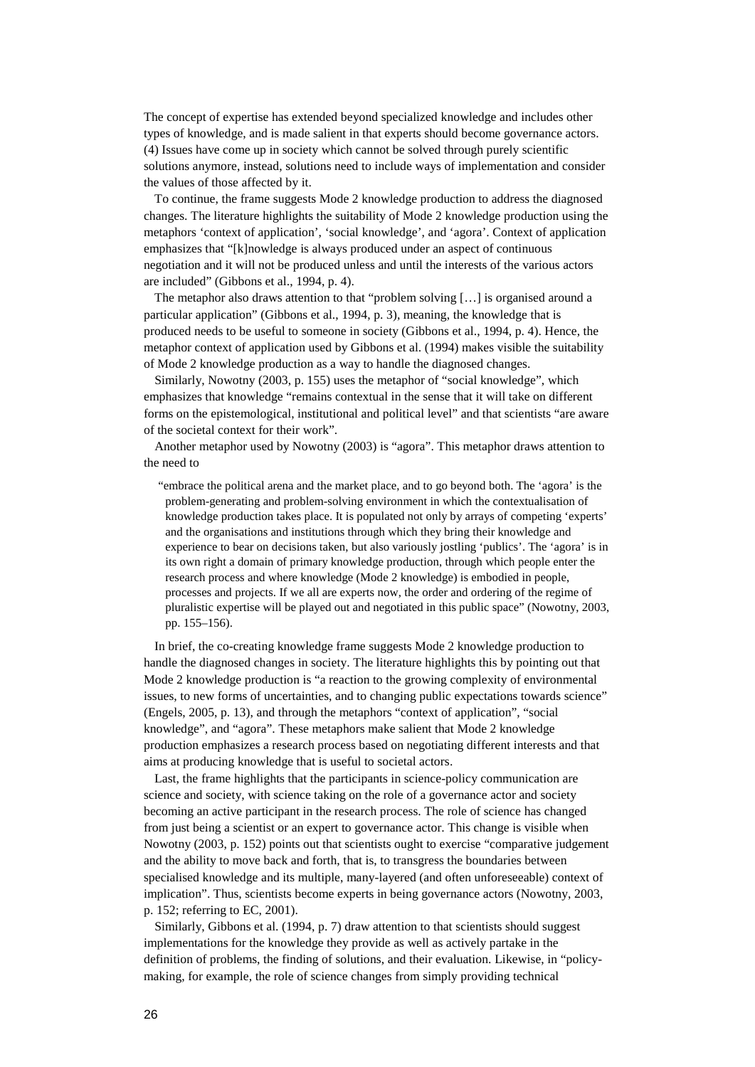The concept of expertise has extended beyond specialized knowledge and includes other types of knowledge, and is made salient in that experts should become governance actors. (4) Issues have come up in society which cannot be solved through purely scientific solutions anymore, instead, solutions need to include ways of implementation and consider the values of those affected by it.

To continue, the frame suggests Mode 2 knowledge production to address the diagnosed changes. The literature highlights the suitability of Mode 2 knowledge production using the metaphors 'context of application', 'social knowledge', and 'agora'. Context of application emphasizes that "[k]nowledge is always produced under an aspect of continuous negotiation and it will not be produced unless and until the interests of the various actors are included" (Gibbons et al., 1994, p. 4).

The metaphor also draws attention to that "problem solving […] is organised around a particular application" (Gibbons et al., 1994, p. 3), meaning, the knowledge that is produced needs to be useful to someone in society (Gibbons et al., 1994, p. 4). Hence, the metaphor context of application used by Gibbons et al. (1994) makes visible the suitability of Mode 2 knowledge production as a way to handle the diagnosed changes.

Similarly, Nowotny (2003, p. 155) uses the metaphor of "social knowledge", which emphasizes that knowledge "remains contextual in the sense that it will take on different forms on the epistemological, institutional and political level" and that scientists "are aware of the societal context for their work".

Another metaphor used by Nowotny (2003) is "agora". This metaphor draws attention to the need to

> "embrace the political arena and the market place, and to go beyond both. The 'agora' is the problem-generating and problem-solving environment in which the contextualisation of knowledge production takes place. It is populated not only by arrays of competing 'experts' and the organisations and institutions through which they bring their knowledge and experience to bear on decisions taken, but also variously jostling 'publics'. The 'agora' is in its own right a domain of primary knowledge production, through which people enter the research process and where knowledge (Mode 2 knowledge) is embodied in people, processes and projects. If we all are experts now, the order and ordering of the regime of pluralistic expertise will be played out and negotiated in this public space" (Nowotny, 2003, pp. 155–156).

In brief, the co-creating knowledge frame suggests Mode 2 knowledge production to handle the diagnosed changes in society. The literature highlights this by pointing out that Mode 2 knowledge production is "a reaction to the growing complexity of environmental issues, to new forms of uncertainties, and to changing public expectations towards science" (Engels, 2005, p. 13), and through the metaphors "context of application", "social knowledge", and "agora". These metaphors make salient that Mode 2 knowledge production emphasizes a research process based on negotiating different interests and that aims at producing knowledge that is useful to societal actors.

Last, the frame highlights that the participants in science-policy communication are science and society, with science taking on the role of a governance actor and society becoming an active participant in the research process. The role of science has changed from just being a scientist or an expert to governance actor. This change is visible when Nowotny (2003, p. 152) points out that scientists ought to exercise "comparative judgement and the ability to move back and forth, that is, to transgress the boundaries between specialised knowledge and its multiple, many-layered (and often unforeseeable) context of implication". Thus, scientists become experts in being governance actors (Nowotny, 2003, p. 152; referring to EC, 2001).

Similarly, Gibbons et al. (1994, p. 7) draw attention to that scientists should suggest implementations for the knowledge they provide as well as actively partake in the definition of problems, the finding of solutions, and their evaluation. Likewise, in "policy-making, for example, the role of science changes from simply providing technical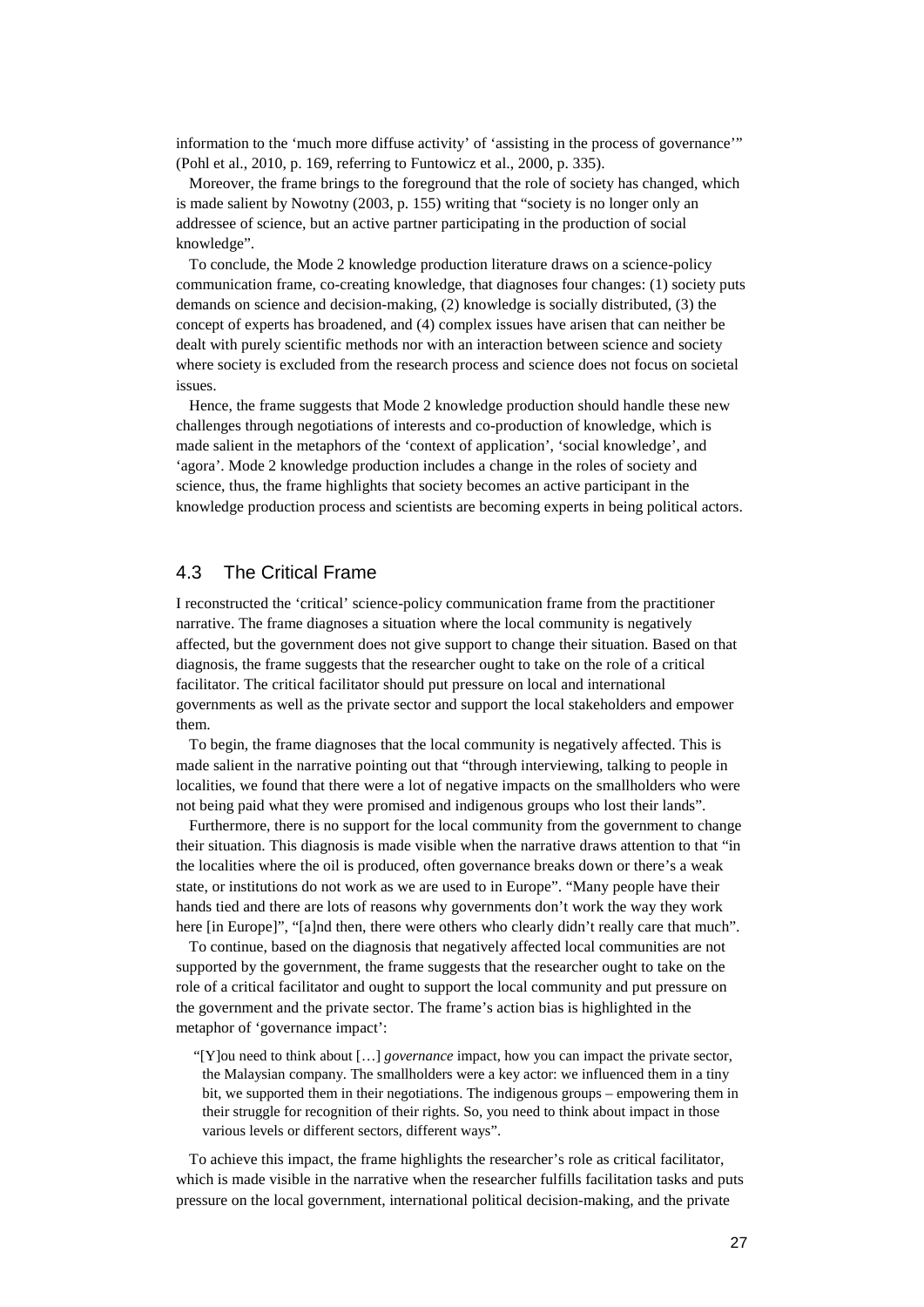information to the 'much more diffuse activity' of 'assisting in the process of governance'" (Pohl et al., 2010, p. 169, referring to Funtowicz et al., 2000, p. 335).

Moreover, the frame brings to the foreground that the role of society has changed, which is made salient by Nowotny (2003, p. 155) writing that "society is no longer only an addressee of science, but an active partner participating in the production of social knowledge".

To conclude, the Mode 2 knowledge production literature draws on a science-policy communication frame, co-creating knowledge, that diagnoses four changes: (1) society puts demands on science and decision-making, (2) knowledge is socially distributed, (3) the concept of experts has broadened, and (4) complex issues have arisen that can neither be dealt with purely scientific methods nor with an interaction between science and society where society is excluded from the research process and science does not focus on societal issues.

Hence, the frame suggests that Mode 2 knowledge production should handle these new challenges through negotiations of interests and co-production of knowledge, which is made salient in the metaphors of the 'context of application', 'social knowledge', and 'agora'. Mode 2 knowledge production includes a change in the roles of society and science, thus, the frame highlights that society becomes an active participant in the knowledge production process and scientists are becoming experts in being political actors.

## 4.3 The Critical Frame

I reconstructed the 'critical' science-policy communication frame from the practitioner narrative. The frame diagnoses a situation where the local community is negatively affected, but the government does not give support to change their situation. Based on that diagnosis, the frame suggests that the researcher ought to take on the role of a critical facilitator. The critical facilitator should put pressure on local and international governments as well as the private sector and support the local stakeholders and empower them.

To begin, the frame diagnoses that the local community is negatively affected. This is made salient in the narrative pointing out that "through interviewing, talking to people in localities, we found that there were a lot of negative impacts on the smallholders who were not being paid what they were promised and indigenous groups who lost their lands".

Furthermore, there is no support for the local community from the government to change their situation. This diagnosis is made visible when the narrative draws attention to that "in the localities where the oil is produced, often governance breaks down or there's a weak state, or institutions do not work as we are used to in Europe". "Many people have their hands tied and there are lots of reasons why governments don't work the way they work here [in Europe]", "[a]nd then, there were others who clearly didn't really care that much".

To continue, based on the diagnosis that negatively affected local communities are not supported by the government, the frame suggests that the researcher ought to take on the role of a critical facilitator and ought to support the local community and put pressure on the government and the private sector. The frame's action bias is highlighted in the metaphor of 'governance impact':

> "[Y]ou need to think about […] *governance* impact, how you can impact the private sector, the Malaysian company. The smallholders were a key actor: we influenced them in a tiny bit, we supported them in their negotiations. The indigenous groups – empowering them in their struggle for recognition of their rights. So, you need to think about impact in those various levels or different sectors, different ways".

To achieve this impact, the frame highlights the researcher's role as critical facilitator, which is made visible in the narrative when the researcher fulfills facilitation tasks and puts pressure on the local government, international political decision-making, and the private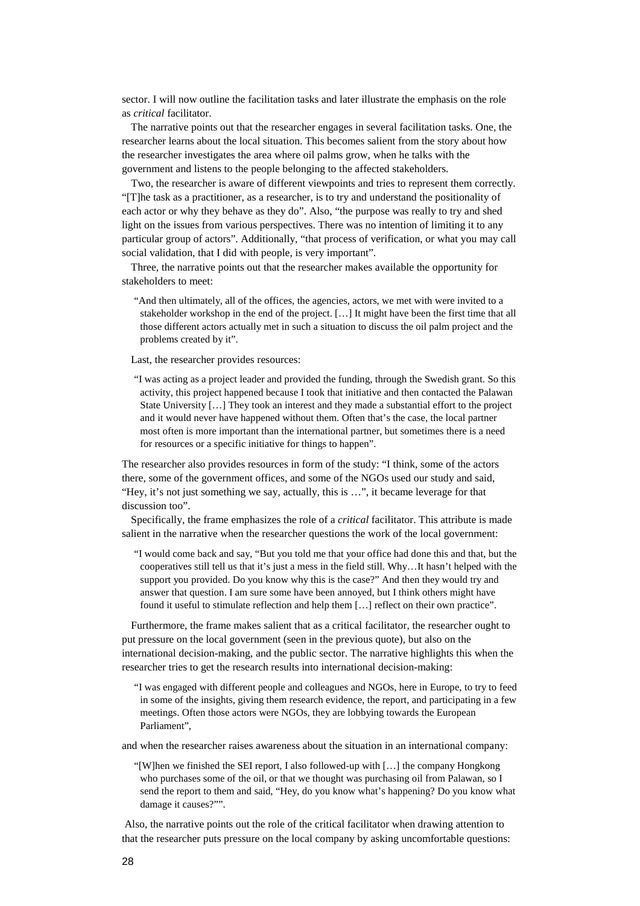sector. I will now outline the facilitation tasks and later illustrate the emphasis on the role as *critical* facilitator.

The narrative points out that the researcher engages in several facilitation tasks. One, the researcher learns about the local situation. This becomes salient from the story about how the researcher investigates the area where oil palms grow, when he talks with the government and listens to the people belonging to the affected stakeholders.

Two, the researcher is aware of different viewpoints and tries to represent them correctly. "[T]he task as a practitioner, as a researcher, is to try and understand the positionality of each actor or why they behave as they do". Also, "the purpose was really to try and shed light on the issues from various perspectives. There was no intention of limiting it to any particular group of actors". Additionally, "that process of verification, or what you may call social validation, that I did with people, is very important".

Three, the narrative points out that the researcher makes available the opportunity for stakeholders to meet:

> "And then ultimately, all of the offices, the agencies, actors, we met with were invited to a stakeholder workshop in the end of the project. […] It might have been the first time that all those different actors actually met in such a situation to discuss the oil palm project and the problems created by it".

Last, the researcher provides resources:

> "I was acting as a project leader and provided the funding, through the Swedish grant. So this activity, this project happened because I took that initiative and then contacted the Palawan State University […] They took an interest and they made a substantial effort to the project and it would never have happened without them. Often that's the case, the local partner most often is more important than the international partner, but sometimes there is a need for resources or a specific initiative for things to happen".

The researcher also provides resources in form of the study: "I think, some of the actors there, some of the government offices, and some of the NGOs used our study and said, "Hey, it's not just something we say, actually, this is …", it became leverage for that discussion too".

Specifically, the frame emphasizes the role of a *critical* facilitator. This attribute is made salient in the narrative when the researcher questions the work of the local government:

> "I would come back and say, "But you told me that your office had done this and that, but the cooperatives still tell us that it's just a mess in the field still. Why…It hasn't helped with the support you provided. Do you know why this is the case?" And then they would try and answer that question. I am sure some have been annoyed, but I think others might have found it useful to stimulate reflection and help them […] reflect on their own practice".

Furthermore, the frame makes salient that as a critical facilitator, the researcher ought to put pressure on the local government (seen in the previous quote), but also on the international decision-making, and the public sector. The narrative highlights this when the researcher tries to get the research results into international decision-making:

> "I was engaged with different people and colleagues and NGOs, here in Europe, to try to feed in some of the insights, giving them research evidence, the report, and participating in a few meetings. Often those actors were NGOs, they are lobbying towards the European Parliament",

and when the researcher raises awareness about the situation in an international company:

> "[W]hen we finished the SEI report, I also followed-up with […] the company Hongkong who purchases some of the oil, or that we thought was purchasing oil from Palawan, so I send the report to them and said, "Hey, do you know what's happening? Do you know what damage it causes?"".

Also, the narrative points out the role of the critical facilitator when drawing attention to that the researcher puts pressure on the local company by asking uncomfortable questions: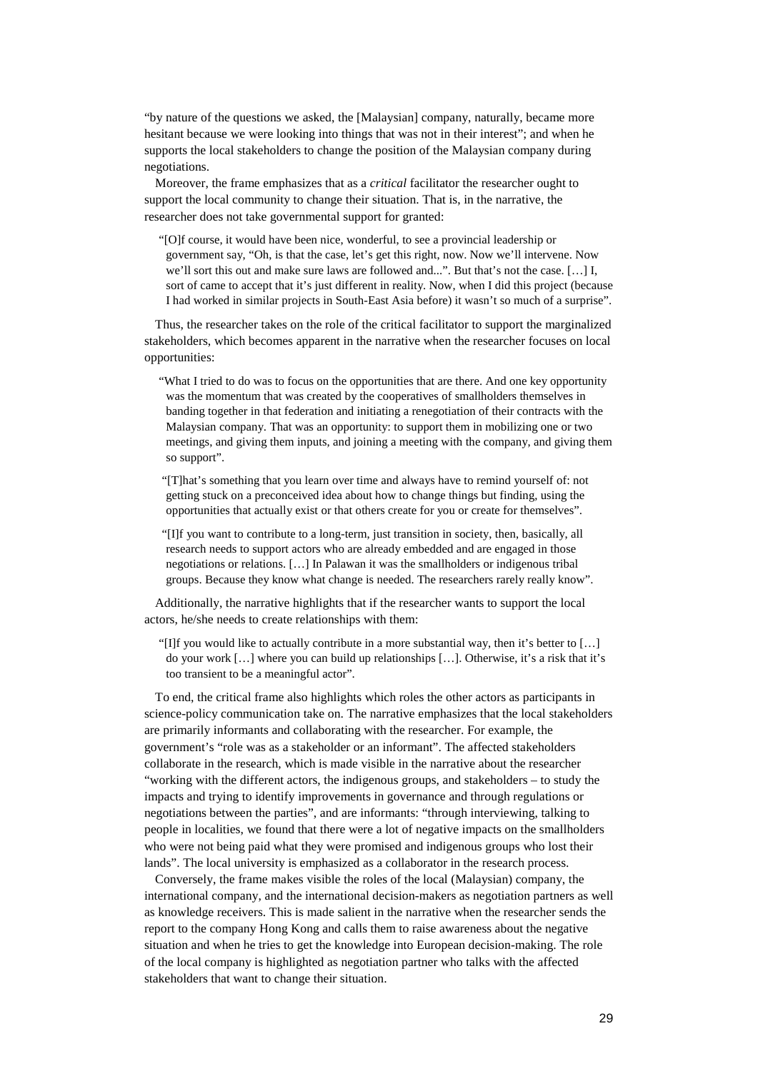“by nature of the questions we asked, the [Malaysian] company, naturally, became more hesitant because we were looking into things that was not in their interest”; and when he supports the local stakeholders to change the position of the Malaysian company during negotiations.

Moreover, the frame emphasizes that as a *critical* facilitator the researcher ought to support the local community to change their situation. That is, in the narrative, the researcher does not take governmental support for granted:

> “[O]f course, it would have been nice, wonderful, to see a provincial leadership or government say, “Oh, is that the case, let’s get this right, now. Now we’ll intervene. Now we’ll sort this out and make sure laws are followed and...”. But that’s not the case. […] I, sort of came to accept that it’s just different in reality. Now, when I did this project (because I had worked in similar projects in South-East Asia before) it wasn’t so much of a surprise”.

Thus, the researcher takes on the role of the critical facilitator to support the marginalized stakeholders, which becomes apparent in the narrative when the researcher focuses on local opportunities:

> “What I tried to do was to focus on the opportunities that are there. And one key opportunity was the momentum that was created by the cooperatives of smallholders themselves in banding together in that federation and initiating a renegotiation of their contracts with the Malaysian company. That was an opportunity: to support them in mobilizing one or two meetings, and giving them inputs, and joining a meeting with the company, and giving them so support”.

> “[T]hat’s something that you learn over time and always have to remind yourself of: not getting stuck on a preconceived idea about how to change things but finding, using the opportunities that actually exist or that others create for you or create for themselves”.

> “[I]f you want to contribute to a long-term, just transition in society, then, basically, all research needs to support actors who are already embedded and are engaged in those negotiations or relations. […] In Palawan it was the smallholders or indigenous tribal groups. Because they know what change is needed. The researchers rarely really know”.

Additionally, the narrative highlights that if the researcher wants to support the local actors, he/she needs to create relationships with them:

> “[I]f you would like to actually contribute in a more substantial way, then it’s better to […] do your work […] where you can build up relationships […]. Otherwise, it’s a risk that it’s too transient to be a meaningful actor”.

To end, the critical frame also highlights which roles the other actors as participants in science-policy communication take on. The narrative emphasizes that the local stakeholders are primarily informants and collaborating with the researcher. For example, the government’s “role was as a stakeholder or an informant”. The affected stakeholders collaborate in the research, which is made visible in the narrative about the researcher “working with the different actors, the indigenous groups, and stakeholders – to study the impacts and trying to identify improvements in governance and through regulations or negotiations between the parties”, and are informants: “through interviewing, talking to people in localities, we found that there were a lot of negative impacts on the smallholders who were not being paid what they were promised and indigenous groups who lost their lands”. The local university is emphasized as a collaborator in the research process.

Conversely, the frame makes visible the roles of the local (Malaysian) company, the international company, and the international decision-makers as negotiation partners as well as knowledge receivers. This is made salient in the narrative when the researcher sends the report to the company Hong Kong and calls them to raise awareness about the negative situation and when he tries to get the knowledge into European decision-making. The role of the local company is highlighted as negotiation partner who talks with the affected stakeholders that want to change their situation.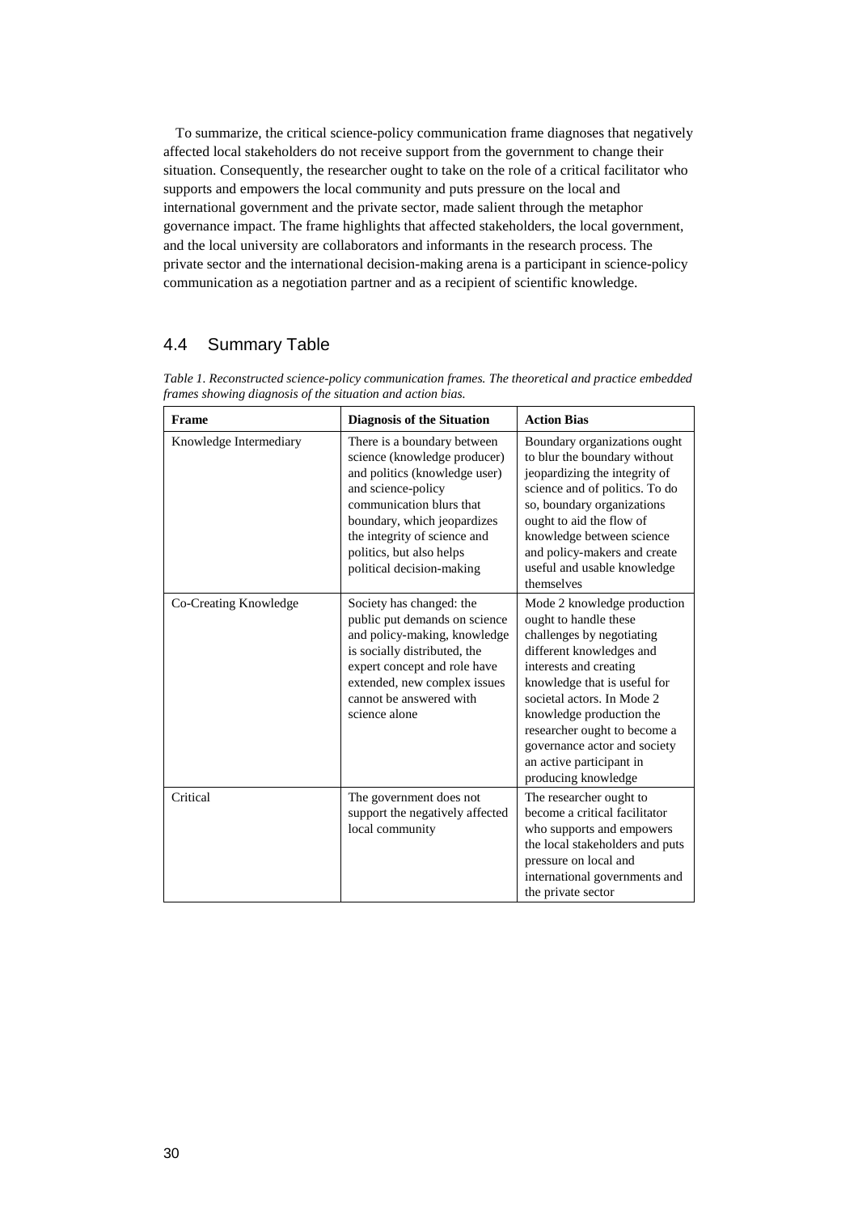To summarize, the critical science-policy communication frame diagnoses that negatively affected local stakeholders do not receive support from the government to change their situation. Consequently, the researcher ought to take on the role of a critical facilitator who supports and empowers the local community and puts pressure on the local and international government and the private sector, made salient through the metaphor governance impact. The frame highlights that affected stakeholders, the local government, and the local university are collaborators and informants in the research process. The private sector and the international decision-making arena is a participant in science-policy communication as a negotiation partner and as a recipient of scientific knowledge.

## 4.4 Summary Table

*Table 1. Reconstructed science-policy communication frames. The theoretical and practice embedded frames showing diagnosis of the situation and action bias.*

| **Frame** | **Diagnosis of the Situation** | **Action Bias** |
|---|---|---|
| Knowledge Intermediary | There is a boundary between science (knowledge producer) and politics (knowledge user) and science-policy communication blurs that boundary, which jeopardizes the integrity of science and politics, but also helps political decision-making | Boundary organizations ought to blur the boundary without jeopardizing the integrity of science and of politics. To do so, boundary organizations ought to aid the flow of knowledge between science and policy-makers and create useful and usable knowledge themselves |
| Co-Creating Knowledge | Society has changed: the public put demands on science and policy-making, knowledge is socially distributed, the expert concept and role have extended, new complex issues cannot be answered with science alone | Mode 2 knowledge production ought to handle these challenges by negotiating different knowledges and interests and creating knowledge that is useful for societal actors. In Mode 2 knowledge production the researcher ought to become a governance actor and society an active participant in producing knowledge |
| Critical | The government does not support the negatively affected local community | The researcher ought to become a critical facilitator who supports and empowers the local stakeholders and puts pressure on local and international governments and the private sector |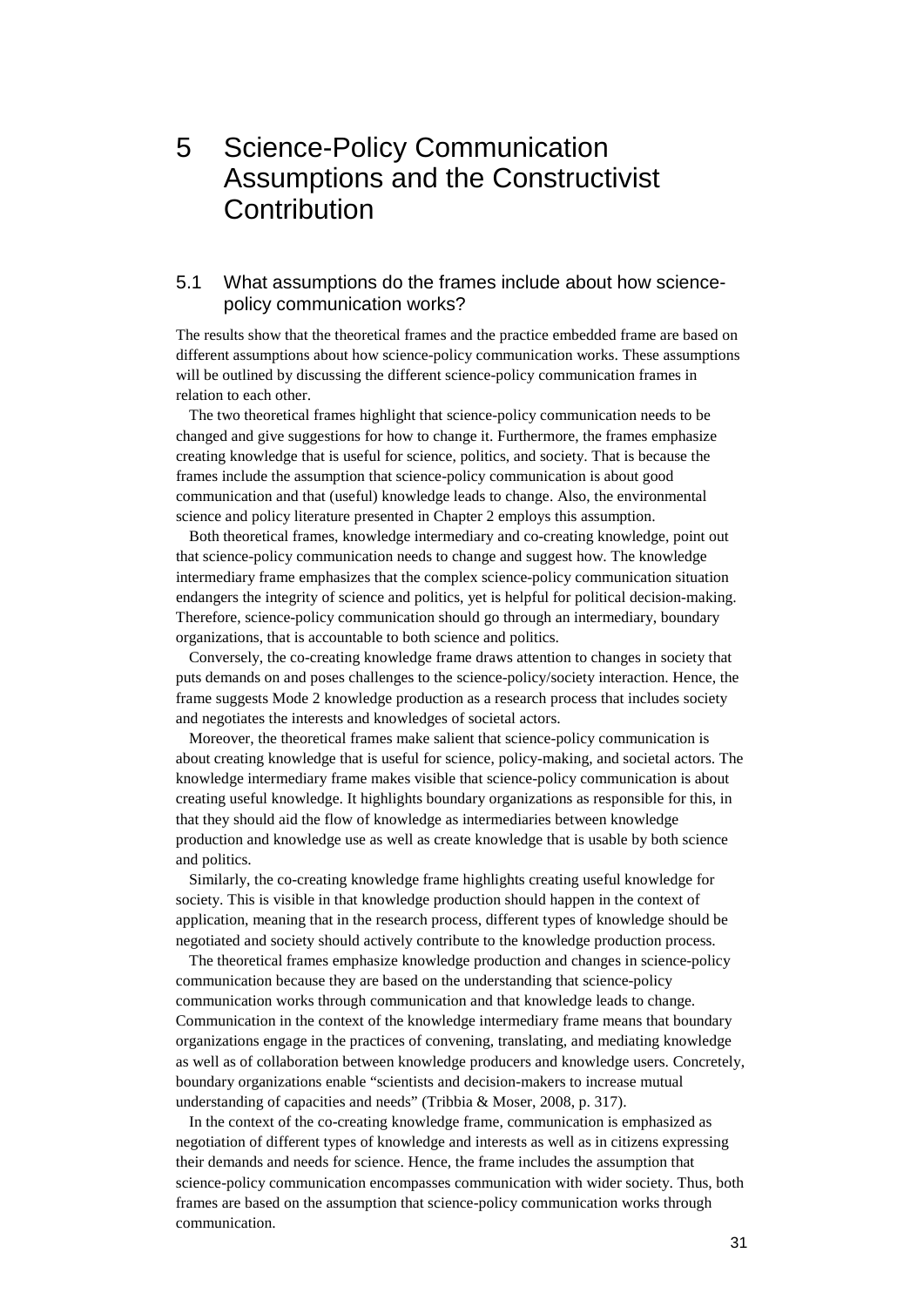# 5 Science-Policy Communication Assumptions and the Constructivist Contribution

## 5.1 What assumptions do the frames include about how science-policy communication works?

The results show that the theoretical frames and the practice embedded frame are based on different assumptions about how science-policy communication works. These assumptions will be outlined by discussing the different science-policy communication frames in relation to each other.

The two theoretical frames highlight that science-policy communication needs to be changed and give suggestions for how to change it. Furthermore, the frames emphasize creating knowledge that is useful for science, politics, and society. That is because the frames include the assumption that science-policy communication is about good communication and that (useful) knowledge leads to change. Also, the environmental science and policy literature presented in Chapter 2 employs this assumption.

Both theoretical frames, knowledge intermediary and co-creating knowledge, point out that science-policy communication needs to change and suggest how. The knowledge intermediary frame emphasizes that the complex science-policy communication situation endangers the integrity of science and politics, yet is helpful for political decision-making. Therefore, science-policy communication should go through an intermediary, boundary organizations, that is accountable to both science and politics.

Conversely, the co-creating knowledge frame draws attention to changes in society that puts demands on and poses challenges to the science-policy/society interaction. Hence, the frame suggests Mode 2 knowledge production as a research process that includes society and negotiates the interests and knowledges of societal actors.

Moreover, the theoretical frames make salient that science-policy communication is about creating knowledge that is useful for science, policy-making, and societal actors. The knowledge intermediary frame makes visible that science-policy communication is about creating useful knowledge. It highlights boundary organizations as responsible for this, in that they should aid the flow of knowledge as intermediaries between knowledge production and knowledge use as well as create knowledge that is usable by both science and politics.

Similarly, the co-creating knowledge frame highlights creating useful knowledge for society. This is visible in that knowledge production should happen in the context of application, meaning that in the research process, different types of knowledge should be negotiated and society should actively contribute to the knowledge production process.

The theoretical frames emphasize knowledge production and changes in science-policy communication because they are based on the understanding that science-policy communication works through communication and that knowledge leads to change. Communication in the context of the knowledge intermediary frame means that boundary organizations engage in the practices of convening, translating, and mediating knowledge as well as of collaboration between knowledge producers and knowledge users. Concretely, boundary organizations enable "scientists and decision-makers to increase mutual understanding of capacities and needs" (Tribbia & Moser, 2008, p. 317).

In the context of the co-creating knowledge frame, communication is emphasized as negotiation of different types of knowledge and interests as well as in citizens expressing their demands and needs for science. Hence, the frame includes the assumption that science-policy communication encompasses communication with wider society. Thus, both frames are based on the assumption that science-policy communication works through communication.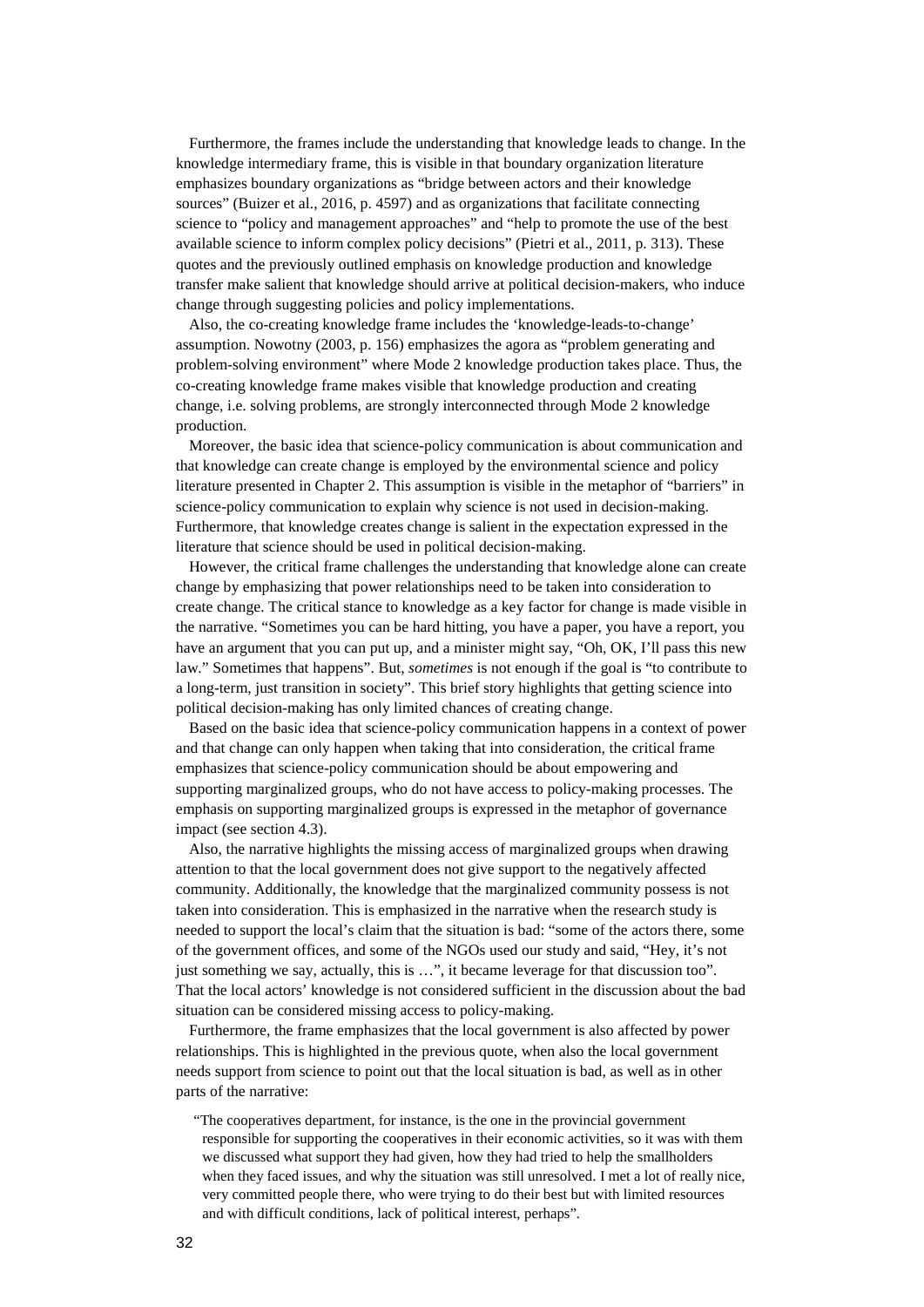Furthermore, the frames include the understanding that knowledge leads to change. In the knowledge intermediary frame, this is visible in that boundary organization literature emphasizes boundary organizations as "bridge between actors and their knowledge sources" (Buizer et al., 2016, p. 4597) and as organizations that facilitate connecting science to "policy and management approaches" and "help to promote the use of the best available science to inform complex policy decisions" (Pietri et al., 2011, p. 313). These quotes and the previously outlined emphasis on knowledge production and knowledge transfer make salient that knowledge should arrive at political decision-makers, who induce change through suggesting policies and policy implementations.

Also, the co-creating knowledge frame includes the 'knowledge-leads-to-change' assumption. Nowotny (2003, p. 156) emphasizes the agora as "problem generating and problem-solving environment" where Mode 2 knowledge production takes place. Thus, the co-creating knowledge frame makes visible that knowledge production and creating change, i.e. solving problems, are strongly interconnected through Mode 2 knowledge production.

Moreover, the basic idea that science-policy communication is about communication and that knowledge can create change is employed by the environmental science and policy literature presented in Chapter 2. This assumption is visible in the metaphor of "barriers" in science-policy communication to explain why science is not used in decision-making. Furthermore, that knowledge creates change is salient in the expectation expressed in the literature that science should be used in political decision-making.

However, the critical frame challenges the understanding that knowledge alone can create change by emphasizing that power relationships need to be taken into consideration to create change. The critical stance to knowledge as a key factor for change is made visible in the narrative. "Sometimes you can be hard hitting, you have a paper, you have a report, you have an argument that you can put up, and a minister might say, "Oh, OK, I'll pass this new law." Sometimes that happens". But, *sometimes* is not enough if the goal is "to contribute to a long-term, just transition in society". This brief story highlights that getting science into political decision-making has only limited chances of creating change.

Based on the basic idea that science-policy communication happens in a context of power and that change can only happen when taking that into consideration, the critical frame emphasizes that science-policy communication should be about empowering and supporting marginalized groups, who do not have access to policy-making processes. The emphasis on supporting marginalized groups is expressed in the metaphor of governance impact (see section 4.3).

Also, the narrative highlights the missing access of marginalized groups when drawing attention to that the local government does not give support to the negatively affected community. Additionally, the knowledge that the marginalized community possess is not taken into consideration. This is emphasized in the narrative when the research study is needed to support the local's claim that the situation is bad: "some of the actors there, some of the government offices, and some of the NGOs used our study and said, "Hey, it's not just something we say, actually, this is …", it became leverage for that discussion too". That the local actors' knowledge is not considered sufficient in the discussion about the bad situation can be considered missing access to policy-making.

Furthermore, the frame emphasizes that the local government is also affected by power relationships. This is highlighted in the previous quote, when also the local government needs support from science to point out that the local situation is bad, as well as in other parts of the narrative:

> "The cooperatives department, for instance, is the one in the provincial government responsible for supporting the cooperatives in their economic activities, so it was with them we discussed what support they had given, how they had tried to help the smallholders when they faced issues, and why the situation was still unresolved. I met a lot of really nice, very committed people there, who were trying to do their best but with limited resources and with difficult conditions, lack of political interest, perhaps".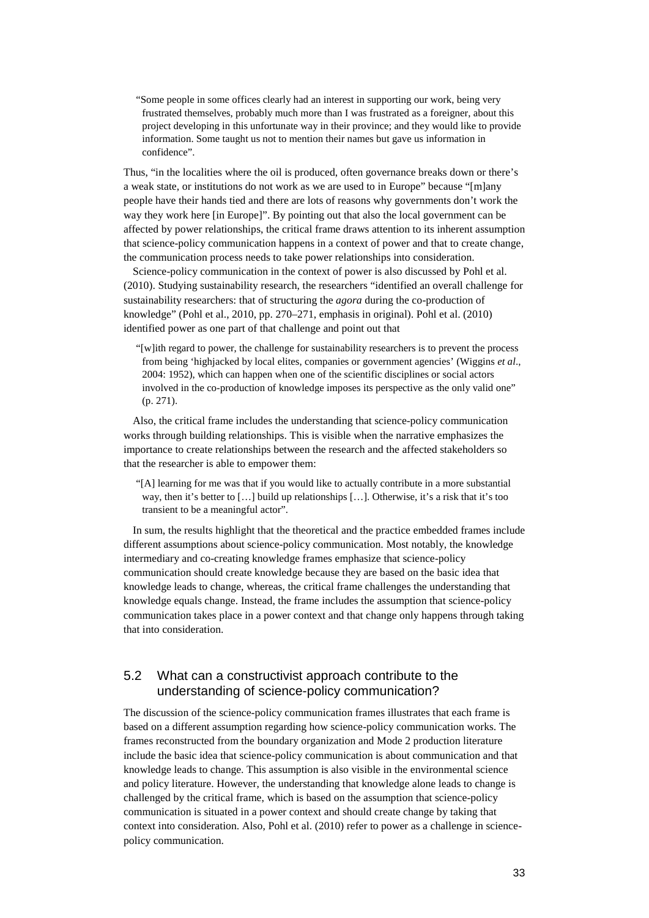> "Some people in some offices clearly had an interest in supporting our work, being very frustrated themselves, probably much more than I was frustrated as a foreigner, about this project developing in this unfortunate way in their province; and they would like to provide information. Some taught us not to mention their names but gave us information in confidence".

Thus, "in the localities where the oil is produced, often governance breaks down or there's a weak state, or institutions do not work as we are used to in Europe" because "[m]any people have their hands tied and there are lots of reasons why governments don't work the way they work here [in Europe]". By pointing out that also the local government can be affected by power relationships, the critical frame draws attention to its inherent assumption that science-policy communication happens in a context of power and that to create change, the communication process needs to take power relationships into consideration.

Science-policy communication in the context of power is also discussed by Pohl et al. (2010). Studying sustainability research, the researchers "identified an overall challenge for sustainability researchers: that of structuring the *agora* during the co-production of knowledge" (Pohl et al., 2010, pp. 270–271, emphasis in original). Pohl et al. (2010) identified power as one part of that challenge and point out that

> "[w]ith regard to power, the challenge for sustainability researchers is to prevent the process from being 'highjacked by local elites, companies or government agencies' (Wiggins *et al*., 2004: 1952), which can happen when one of the scientific disciplines or social actors involved in the co-production of knowledge imposes its perspective as the only valid one" (p. 271).

Also, the critical frame includes the understanding that science-policy communication works through building relationships. This is visible when the narrative emphasizes the importance to create relationships between the research and the affected stakeholders so that the researcher is able to empower them:

> "[A] learning for me was that if you would like to actually contribute in a more substantial way, then it's better to […] build up relationships […]. Otherwise, it's a risk that it's too transient to be a meaningful actor".

In sum, the results highlight that the theoretical and the practice embedded frames include different assumptions about science-policy communication. Most notably, the knowledge intermediary and co-creating knowledge frames emphasize that science-policy communication should create knowledge because they are based on the basic idea that knowledge leads to change, whereas, the critical frame challenges the understanding that knowledge equals change. Instead, the frame includes the assumption that science-policy communication takes place in a power context and that change only happens through taking that into consideration.

## 5.2 What can a constructivist approach contribute to the understanding of science-policy communication?

The discussion of the science-policy communication frames illustrates that each frame is based on a different assumption regarding how science-policy communication works. The frames reconstructed from the boundary organization and Mode 2 production literature include the basic idea that science-policy communication is about communication and that knowledge leads to change. This assumption is also visible in the environmental science and policy literature. However, the understanding that knowledge alone leads to change is challenged by the critical frame, which is based on the assumption that science-policy communication is situated in a power context and should create change by taking that context into consideration. Also, Pohl et al. (2010) refer to power as a challenge in science-policy communication.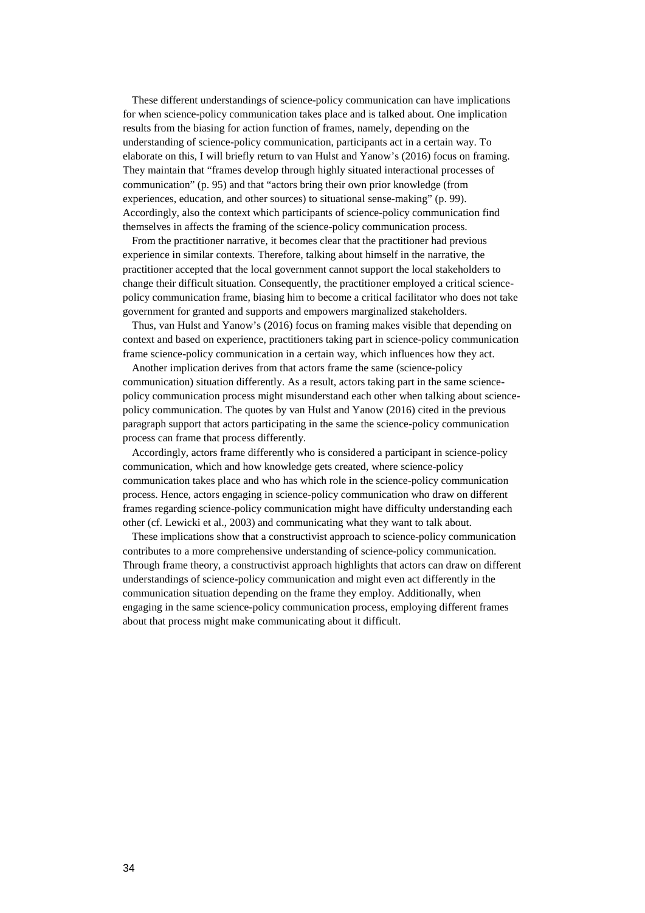These different understandings of science-policy communication can have implications for when science-policy communication takes place and is talked about. One implication results from the biasing for action function of frames, namely, depending on the understanding of science-policy communication, participants act in a certain way. To elaborate on this, I will briefly return to van Hulst and Yanow's (2016) focus on framing. They maintain that "frames develop through highly situated interactional processes of communication" (p. 95) and that "actors bring their own prior knowledge (from experiences, education, and other sources) to situational sense-making" (p. 99). Accordingly, also the context which participants of science-policy communication find themselves in affects the framing of the science-policy communication process.

From the practitioner narrative, it becomes clear that the practitioner had previous experience in similar contexts. Therefore, talking about himself in the narrative, the practitioner accepted that the local government cannot support the local stakeholders to change their difficult situation. Consequently, the practitioner employed a critical science-policy communication frame, biasing him to become a critical facilitator who does not take government for granted and supports and empowers marginalized stakeholders.

Thus, van Hulst and Yanow's (2016) focus on framing makes visible that depending on context and based on experience, practitioners taking part in science-policy communication frame science-policy communication in a certain way, which influences how they act.

Another implication derives from that actors frame the same (science-policy communication) situation differently. As a result, actors taking part in the same science-policy communication process might misunderstand each other when talking about science-policy communication. The quotes by van Hulst and Yanow (2016) cited in the previous paragraph support that actors participating in the same the science-policy communication process can frame that process differently.

Accordingly, actors frame differently who is considered a participant in science-policy communication, which and how knowledge gets created, where science-policy communication takes place and who has which role in the science-policy communication process. Hence, actors engaging in science-policy communication who draw on different frames regarding science-policy communication might have difficulty understanding each other (cf. Lewicki et al., 2003) and communicating what they want to talk about.

These implications show that a constructivist approach to science-policy communication contributes to a more comprehensive understanding of science-policy communication. Through frame theory, a constructivist approach highlights that actors can draw on different understandings of science-policy communication and might even act differently in the communication situation depending on the frame they employ. Additionally, when engaging in the same science-policy communication process, employing different frames about that process might make communicating about it difficult.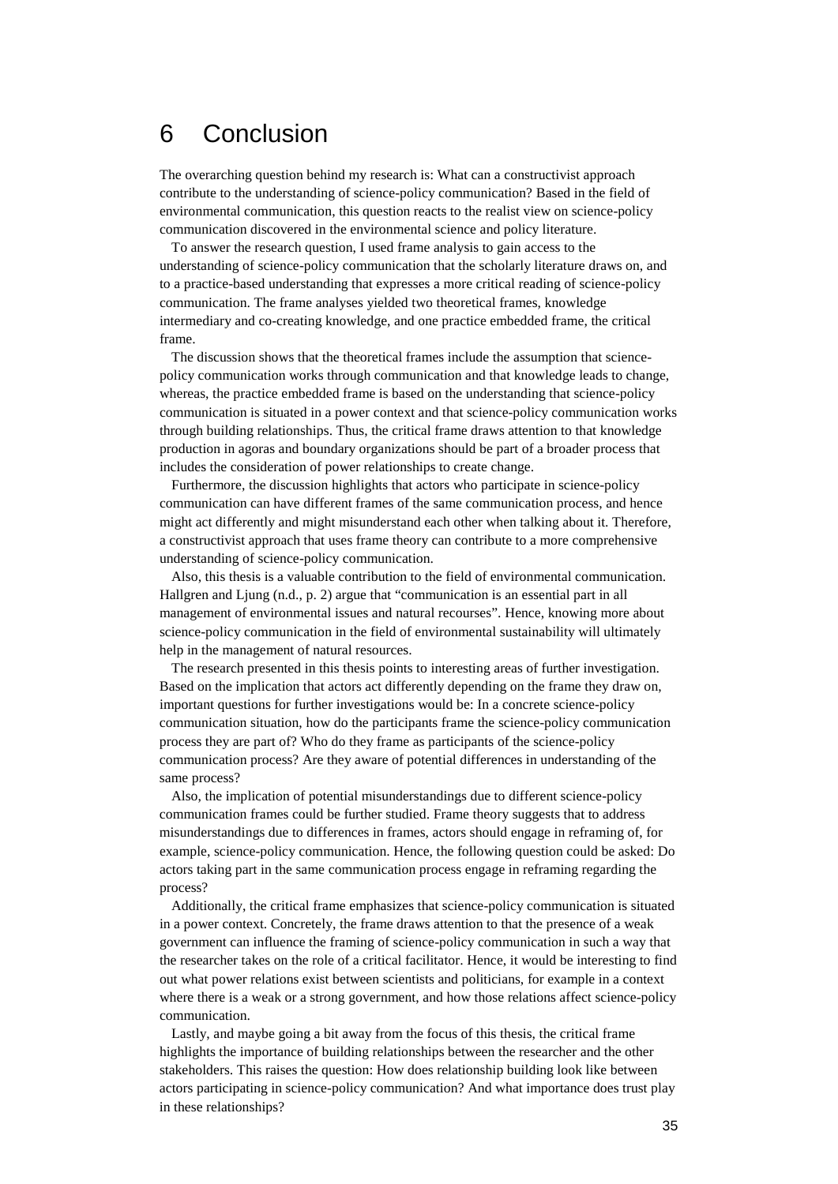# 6 Conclusion

The overarching question behind my research is: What can a constructivist approach contribute to the understanding of science-policy communication? Based in the field of environmental communication, this question reacts to the realist view on science-policy communication discovered in the environmental science and policy literature.

To answer the research question, I used frame analysis to gain access to the understanding of science-policy communication that the scholarly literature draws on, and to a practice-based understanding that expresses a more critical reading of science-policy communication. The frame analyses yielded two theoretical frames, knowledge intermediary and co-creating knowledge, and one practice embedded frame, the critical frame.

The discussion shows that the theoretical frames include the assumption that science-policy communication works through communication and that knowledge leads to change, whereas, the practice embedded frame is based on the understanding that science-policy communication is situated in a power context and that science-policy communication works through building relationships. Thus, the critical frame draws attention to that knowledge production in agoras and boundary organizations should be part of a broader process that includes the consideration of power relationships to create change.

Furthermore, the discussion highlights that actors who participate in science-policy communication can have different frames of the same communication process, and hence might act differently and might misunderstand each other when talking about it. Therefore, a constructivist approach that uses frame theory can contribute to a more comprehensive understanding of science-policy communication.

Also, this thesis is a valuable contribution to the field of environmental communication. Hallgren and Ljung (n.d., p. 2) argue that "communication is an essential part in all management of environmental issues and natural recourses". Hence, knowing more about science-policy communication in the field of environmental sustainability will ultimately help in the management of natural resources.

The research presented in this thesis points to interesting areas of further investigation. Based on the implication that actors act differently depending on the frame they draw on, important questions for further investigations would be: In a concrete science-policy communication situation, how do the participants frame the science-policy communication process they are part of? Who do they frame as participants of the science-policy communication process? Are they aware of potential differences in understanding of the same process?

Also, the implication of potential misunderstandings due to different science-policy communication frames could be further studied. Frame theory suggests that to address misunderstandings due to differences in frames, actors should engage in reframing of, for example, science-policy communication. Hence, the following question could be asked: Do actors taking part in the same communication process engage in reframing regarding the process?

Additionally, the critical frame emphasizes that science-policy communication is situated in a power context. Concretely, the frame draws attention to that the presence of a weak government can influence the framing of science-policy communication in such a way that the researcher takes on the role of a critical facilitator. Hence, it would be interesting to find out what power relations exist between scientists and politicians, for example in a context where there is a weak or a strong government, and how those relations affect science-policy communication.

Lastly, and maybe going a bit away from the focus of this thesis, the critical frame highlights the importance of building relationships between the researcher and the other stakeholders. This raises the question: How does relationship building look like between actors participating in science-policy communication? And what importance does trust play in these relationships?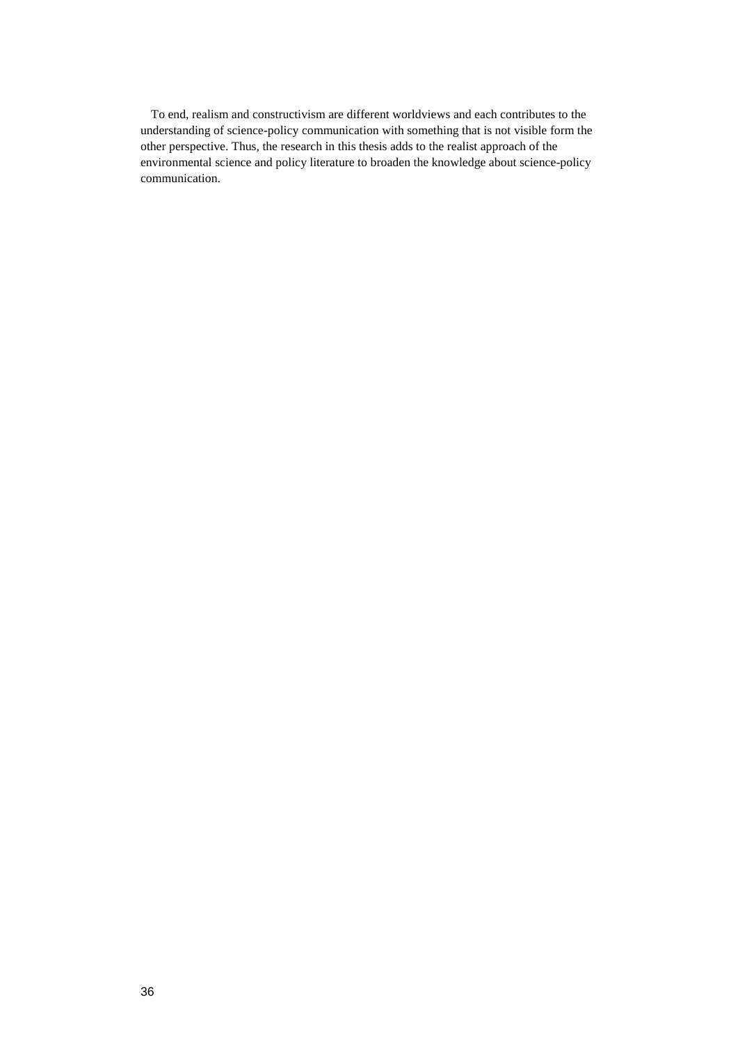To end, realism and constructivism are different worldviews and each contributes to the understanding of science-policy communication with something that is not visible form the other perspective. Thus, the research in this thesis adds to the realist approach of the environmental science and policy literature to broaden the knowledge about science-policy communication.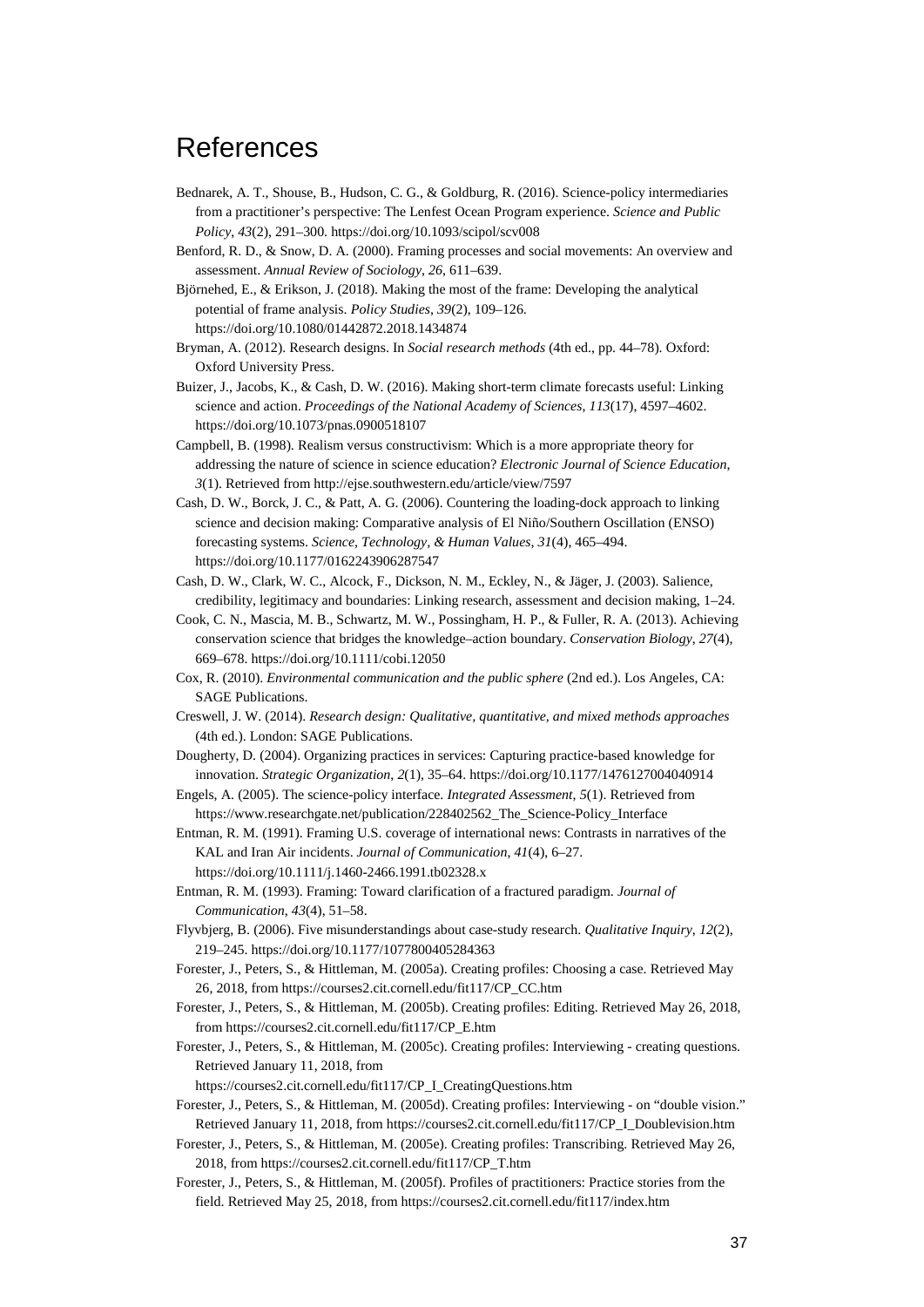# References

Bednarek, A. T., Shouse, B., Hudson, C. G., & Goldburg, R. (2016). Science-policy intermediaries from a practitioner's perspective: The Lenfest Ocean Program experience. *Science and Public Policy*, *43*(2), 291–300. https://doi.org/10.1093/scipol/scv008

Benford, R. D., & Snow, D. A. (2000). Framing processes and social movements: An overview and assessment. *Annual Review of Sociology*, *26*, 611–639.

Björnehed, E., & Erikson, J. (2018). Making the most of the frame: Developing the analytical potential of frame analysis. *Policy Studies*, *39*(2), 109–126. https://doi.org/10.1080/01442872.2018.1434874

Bryman, A. (2012). Research designs. In *Social research methods* (4th ed., pp. 44–78). Oxford: Oxford University Press.

Buizer, J., Jacobs, K., & Cash, D. W. (2016). Making short-term climate forecasts useful: Linking science and action. *Proceedings of the National Academy of Sciences*, *113*(17), 4597–4602. https://doi.org/10.1073/pnas.0900518107

Campbell, B. (1998). Realism versus constructivism: Which is a more appropriate theory for addressing the nature of science in science education? *Electronic Journal of Science Education*, *3*(1). Retrieved from http://ejse.southwestern.edu/article/view/7597

Cash, D. W., Borck, J. C., & Patt, A. G. (2006). Countering the loading-dock approach to linking science and decision making: Comparative analysis of El Niño/Southern Oscillation (ENSO) forecasting systems. *Science, Technology, & Human Values*, *31*(4), 465–494. https://doi.org/10.1177/0162243906287547

Cash, D. W., Clark, W. C., Alcock, F., Dickson, N. M., Eckley, N., & Jäger, J. (2003). Salience, credibility, legitimacy and boundaries: Linking research, assessment and decision making, 1–24.

Cook, C. N., Mascia, M. B., Schwartz, M. W., Possingham, H. P., & Fuller, R. A. (2013). Achieving conservation science that bridges the knowledge–action boundary. *Conservation Biology*, *27*(4), 669–678. https://doi.org/10.1111/cobi.12050

Cox, R. (2010). *Environmental communication and the public sphere* (2nd ed.). Los Angeles, CA: SAGE Publications.

Creswell, J. W. (2014). *Research design: Qualitative, quantitative, and mixed methods approaches* (4th ed.). London: SAGE Publications.

Dougherty, D. (2004). Organizing practices in services: Capturing practice-based knowledge for innovation. *Strategic Organization*, *2*(1), 35–64. https://doi.org/10.1177/1476127004040914

Engels, A. (2005). The science-policy interface. *Integrated Assessment*, *5*(1). Retrieved from https://www.researchgate.net/publication/228402562_The_Science-Policy_Interface

Entman, R. M. (1991). Framing U.S. coverage of international news: Contrasts in narratives of the KAL and Iran Air incidents. *Journal of Communication*, *41*(4), 6–27. https://doi.org/10.1111/j.1460-2466.1991.tb02328.x

Entman, R. M. (1993). Framing: Toward clarification of a fractured paradigm. *Journal of Communication*, *43*(4), 51–58.

Flyvbjerg, B. (2006). Five misunderstandings about case-study research. *Qualitative Inquiry*, *12*(2), 219–245. https://doi.org/10.1177/1077800405284363

Forester, J., Peters, S., & Hittleman, M. (2005a). Creating profiles: Choosing a case. Retrieved May 26, 2018, from https://courses2.cit.cornell.edu/fit117/CP_CC.htm

Forester, J., Peters, S., & Hittleman, M. (2005b). Creating profiles: Editing. Retrieved May 26, 2018, from https://courses2.cit.cornell.edu/fit117/CP_E.htm

Forester, J., Peters, S., & Hittleman, M. (2005c). Creating profiles: Interviewing - creating questions. Retrieved January 11, 2018, from https://courses2.cit.cornell.edu/fit117/CP_I_CreatingQuestions.htm

Forester, J., Peters, S., & Hittleman, M. (2005d). Creating profiles: Interviewing - on "double vision." Retrieved January 11, 2018, from https://courses2.cit.cornell.edu/fit117/CP_I_Doublevision.htm

Forester, J., Peters, S., & Hittleman, M. (2005e). Creating profiles: Transcribing. Retrieved May 26, 2018, from https://courses2.cit.cornell.edu/fit117/CP_T.htm

Forester, J., Peters, S., & Hittleman, M. (2005f). Profiles of practitioners: Practice stories from the field. Retrieved May 25, 2018, from https://courses2.cit.cornell.edu/fit117/index.htm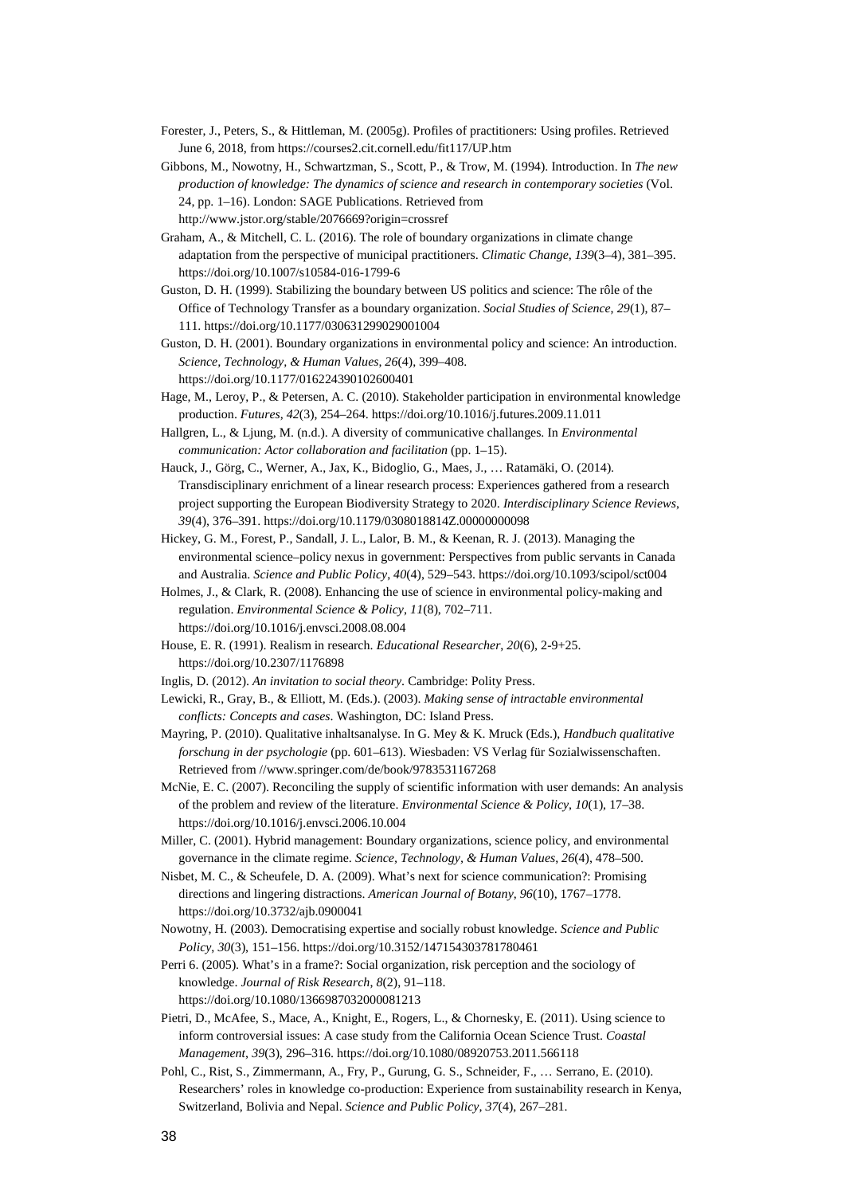Forester, J., Peters, S., & Hittleman, M. (2005g). Profiles of practitioners: Using profiles. Retrieved June 6, 2018, from https://courses2.cit.cornell.edu/fit117/UP.htm

Gibbons, M., Nowotny, H., Schwartzman, S., Scott, P., & Trow, M. (1994). Introduction. In *The new production of knowledge: The dynamics of science and research in contemporary societies* (Vol. 24, pp. 1–16). London: SAGE Publications. Retrieved from http://www.jstor.org/stable/2076669?origin=crossref

Graham, A., & Mitchell, C. L. (2016). The role of boundary organizations in climate change adaptation from the perspective of municipal practitioners. *Climatic Change*, *139*(3–4), 381–395. https://doi.org/10.1007/s10584-016-1799-6

Guston, D. H. (1999). Stabilizing the boundary between US politics and science: The rôle of the Office of Technology Transfer as a boundary organization. *Social Studies of Science*, *29*(1), 87–111. https://doi.org/10.1177/030631299029001004

Guston, D. H. (2001). Boundary organizations in environmental policy and science: An introduction. *Science, Technology, & Human Values*, *26*(4), 399–408. https://doi.org/10.1177/016224390102600401

Hage, M., Leroy, P., & Petersen, A. C. (2010). Stakeholder participation in environmental knowledge production. *Futures*, *42*(3), 254–264. https://doi.org/10.1016/j.futures.2009.11.011

Hallgren, L., & Ljung, M. (n.d.). A diversity of communicative challanges. In *Environmental communication: Actor collaboration and facilitation* (pp. 1–15).

Hauck, J., Görg, C., Werner, A., Jax, K., Bidoglio, G., Maes, J., … Ratamäki, O. (2014). Transdisciplinary enrichment of a linear research process: Experiences gathered from a research project supporting the European Biodiversity Strategy to 2020. *Interdisciplinary Science Reviews*, *39*(4), 376–391. https://doi.org/10.1179/0308018814Z.00000000098

Hickey, G. M., Forest, P., Sandall, J. L., Lalor, B. M., & Keenan, R. J. (2013). Managing the environmental science–policy nexus in government: Perspectives from public servants in Canada and Australia. *Science and Public Policy*, *40*(4), 529–543. https://doi.org/10.1093/scipol/sct004

Holmes, J., & Clark, R. (2008). Enhancing the use of science in environmental policy-making and regulation. *Environmental Science & Policy*, *11*(8), 702–711. https://doi.org/10.1016/j.envsci.2008.08.004

House, E. R. (1991). Realism in research. *Educational Researcher*, *20*(6), 2-9+25. https://doi.org/10.2307/1176898

Inglis, D. (2012). *An invitation to social theory*. Cambridge: Polity Press.

Lewicki, R., Gray, B., & Elliott, M. (Eds.). (2003). *Making sense of intractable environmental conflicts: Concepts and cases*. Washington, DC: Island Press.

Mayring, P. (2010). Qualitative inhaltsanalyse. In G. Mey & K. Mruck (Eds.), *Handbuch qualitative forschung in der psychologie* (pp. 601–613). Wiesbaden: VS Verlag für Sozialwissenschaften. Retrieved from //www.springer.com/de/book/9783531167268

McNie, E. C. (2007). Reconciling the supply of scientific information with user demands: An analysis of the problem and review of the literature. *Environmental Science & Policy*, *10*(1), 17–38. https://doi.org/10.1016/j.envsci.2006.10.004

Miller, C. (2001). Hybrid management: Boundary organizations, science policy, and environmental governance in the climate regime. *Science, Technology, & Human Values*, *26*(4), 478–500.

Nisbet, M. C., & Scheufele, D. A. (2009). What's next for science communication?: Promising directions and lingering distractions. *American Journal of Botany*, *96*(10), 1767–1778. https://doi.org/10.3732/ajb.0900041

Nowotny, H. (2003). Democratising expertise and socially robust knowledge. *Science and Public Policy*, *30*(3), 151–156. https://doi.org/10.3152/147154303781780461

Perri 6. (2005). What's in a frame?: Social organization, risk perception and the sociology of knowledge. *Journal of Risk Research*, *8*(2), 91–118. https://doi.org/10.1080/1366987032000081213

Pietri, D., McAfee, S., Mace, A., Knight, E., Rogers, L., & Chornesky, E. (2011). Using science to inform controversial issues: A case study from the California Ocean Science Trust. *Coastal Management*, *39*(3), 296–316. https://doi.org/10.1080/08920753.2011.566118

Pohl, C., Rist, S., Zimmermann, A., Fry, P., Gurung, G. S., Schneider, F., … Serrano, E. (2010). Researchers' roles in knowledge co-production: Experience from sustainability research in Kenya, Switzerland, Bolivia and Nepal. *Science and Public Policy*, *37*(4), 267–281.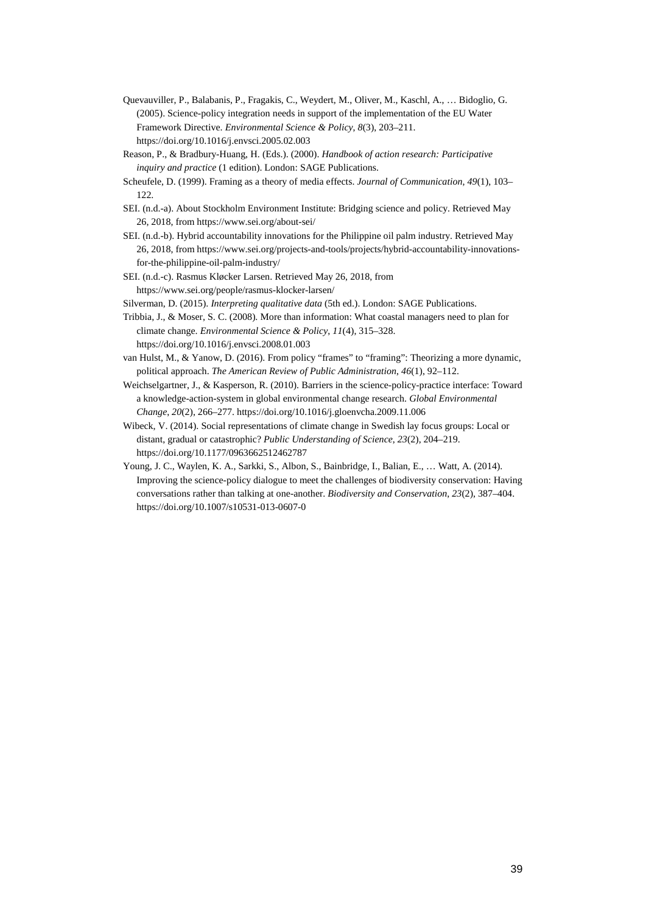Quevauviller, P., Balabanis, P., Fragakis, C., Weydert, M., Oliver, M., Kaschl, A., … Bidoglio, G. (2005). Science-policy integration needs in support of the implementation of the EU Water Framework Directive. *Environmental Science & Policy*, *8*(3), 203–211. https://doi.org/10.1016/j.envsci.2005.02.003

Reason, P., & Bradbury-Huang, H. (Eds.). (2000). *Handbook of action research: Participative inquiry and practice* (1 edition). London: SAGE Publications.

Scheufele, D. (1999). Framing as a theory of media effects. *Journal of Communication*, *49*(1), 103–122.

SEI. (n.d.-a). About Stockholm Environment Institute: Bridging science and policy. Retrieved May 26, 2018, from https://www.sei.org/about-sei/

SEI. (n.d.-b). Hybrid accountability innovations for the Philippine oil palm industry. Retrieved May 26, 2018, from https://www.sei.org/projects-and-tools/projects/hybrid-accountability-innovations-for-the-philippine-oil-palm-industry/

SEI. (n.d.-c). Rasmus Kløcker Larsen. Retrieved May 26, 2018, from https://www.sei.org/people/rasmus-klocker-larsen/

Silverman, D. (2015). *Interpreting qualitative data* (5th ed.). London: SAGE Publications.

Tribbia, J., & Moser, S. C. (2008). More than information: What coastal managers need to plan for climate change. *Environmental Science & Policy*, *11*(4), 315–328. https://doi.org/10.1016/j.envsci.2008.01.003

van Hulst, M., & Yanow, D. (2016). From policy “frames” to “framing”: Theorizing a more dynamic, political approach. *The American Review of Public Administration*, *46*(1), 92–112.

Weichselgartner, J., & Kasperson, R. (2010). Barriers in the science-policy-practice interface: Toward a knowledge-action-system in global environmental change research. *Global Environmental Change*, *20*(2), 266–277. https://doi.org/10.1016/j.gloenvcha.2009.11.006

Wibeck, V. (2014). Social representations of climate change in Swedish lay focus groups: Local or distant, gradual or catastrophic? *Public Understanding of Science*, *23*(2), 204–219. https://doi.org/10.1177/0963662512462787

Young, J. C., Waylen, K. A., Sarkki, S., Albon, S., Bainbridge, I., Balian, E., … Watt, A. (2014). Improving the science-policy dialogue to meet the challenges of biodiversity conservation: Having conversations rather than talking at one-another. *Biodiversity and Conservation*, *23*(2), 387–404. https://doi.org/10.1007/s10531-013-0607-0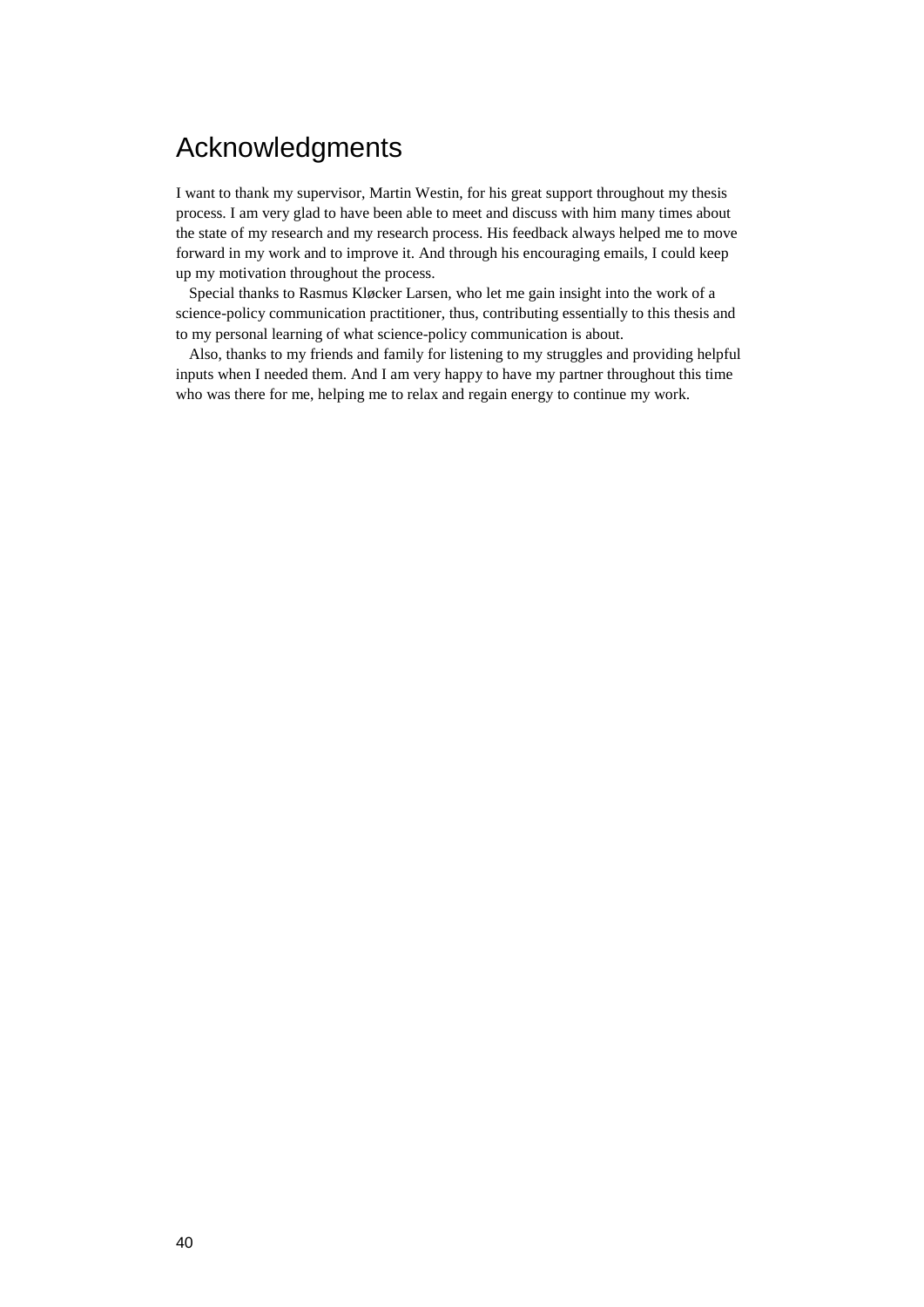# Acknowledgments

I want to thank my supervisor, Martin Westin, for his great support throughout my thesis process. I am very glad to have been able to meet and discuss with him many times about the state of my research and my research process. His feedback always helped me to move forward in my work and to improve it. And through his encouraging emails, I could keep up my motivation throughout the process.

Special thanks to Rasmus Kløcker Larsen, who let me gain insight into the work of a science-policy communication practitioner, thus, contributing essentially to this thesis and to my personal learning of what science-policy communication is about.

Also, thanks to my friends and family for listening to my struggles and providing helpful inputs when I needed them. And I am very happy to have my partner throughout this time who was there for me, helping me to relax and regain energy to continue my work.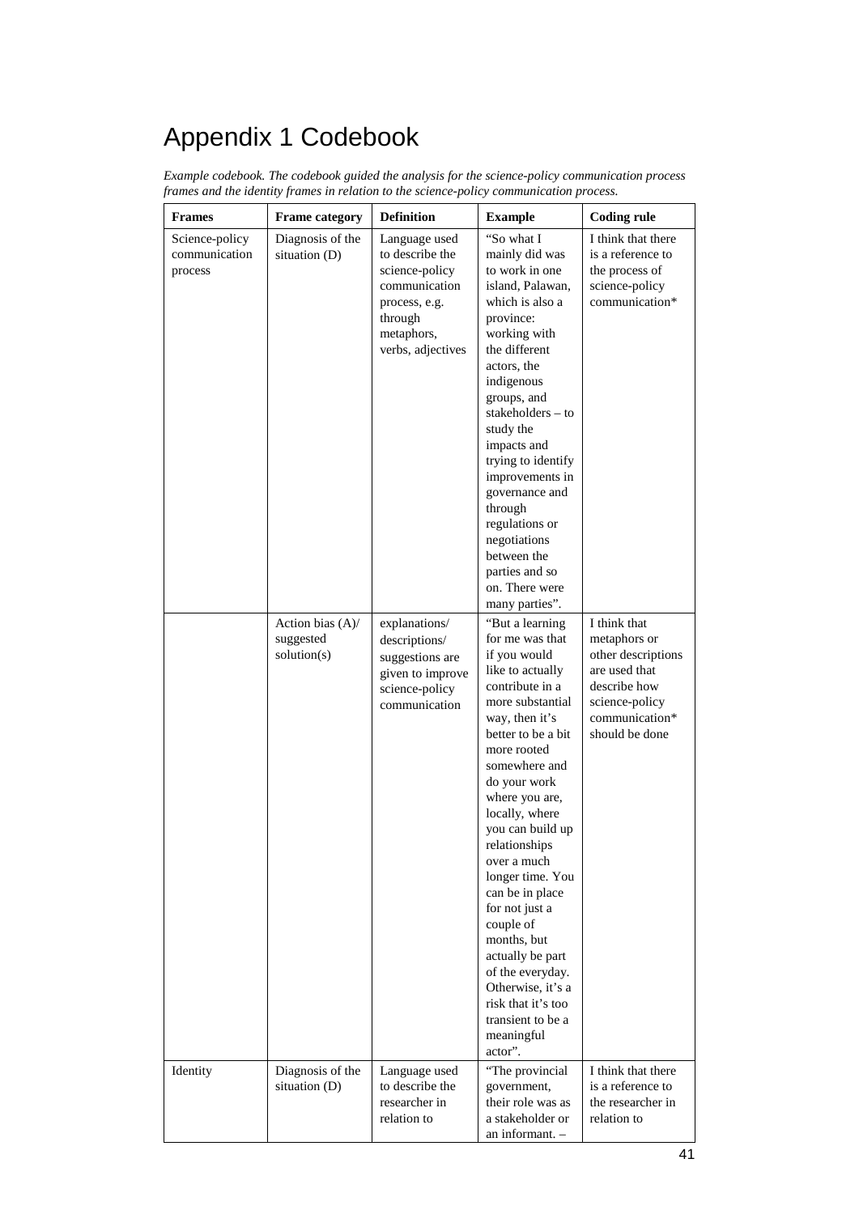# Appendix 1 Codebook

*Example codebook. The codebook guided the analysis for the science-policy communication process frames and the identity frames in relation to the science-policy communication process.*

| Frames | Frame category | Definition | Example | Coding rule |
|---|---|---|---|---|
| Science-policy communication process | Diagnosis of the situation (D) | Language used to describe the science-policy communication process, e.g. through metaphors, verbs, adjectives | "So what I mainly did was to work in one island, Palawan, which is also a province: working with the different actors, the indigenous groups, and stakeholders – to study the impacts and trying to identify improvements in governance and through regulations or negotiations between the parties and so on. There were many parties". | I think that there is a reference to the process of science-policy communication* |
| | Action bias (A)/ suggested solution(s) | explanations/ descriptions/ suggestions are given to improve science-policy communication | "But a learning for me was that if you would like to actually contribute in a more substantial way, then it's better to be a bit more rooted somewhere and do your work where you are, locally, where you can build up relationships over a much longer time. You can be in place for not just a couple of months, but actually be part of the everyday. Otherwise, it's a risk that it's too transient to be a meaningful actor". | I think that metaphors or other descriptions are used that describe how science-policy communication* should be done |
| Identity | Diagnosis of the situation (D) | Language used to describe the researcher in relation to | "The provincial government, their role was as a stakeholder or an informant. – | I think that there is a reference to the researcher in relation to |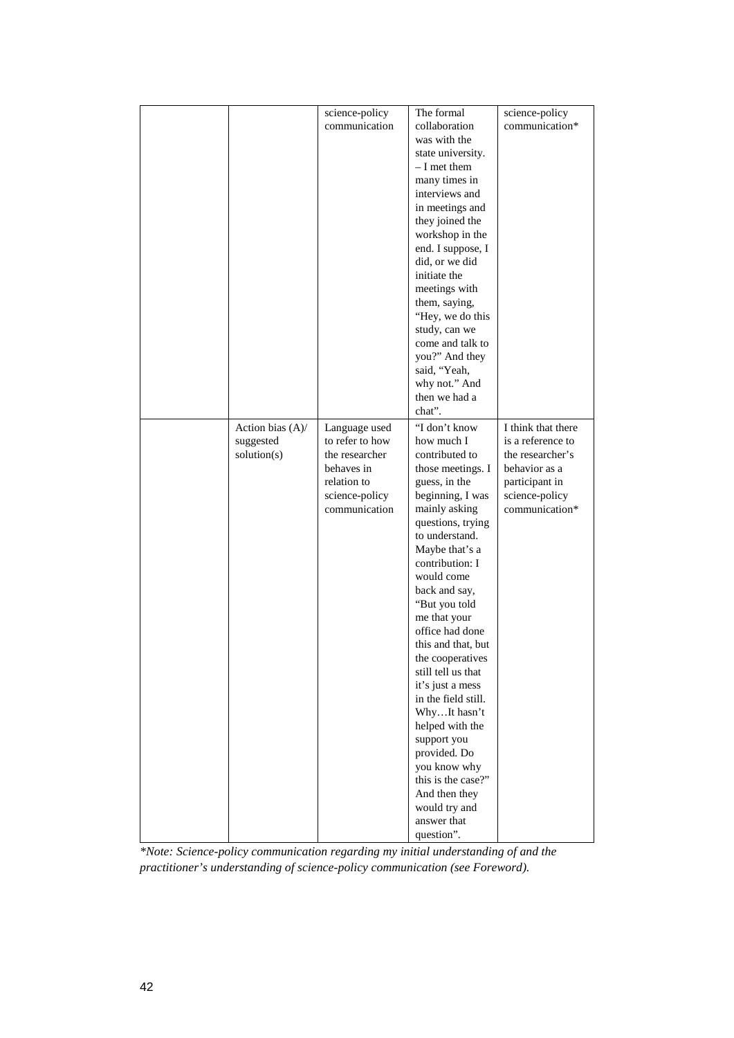| | | | | |
|---|---|---|---|---|
| | | science-policy communication | The formal collaboration was with the state university. – I met them many times in interviews and in meetings and they joined the workshop in the end. I suppose, I did, or we did initiate the meetings with them, saying, "Hey, we do this study, can we come and talk to you?" And they said, "Yeah, why not." And then we had a chat". | science-policy communication* |
| | Action bias (A)/ suggested solution(s) | Language used to refer to how the researcher behaves in relation to science-policy communication | "I don't know how much I contributed to those meetings. I guess, in the beginning, I was mainly asking questions, trying to understand. Maybe that's a contribution: I would come back and say, "But you told me that your office had done this and that, but the cooperatives still tell us that it's just a mess in the field still. Why…It hasn't helped with the support you provided. Do you know why this is the case?" And then they would try and answer that question". | I think that there is a reference to the researcher's behavior as a participant in science-policy communication* |

*\*Note: Science-policy communication regarding my initial understanding of and the practitioner's understanding of science-policy communication (see Foreword).*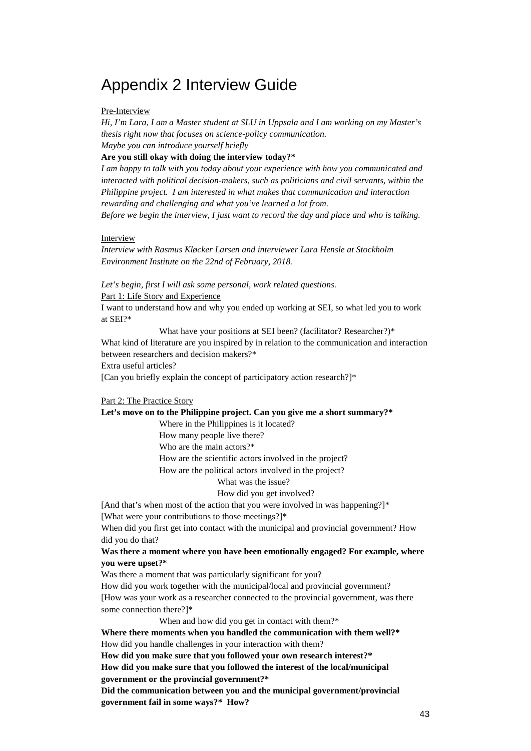# Appendix 2 Interview Guide

<u>Pre-Interview</u>

*Hi, I'm Lara, I am a Master student at SLU in Uppsala and I am working on my Master's thesis right now that focuses on science-policy communication.*
*Maybe you can introduce yourself briefly*

**Are you still okay with doing the interview today?***

*I am happy to talk with you today about your experience with how you communicated and interacted with political decision-makers, such as politicians and civil servants, within the Philippine project. I am interested in what makes that communication and interaction rewarding and challenging and what you've learned a lot from.*
*Before we begin the interview, I just want to record the day and place and who is talking.*

<u>Interview</u>

*Interview with Rasmus Kløcker Larsen and interviewer Lara Hensle at Stockholm Environment Institute on the 22nd of February, 2018.*

*Let's begin, first I will ask some personal, work related questions.*

<u>Part 1: Life Story and Experience</u>

I want to understand how and why you ended up working at SEI, so what led you to work at SEI?*

What have your positions at SEI been? (facilitator? Researcher?)*

What kind of literature are you inspired by in relation to the communication and interaction between researchers and decision makers?*

Extra useful articles?

[Can you briefly explain the concept of participatory action research?]*

<u>Part 2: The Practice Story</u>

**Let's move on to the Philippine project. Can you give me a short summary?***

Where in the Philippines is it located?
How many people live there?
Who are the main actors?*
How are the scientific actors involved in the project?
How are the political actors involved in the project?
What was the issue?
How did you get involved?

[And that's when most of the action that you were involved in was happening?]*

[What were your contributions to those meetings?]*

When did you first get into contact with the municipal and provincial government? How did you do that?

**Was there a moment where you have been emotionally engaged? For example, where you were upset?***

Was there a moment that was particularly significant for you?

How did you work together with the municipal/local and provincial government?

[How was your work as a researcher connected to the provincial government, was there some connection there?]*

When and how did you get in contact with them?*

**Where there moments when you handled the communication with them well?***

How did you handle challenges in your interaction with them?

**How did you make sure that you followed your own research interest?***

**How did you make sure that you followed the interest of the local/municipal government or the provincial government?***

**Did the communication between you and the municipal government/provincial government fail in some ways?* How?**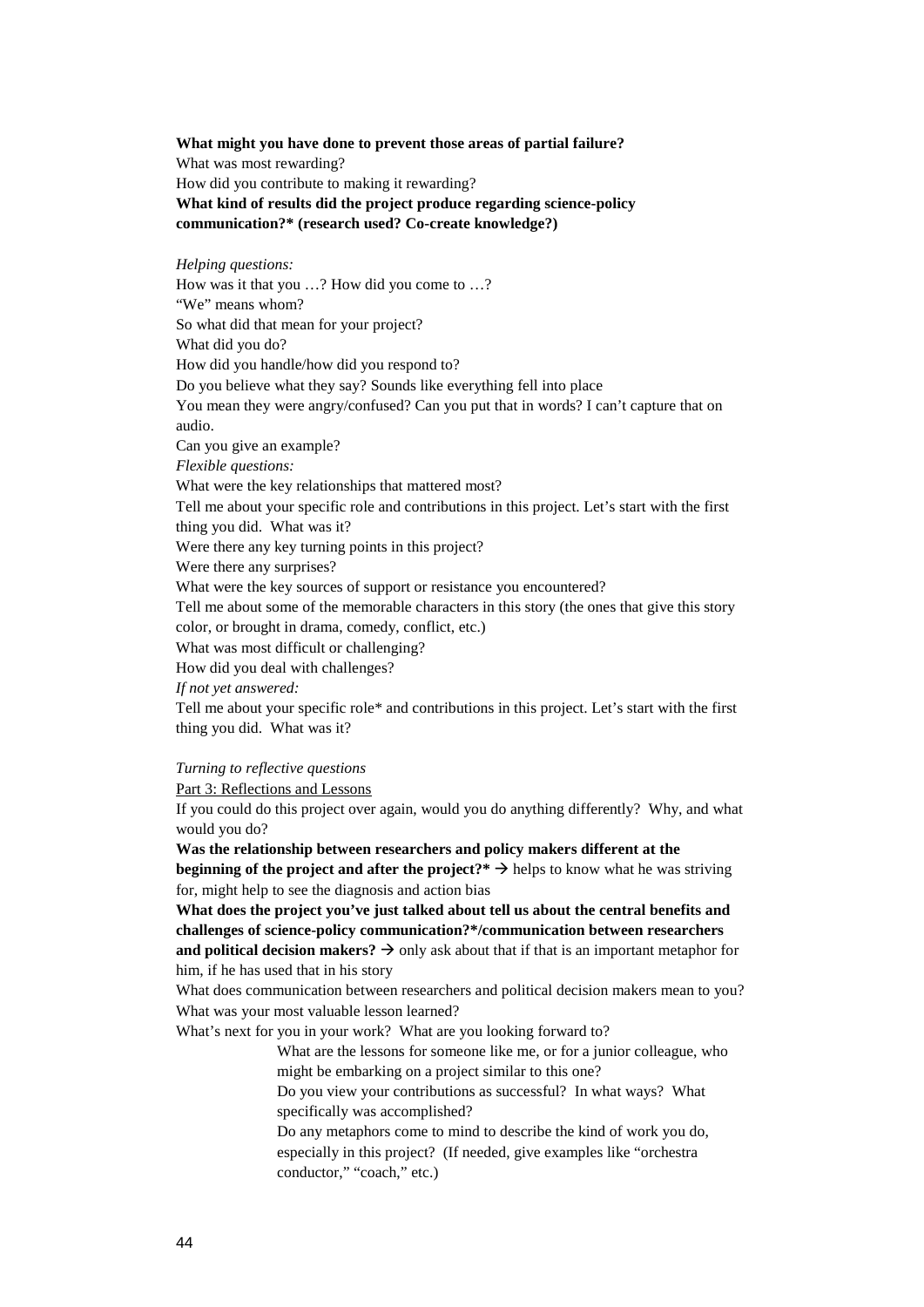**What might you have done to prevent those areas of partial failure?**
What was most rewarding?
How did you contribute to making it rewarding?
**What kind of results did the project produce regarding science-policy communication?* (research used? Co-create knowledge?)**

*Helping questions:*
How was it that you …? How did you come to …?
"We" means whom?
So what did that mean for your project?
What did you do?
How did you handle/how did you respond to?
Do you believe what they say? Sounds like everything fell into place
You mean they were angry/confused? Can you put that in words? I can't capture that on audio.
Can you give an example?
*Flexible questions:*
What were the key relationships that mattered most?
Tell me about your specific role and contributions in this project. Let's start with the first thing you did. What was it?
Were there any key turning points in this project?
Were there any surprises?
What were the key sources of support or resistance you encountered?
Tell me about some of the memorable characters in this story (the ones that give this story color, or brought in drama, comedy, conflict, etc.)
What was most difficult or challenging?
How did you deal with challenges?
*If not yet answered:*
Tell me about your specific role* and contributions in this project. Let's start with the first thing you did. What was it?

*Turning to reflective questions*
Part 3: Reflections and Lessons
If you could do this project over again, would you do anything differently? Why, and what would you do?
**Was the relationship between researchers and policy makers different at the beginning of the project and after the project?*** → helps to know what he was striving for, might help to see the diagnosis and action bias
**What does the project you've just talked about tell us about the central benefits and challenges of science-policy communication?*/communication between researchers and political decision makers?** → only ask about that if that is an important metaphor for him, if he has used that in his story
What does communication between researchers and political decision makers mean to you?
What was your most valuable lesson learned?
What's next for you in your work? What are you looking forward to?

> What are the lessons for someone like me, or for a junior colleague, who might be embarking on a project similar to this one?
> Do you view your contributions as successful? In what ways? What specifically was accomplished?
> Do any metaphors come to mind to describe the kind of work you do, especially in this project? (If needed, give examples like "orchestra conductor," "coach," etc.)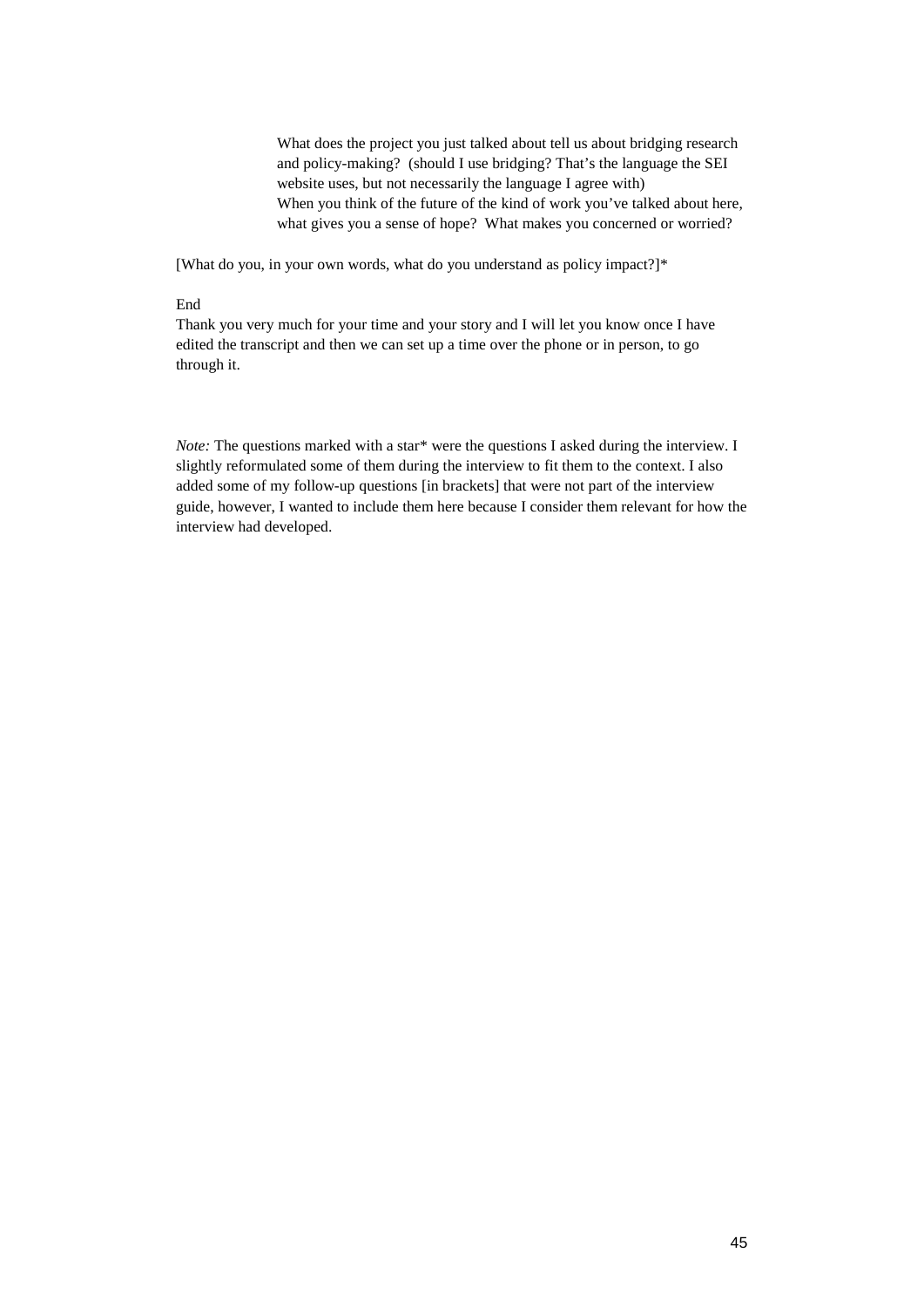What does the project you just talked about tell us about bridging research and policy-making? (should I use bridging? That's the language the SEI website uses, but not necessarily the language I agree with)

When you think of the future of the kind of work you've talked about here, what gives you a sense of hope? What makes you concerned or worried?

[What do you, in your own words, what do you understand as policy impact?]*

End

Thank you very much for your time and your story and I will let you know once I have edited the transcript and then we can set up a time over the phone or in person, to go through it.

*Note:* The questions marked with a star* were the questions I asked during the interview. I slightly reformulated some of them during the interview to fit them to the context. I also added some of my follow-up questions [in brackets] that were not part of the interview guide, however, I wanted to include them here because I consider them relevant for how the interview had developed.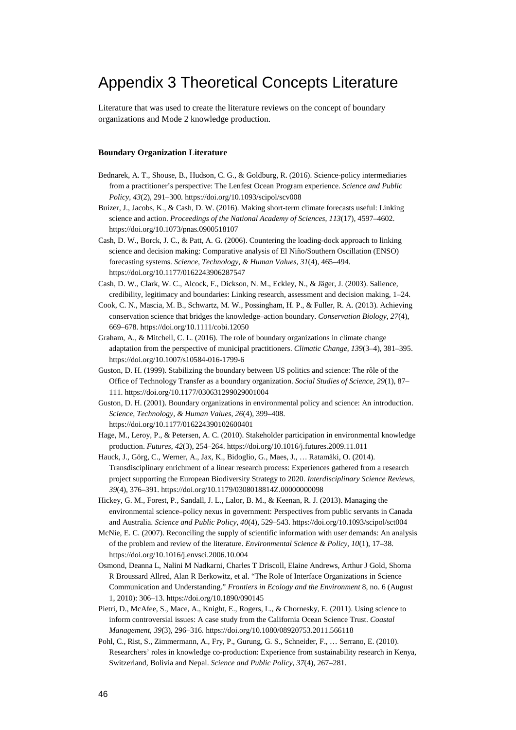# Appendix 3 Theoretical Concepts Literature

Literature that was used to create the literature reviews on the concept of boundary organizations and Mode 2 knowledge production.

**Boundary Organization Literature**

Bednarek, A. T., Shouse, B., Hudson, C. G., & Goldburg, R. (2016). Science-policy intermediaries from a practitioner's perspective: The Lenfest Ocean Program experience. *Science and Public Policy*, *43*(2), 291–300. https://doi.org/10.1093/scipol/scv008

Buizer, J., Jacobs, K., & Cash, D. W. (2016). Making short-term climate forecasts useful: Linking science and action. *Proceedings of the National Academy of Sciences*, *113*(17), 4597–4602. https://doi.org/10.1073/pnas.0900518107

Cash, D. W., Borck, J. C., & Patt, A. G. (2006). Countering the loading-dock approach to linking science and decision making: Comparative analysis of El Niño/Southern Oscillation (ENSO) forecasting systems. *Science, Technology, & Human Values*, *31*(4), 465–494. https://doi.org/10.1177/0162243906287547

Cash, D. W., Clark, W. C., Alcock, F., Dickson, N. M., Eckley, N., & Jäger, J. (2003). Salience, credibility, legitimacy and boundaries: Linking research, assessment and decision making, 1–24.

Cook, C. N., Mascia, M. B., Schwartz, M. W., Possingham, H. P., & Fuller, R. A. (2013). Achieving conservation science that bridges the knowledge–action boundary. *Conservation Biology*, *27*(4), 669–678. https://doi.org/10.1111/cobi.12050

Graham, A., & Mitchell, C. L. (2016). The role of boundary organizations in climate change adaptation from the perspective of municipal practitioners. *Climatic Change*, *139*(3–4), 381–395. https://doi.org/10.1007/s10584-016-1799-6

Guston, D. H. (1999). Stabilizing the boundary between US politics and science: The rôle of the Office of Technology Transfer as a boundary organization. *Social Studies of Science*, *29*(1), 87–111. https://doi.org/10.1177/030631299029001004

Guston, D. H. (2001). Boundary organizations in environmental policy and science: An introduction. *Science, Technology, & Human Values*, *26*(4), 399–408. https://doi.org/10.1177/016224390102600401

Hage, M., Leroy, P., & Petersen, A. C. (2010). Stakeholder participation in environmental knowledge production. *Futures*, *42*(3), 254–264. https://doi.org/10.1016/j.futures.2009.11.011

Hauck, J., Görg, C., Werner, A., Jax, K., Bidoglio, G., Maes, J., … Ratamäki, O. (2014). Transdisciplinary enrichment of a linear research process: Experiences gathered from a research project supporting the European Biodiversity Strategy to 2020. *Interdisciplinary Science Reviews*, *39*(4), 376–391. https://doi.org/10.1179/0308018814Z.00000000098

Hickey, G. M., Forest, P., Sandall, J. L., Lalor, B. M., & Keenan, R. J. (2013). Managing the environmental science–policy nexus in government: Perspectives from public servants in Canada and Australia. *Science and Public Policy*, *40*(4), 529–543. https://doi.org/10.1093/scipol/sct004

McNie, E. C. (2007). Reconciling the supply of scientific information with user demands: An analysis of the problem and review of the literature. *Environmental Science & Policy*, *10*(1), 17–38. https://doi.org/10.1016/j.envsci.2006.10.004

Osmond, Deanna L, Nalini M Nadkarni, Charles T Driscoll, Elaine Andrews, Arthur J Gold, Shorna R Broussard Allred, Alan R Berkowitz, et al. "The Role of Interface Organizations in Science Communication and Understanding." *Frontiers in Ecology and the Environment* 8, no. 6 (August 1, 2010): 306–13. https://doi.org/10.1890/090145

Pietri, D., McAfee, S., Mace, A., Knight, E., Rogers, L., & Chornesky, E. (2011). Using science to inform controversial issues: A case study from the California Ocean Science Trust. *Coastal Management*, *39*(3), 296–316. https://doi.org/10.1080/08920753.2011.566118

Pohl, C., Rist, S., Zimmermann, A., Fry, P., Gurung, G. S., Schneider, F., … Serrano, E. (2010). Researchers' roles in knowledge co-production: Experience from sustainability research in Kenya, Switzerland, Bolivia and Nepal. *Science and Public Policy*, *37*(4), 267–281.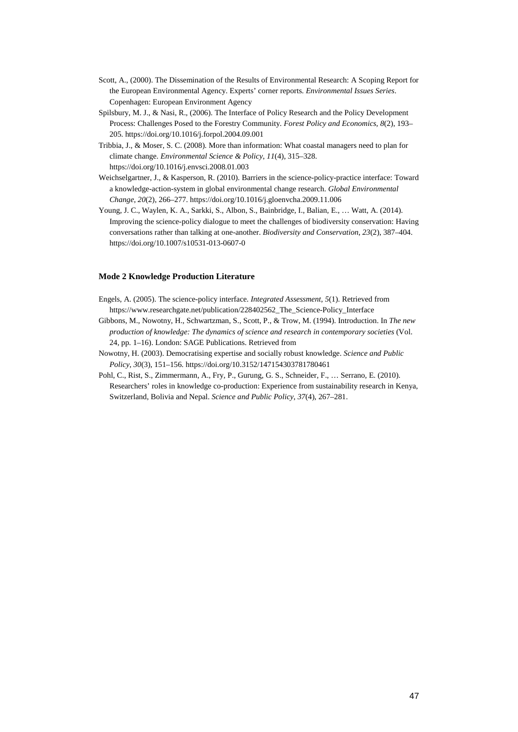Scott, A., (2000). The Dissemination of the Results of Environmental Research: A Scoping Report for the European Environmental Agency. Experts' corner reports. *Environmental Issues Series*. Copenhagen: European Environment Agency

Spilsbury, M. J., & Nasi, R., (2006). The Interface of Policy Research and the Policy Development Process: Challenges Posed to the Forestry Community. *Forest Policy and Economics, 8*(2), 193–205. https://doi.org/10.1016/j.forpol.2004.09.001

Tribbia, J., & Moser, S. C. (2008). More than information: What coastal managers need to plan for climate change. *Environmental Science & Policy*, *11*(4), 315–328. https://doi.org/10.1016/j.envsci.2008.01.003

Weichselgartner, J., & Kasperson, R. (2010). Barriers in the science-policy-practice interface: Toward a knowledge-action-system in global environmental change research. *Global Environmental Change*, *20*(2), 266–277. https://doi.org/10.1016/j.gloenvcha.2009.11.006

Young, J. C., Waylen, K. A., Sarkki, S., Albon, S., Bainbridge, I., Balian, E., … Watt, A. (2014). Improving the science-policy dialogue to meet the challenges of biodiversity conservation: Having conversations rather than talking at one-another. *Biodiversity and Conservation*, *23*(2), 387–404. https://doi.org/10.1007/s10531-013-0607-0

**Mode 2 Knowledge Production Literature**

Engels, A. (2005). The science-policy interface. *Integrated Assessment*, *5*(1). Retrieved from https://www.researchgate.net/publication/228402562_The_Science-Policy_Interface

Gibbons, M., Nowotny, H., Schwartzman, S., Scott, P., & Trow, M. (1994). Introduction. In *The new production of knowledge: The dynamics of science and research in contemporary societies* (Vol. 24, pp. 1–16). London: SAGE Publications. Retrieved from

Nowotny, H. (2003). Democratising expertise and socially robust knowledge. *Science and Public Policy*, *30*(3), 151–156. https://doi.org/10.3152/147154303781780461

Pohl, C., Rist, S., Zimmermann, A., Fry, P., Gurung, G. S., Schneider, F., … Serrano, E. (2010). Researchers' roles in knowledge co-production: Experience from sustainability research in Kenya, Switzerland, Bolivia and Nepal. *Science and Public Policy*, *37*(4), 267–281.